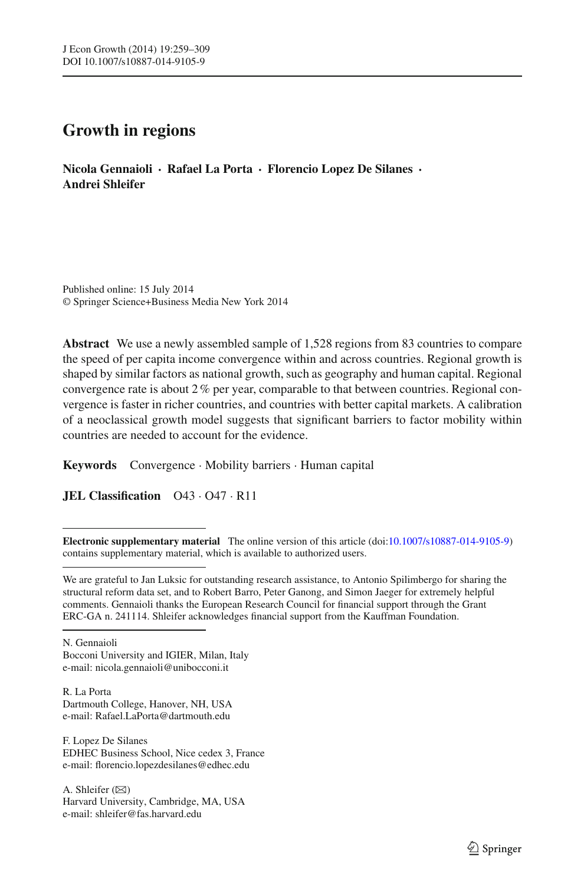# Growth in regions

**Nicola Gennaioli · Rafael La Porta · Florencio Lopez De Silanes · Andrei Shleifer**

Published online: 15 July 2014
© Springer Science+Business Media New York 2014

**Abstract** We use a newly assembled sample of 1,528 regions from 83 countries to compare the speed of per capita income convergence within and across countries. Regional growth is shaped by similar factors as national growth, such as geography and human capital. Regional convergence rate is about 2 % per year, comparable to that between countries. Regional convergence is faster in richer countries, and countries with better capital markets. A calibration of a neoclassical growth model suggests that significant barriers to factor mobility within countries are needed to account for the evidence.

**Keywords** Convergence · Mobility barriers · Human capital

**JEL Classification** O43 · O47 · R11

---

**Electronic supplementary material** The online version of this article (doi:10.1007/s10887-014-9105-9) contains supplementary material, which is available to authorized users.

---

We are grateful to Jan Luksic for outstanding research assistance, to Antonio Spilimbergo for sharing the structural reform data set, and to Robert Barro, Peter Ganong, and Simon Jaeger for extremely helpful comments. Gennaioli thanks the European Research Council for financial support through the Grant ERC-GA n. 241114. Shleifer acknowledges financial support from the Kauffman Foundation.

---

N. Gennaioli
Bocconi University and IGIER, Milan, Italy
e-mail: nicola.gennaioli@unibocconi.it

R. La Porta
Dartmouth College, Hanover, NH, USA
e-mail: Rafael.LaPorta@dartmouth.edu

F. Lopez De Silanes
EDHEC Business School, Nice cedex 3, France
e-mail: florencio.lopezdesilanes@edhec.edu

A. Shleifer (✉)
Harvard University, Cambridge, MA, USA
e-mail: shleifer@fas.harvard.edu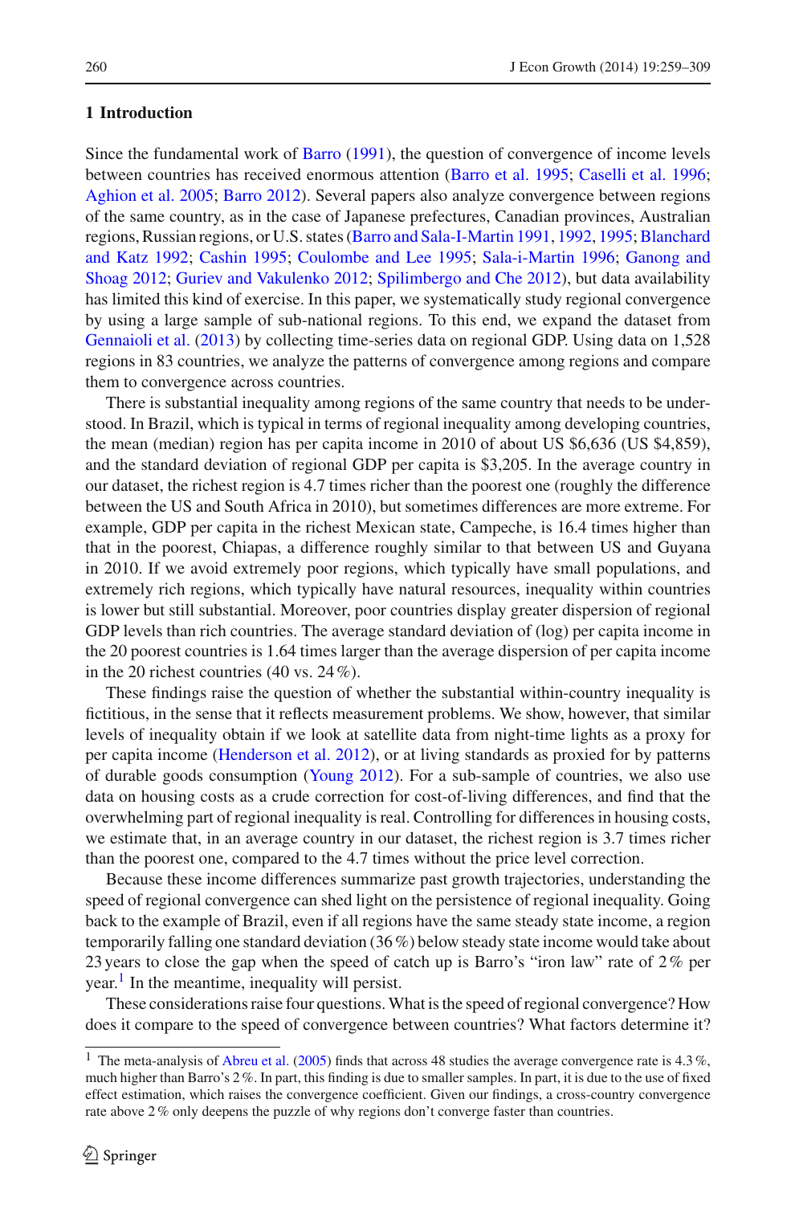## 1 Introduction

Since the fundamental work of Barro (1991), the question of convergence of income levels between countries has received enormous attention (Barro et al. 1995; Caselli et al. 1996; Aghion et al. 2005; Barro 2012). Several papers also analyze convergence between regions of the same country, as in the case of Japanese prefectures, Canadian provinces, Australian regions, Russian regions, or U.S. states (Barro and Sala-I-Martin 1991, 1992, 1995; Blanchard and Katz 1992; Cashin 1995; Coulombe and Lee 1995; Sala-i-Martin 1996; Ganong and Shoag 2012; Guriev and Vakulenko 2012; Spilimbergo and Che 2012), but data availability has limited this kind of exercise. In this paper, we systematically study regional convergence by using a large sample of sub-national regions. To this end, we expand the dataset from Gennaioli et al. (2013) by collecting time-series data on regional GDP. Using data on 1,528 regions in 83 countries, we analyze the patterns of convergence among regions and compare them to convergence across countries.

There is substantial inequality among regions of the same country that needs to be understood. In Brazil, which is typical in terms of regional inequality among developing countries, the mean (median) region has per capita income in 2010 of about US \$6,636 (US \$4,859), and the standard deviation of regional GDP per capita is \$3,205. In the average country in our dataset, the richest region is 4.7 times richer than the poorest one (roughly the difference between the US and South Africa in 2010), but sometimes differences are more extreme. For example, GDP per capita in the richest Mexican state, Campeche, is 16.4 times higher than that in the poorest, Chiapas, a difference roughly similar to that between US and Guyana in 2010. If we avoid extremely poor regions, which typically have small populations, and extremely rich regions, which typically have natural resources, inequality within countries is lower but still substantial. Moreover, poor countries display greater dispersion of regional GDP levels than rich countries. The average standard deviation of (log) per capita income in the 20 poorest countries is 1.64 times larger than the average dispersion of per capita income in the 20 richest countries (40 vs. 24 %).

These findings raise the question of whether the substantial within-country inequality is fictitious, in the sense that it reflects measurement problems. We show, however, that similar levels of inequality obtain if we look at satellite data from night-time lights as a proxy for per capita income (Henderson et al. 2012), or at living standards as proxied for by patterns of durable goods consumption (Young 2012). For a sub-sample of countries, we also use data on housing costs as a crude correction for cost-of-living differences, and find that the overwhelming part of regional inequality is real. Controlling for differences in housing costs, we estimate that, in an average country in our dataset, the richest region is 3.7 times richer than the poorest one, compared to the 4.7 times without the price level correction.

Because these income differences summarize past growth trajectories, understanding the speed of regional convergence can shed light on the persistence of regional inequality. Going back to the example of Brazil, even if all regions have the same steady state income, a region temporarily falling one standard deviation (36 %) below steady state income would take about 23 years to close the gap when the speed of catch up is Barro's "iron law" rate of 2 % per year.[1] In the meantime, inequality will persist.

These considerations raise four questions. What is the speed of regional convergence? How does it compare to the speed of convergence between countries? What factors determine it?

[1] The meta-analysis of Abreu et al. (2005) finds that across 48 studies the average convergence rate is 4.3 %, much higher than Barro's 2 %. In part, this finding is due to smaller samples. In part, it is due to the use of fixed effect estimation, which raises the convergence coefficient. Given our findings, a cross-country convergence rate above 2 % only deepens the puzzle of why regions don't converge faster than countries.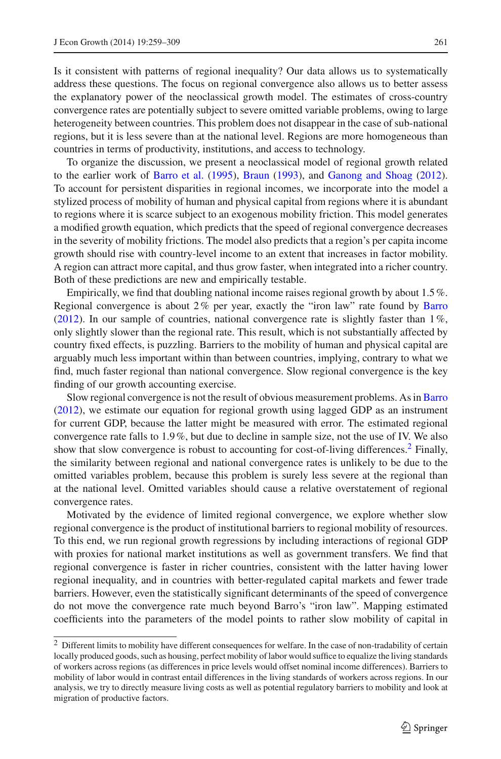Is it consistent with patterns of regional inequality? Our data allows us to systematically address these questions. The focus on regional convergence also allows us to better assess the explanatory power of the neoclassical growth model. The estimates of cross-country convergence rates are potentially subject to severe omitted variable problems, owing to large heterogeneity between countries. This problem does not disappear in the case of sub-national regions, but it is less severe than at the national level. Regions are more homogeneous than countries in terms of productivity, institutions, and access to technology.

To organize the discussion, we present a neoclassical model of regional growth related to the earlier work of Barro et al. (1995), Braun (1993), and Ganong and Shoag (2012). To account for persistent disparities in regional incomes, we incorporate into the model a stylized process of mobility of human and physical capital from regions where it is abundant to regions where it is scarce subject to an exogenous mobility friction. This model generates a modified growth equation, which predicts that the speed of regional convergence decreases in the severity of mobility frictions. The model also predicts that a region's per capita income growth should rise with country-level income to an extent that increases in factor mobility. A region can attract more capital, and thus grow faster, when integrated into a richer country. Both of these predictions are new and empirically testable.

Empirically, we find that doubling national income raises regional growth by about 1.5 %. Regional convergence is about 2 % per year, exactly the "iron law" rate found by Barro (2012). In our sample of countries, national convergence rate is slightly faster than 1 %, only slightly slower than the regional rate. This result, which is not substantially affected by country fixed effects, is puzzling. Barriers to the mobility of human and physical capital are arguably much less important within than between countries, implying, contrary to what we find, much faster regional than national convergence. Slow regional convergence is the key finding of our growth accounting exercise.

Slow regional convergence is not the result of obvious measurement problems. As in Barro (2012), we estimate our equation for regional growth using lagged GDP as an instrument for current GDP, because the latter might be measured with error. The estimated regional convergence rate falls to 1.9 %, but due to decline in sample size, not the use of IV. We also show that slow convergence is robust to accounting for cost-of-living differences.[2] Finally, the similarity between regional and national convergence rates is unlikely to be due to the omitted variables problem, because this problem is surely less severe at the regional than at the national level. Omitted variables should cause a relative overstatement of regional convergence rates.

Motivated by the evidence of limited regional convergence, we explore whether slow regional convergence is the product of institutional barriers to regional mobility of resources. To this end, we run regional growth regressions by including interactions of regional GDP with proxies for national market institutions as well as government transfers. We find that regional convergence is faster in richer countries, consistent with the latter having lower regional inequality, and in countries with better-regulated capital markets and fewer trade barriers. However, even the statistically significant determinants of the speed of convergence do not move the convergence rate much beyond Barro's "iron law". Mapping estimated coefficients into the parameters of the model points to rather slow mobility of capital in

[2] Different limits to mobility have different consequences for welfare. In the case of non-tradability of certain locally produced goods, such as housing, perfect mobility of labor would suffice to equalize the living standards of workers across regions (as differences in price levels would offset nominal income differences). Barriers to mobility of labor would in contrast entail differences in the living standards of workers across regions. In our analysis, we try to directly measure living costs as well as potential regulatory barriers to mobility and look at migration of productive factors.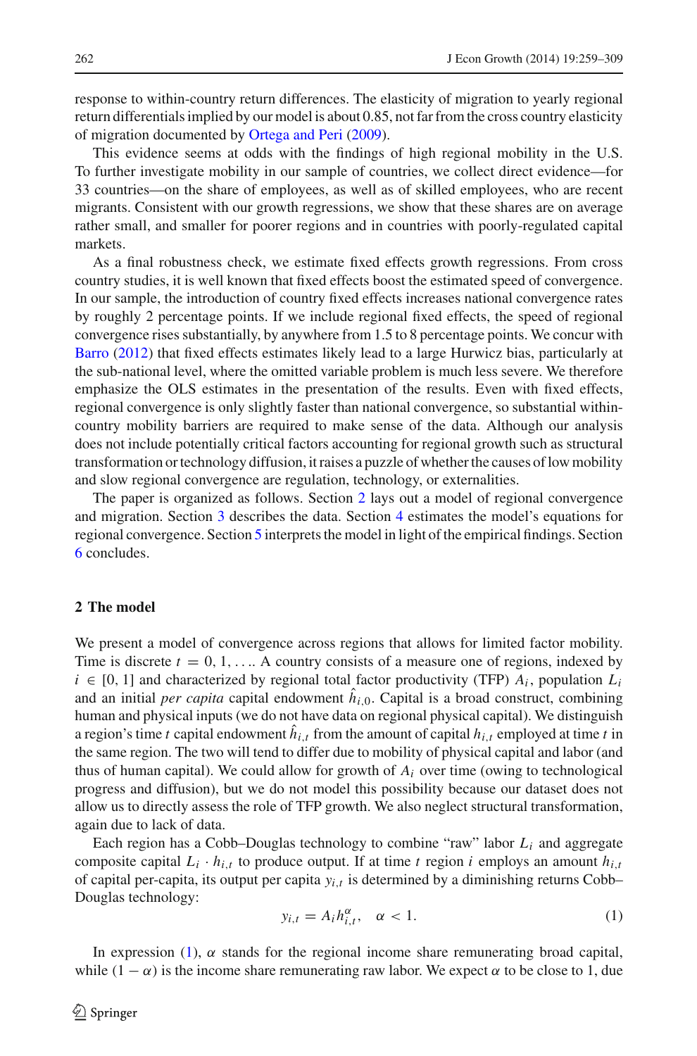response to within-country return differences. The elasticity of migration to yearly regional return differentials implied by our model is about 0.85, not far from the cross country elasticity of migration documented by Ortega and Peri (2009).

This evidence seems at odds with the findings of high regional mobility in the U.S. To further investigate mobility in our sample of countries, we collect direct evidence—for 33 countries—on the share of employees, as well as of skilled employees, who are recent migrants. Consistent with our growth regressions, we show that these shares are on average rather small, and smaller for poorer regions and in countries with poorly-regulated capital markets.

As a final robustness check, we estimate fixed effects growth regressions. From cross country studies, it is well known that fixed effects boost the estimated speed of convergence. In our sample, the introduction of country fixed effects increases national convergence rates by roughly 2 percentage points. If we include regional fixed effects, the speed of regional convergence rises substantially, by anywhere from 1.5 to 8 percentage points. We concur with Barro (2012) that fixed effects estimates likely lead to a large Hurwicz bias, particularly at the sub-national level, where the omitted variable problem is much less severe. We therefore emphasize the OLS estimates in the presentation of the results. Even with fixed effects, regional convergence is only slightly faster than national convergence, so substantial within-country mobility barriers are required to make sense of the data. Although our analysis does not include potentially critical factors accounting for regional growth such as structural transformation or technology diffusion, it raises a puzzle of whether the causes of low mobility and slow regional convergence are regulation, technology, or externalities.

The paper is organized as follows. Section 2 lays out a model of regional convergence and migration. Section 3 describes the data. Section 4 estimates the model's equations for regional convergence. Section 5 interprets the model in light of the empirical findings. Section 6 concludes.

## 2 The model

We present a model of convergence across regions that allows for limited factor mobility. Time is discrete $t = 0, 1, \ldots$. A country consists of a measure one of regions, indexed by $i \in [0, 1]$ and characterized by regional total factor productivity (TFP) $A_i$, population $L_i$ and an initial *per capita* capital endowment $\hat{h}_{i,0}$. Capital is a broad construct, combining human and physical inputs (we do not have data on regional physical capital). We distinguish a region's time $t$ capital endowment $\hat{h}_{i,t}$ from the amount of capital $h_{i,t}$ employed at time $t$ in the same region. The two will tend to differ due to mobility of physical capital and labor (and thus of human capital). We could allow for growth of $A_i$ over time (owing to technological progress and diffusion), but we do not model this possibility because our dataset does not allow us to directly assess the role of TFP growth. We also neglect structural transformation, again due to lack of data.

Each region has a Cobb–Douglas technology to combine "raw" labor $L_i$ and aggregate composite capital $L_i \cdot h_{i,t}$ to produce output. If at time $t$ region $i$ employs an amount $h_{i,t}$ of capital per-capita, its output per capita $y_{i,t}$ is determined by a diminishing returns Cobb–Douglas technology:

$$y_{i,t} = A_i h_{i,t}^{\alpha}, \quad \alpha < 1. \tag{1}$$

In expression (1), $\alpha$ stands for the regional income share remunerating broad capital, while $(1 - \alpha)$ is the income share remunerating raw labor. We expect $\alpha$ to be close to 1, due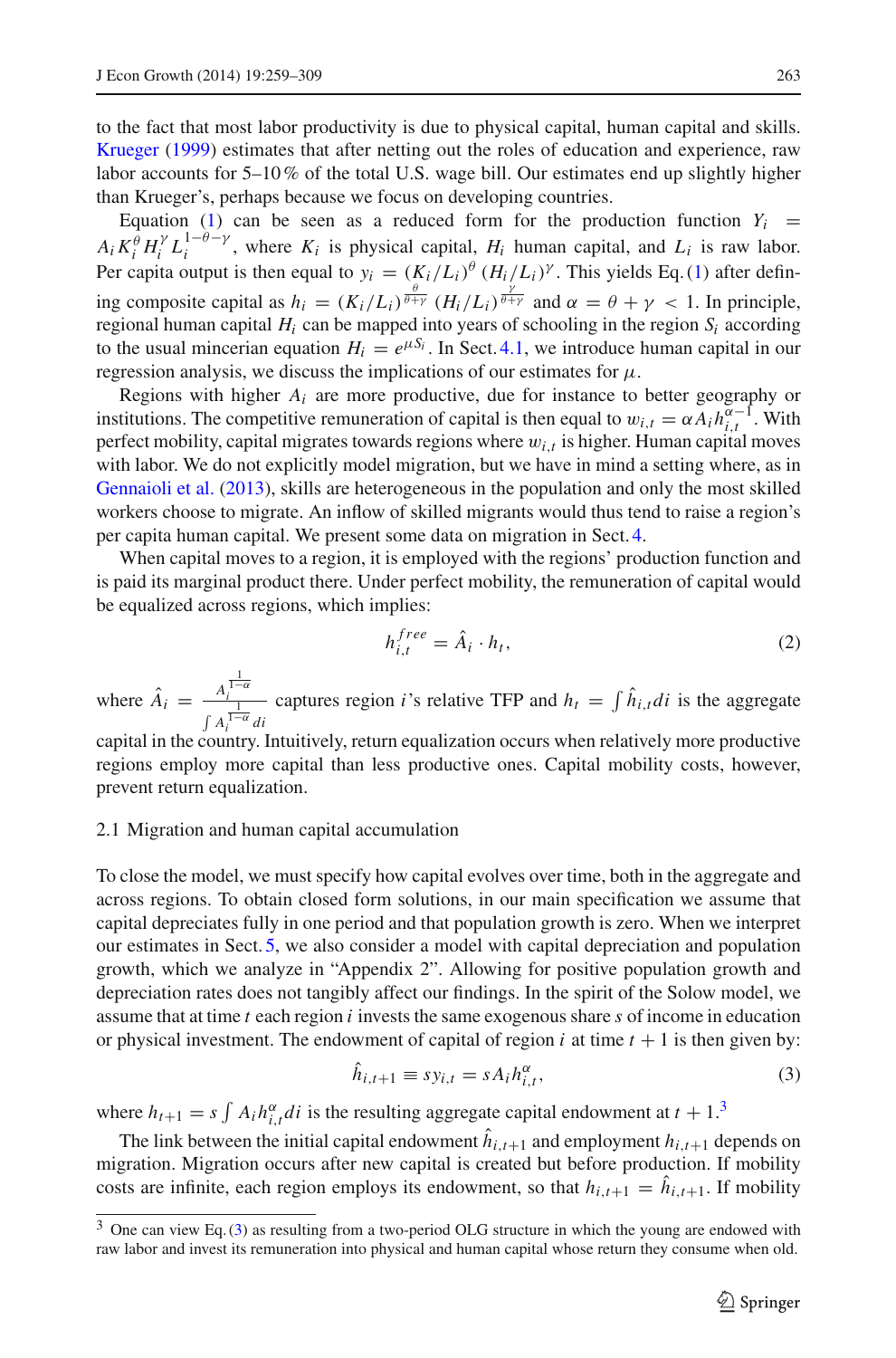to the fact that most labor productivity is due to physical capital, human capital and skills. Krueger (1999) estimates that after netting out the roles of education and experience, raw labor accounts for 5–10 % of the total U.S. wage bill. Our estimates end up slightly higher than Krueger's, perhaps because we focus on developing countries.

Equation (1) can be seen as a reduced form for the production function $Y_i = A_i K_i^{\theta} H_i^{\gamma} L_i^{1-\theta-\gamma}$, where $K_i$ is physical capital, $H_i$ human capital, and $L_i$ is raw labor. Per capita output is then equal to $y_i = (K_i/L_i)^{\theta} (H_i/L_i)^{\gamma}$. This yields Eq. (1) after defining composite capital as $h_i = (K_i/L_i)^{\frac{\theta}{\theta+\gamma}} (H_i/L_i)^{\frac{\gamma}{\theta+\gamma}}$ and $\alpha = \theta + \gamma < 1$. In principle, regional human capital $H_i$ can be mapped into years of schooling in the region $S_i$ according to the usual mincerian equation $H_i = e^{\mu S_i}$. In Sect. 4.1, we introduce human capital in our regression analysis, we discuss the implications of our estimates for $\mu$.

Regions with higher $A_i$ are more productive, due for instance to better geography or institutions. The competitive remuneration of capital is then equal to $w_{i,t} = \alpha A_i h_{i,t}^{\alpha-1}$. With perfect mobility, capital migrates towards regions where $w_{i,t}$ is higher. Human capital moves with labor. We do not explicitly model migration, but we have in mind a setting where, as in Gennaioli et al. (2013), skills are heterogeneous in the population and only the most skilled workers choose to migrate. An inflow of skilled migrants would thus tend to raise a region's per capita human capital. We present some data on migration in Sect. 4.

When capital moves to a region, it is employed with the regions' production function and is paid its marginal product there. Under perfect mobility, the remuneration of capital would be equalized across regions, which implies:

$$h_{i,t}^{free} = \hat{A}_i \cdot h_t, \tag{2}$$

where $\hat{A}_i = \frac{A_i^{\frac{1}{1-\alpha}}}{\int A_i^{\frac{1}{1-\alpha}} di}$ captures region $i$'s relative TFP and $h_t = \int \hat{h}_{i,t} di$ is the aggregate capital in the country. Intuitively, return equalization occurs when relatively more productive regions employ more capital than less productive ones. Capital mobility costs, however, prevent return equalization.

### 2.1 Migration and human capital accumulation

To close the model, we must specify how capital evolves over time, both in the aggregate and across regions. To obtain closed form solutions, in our main specification we assume that capital depreciates fully in one period and that population growth is zero. When we interpret our estimates in Sect. 5, we also consider a model with capital depreciation and population growth, which we analyze in "Appendix 2". Allowing for positive population growth and depreciation rates does not tangibly affect our findings. In the spirit of the Solow model, we assume that at time $t$ each region $i$ invests the same exogenous share $s$ of income in education or physical investment. The endowment of capital of region $i$ at time $t+1$ is then given by:

$$\hat{h}_{i,t+1} \equiv s y_{i,t} = s A_i h_{i,t}^{\alpha}, \tag{3}$$

where $h_{t+1} = s \int A_i h_{i,t}^{\alpha} di$ is the resulting aggregate capital endowment at $t+1$.[3]

The link between the initial capital endowment $\hat{h}_{i,t+1}$ and employment $h_{i,t+1}$ depends on migration. Migration occurs after new capital is created but before production. If mobility costs are infinite, each region employs its endowment, so that $h_{i,t+1} = \hat{h}_{i,t+1}$. If mobility

[3] One can view Eq. (3) as resulting from a two-period OLG structure in which the young are endowed with raw labor and invest its remuneration into physical and human capital whose return they consume when old.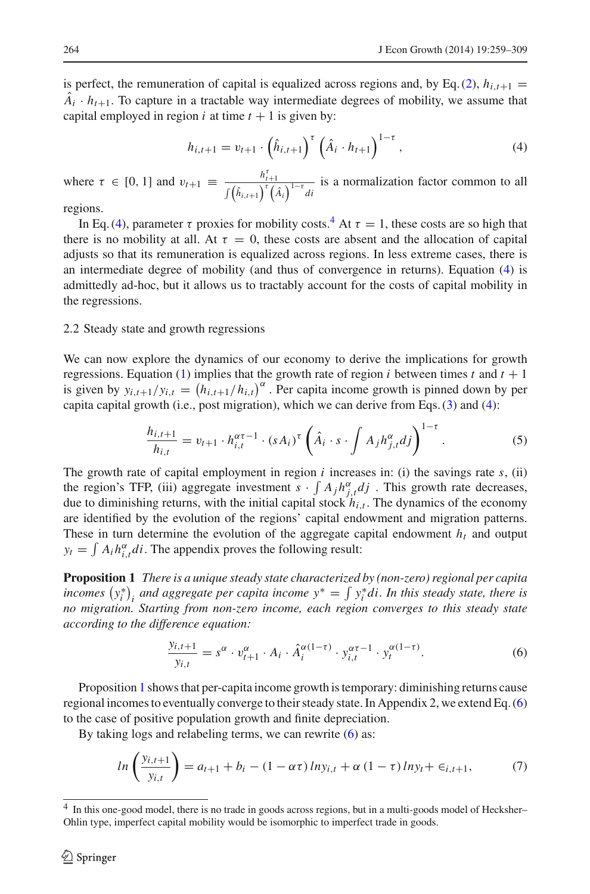is perfect, the remuneration of capital is equalized across regions and, by Eq. (2), $h_{i,t+1} = \hat{A}_i \cdot h_{t+1}$. To capture in a tractable way intermediate degrees of mobility, we assume that capital employed in region $i$ at time $t+1$ is given by:

$$h_{i,t+1} = \upsilon_{t+1} \cdot \left(\hat{h}_{i,t+1}\right)^{\tau} \left(\hat{A}_i \cdot h_{t+1}\right)^{1-\tau}, \tag{4}$$

where $\tau \in [0, 1]$ and $\upsilon_{t+1} \equiv \frac{h_{t+1}^{\tau}}{\int \left(\hat{h}_{i,t+1}\right)^{\tau} \left(\hat{A}_i\right)^{1-\tau} di}$ is a normalization factor common to all regions.

In Eq. (4), parameter $\tau$ proxies for mobility costs.[4] At $\tau = 1$, these costs are so high that there is no mobility at all. At $\tau = 0$, these costs are absent and the allocation of capital adjusts so that its remuneration is equalized across regions. In less extreme cases, there is an intermediate degree of mobility (and thus of convergence in returns). Equation (4) is admittedly ad-hoc, but it allows us to tractably account for the costs of capital mobility in the regressions.

### 2.2 Steady state and growth regressions

We can now explore the dynamics of our economy to derive the implications for growth regressions. Equation (1) implies that the growth rate of region $i$ between times $t$ and $t+1$ is given by $y_{i,t+1}/y_{i,t} = \left(h_{i,t+1}/h_{i,t}\right)^{\alpha}$. Per capita income growth is pinned down by per capita capital growth (i.e., post migration), which we can derive from Eqs. (3) and (4):

$$\frac{h_{i,t+1}}{h_{i,t}} = \upsilon_{t+1} \cdot h_{i,t}^{\alpha\tau - 1} \cdot (sA_i)^{\tau} \left(\hat{A}_i \cdot s \cdot \int A_j h_{j,t}^{\alpha} dj\right)^{1-\tau}. \tag{5}$$

The growth rate of capital employment in region $i$ increases in: (i) the savings rate $s$, (ii) the region's TFP, (iii) aggregate investment $s \cdot \int A_j h_{j,t}^{\alpha} dj$ . This growth rate decreases, due to diminishing returns, with the initial capital stock $h_{i,t}$. The dynamics of the economy are identified by the evolution of the regions' capital endowment and migration patterns. These in turn determine the evolution of the aggregate capital endowment $h_t$ and output $y_t = \int A_i h_{i,t}^{\alpha} di$. The appendix proves the following result:

**Proposition 1** *There is a unique steady state characterized by (non-zero) regional per capita incomes* $\left(y_i^*\right)_i$ *and aggregate per capita income* $y^* = \int y_i^* di$. *In this steady state, there is no migration. Starting from non-zero income, each region converges to this steady state according to the difference equation:*

$$\frac{y_{i,t+1}}{y_{i,t}} = s^{\alpha} \cdot \upsilon_{t+1}^{\alpha} \cdot A_i \cdot \hat{A}_i^{\alpha(1-\tau)} \cdot y_{i,t}^{\alpha\tau - 1} \cdot y_t^{\alpha(1-\tau)}. \tag{6}$$

Proposition 1 shows that per-capita income growth is temporary: diminishing returns cause regional incomes to eventually converge to their steady state. In Appendix 2, we extend Eq. (6) to the case of positive population growth and finite depreciation.

By taking logs and relabeling terms, we can rewrite (6) as:

$$\ln\left(\frac{y_{i,t+1}}{y_{i,t}}\right) = a_{t+1} + b_i - (1 - \alpha\tau) \ln y_{i,t} + \alpha (1 - \tau) \ln y_t + \epsilon_{i,t+1}, \tag{7}$$

[4] In this one-good model, there is no trade in goods across regions, but in a multi-goods model of Hecksher–Ohlin type, imperfect capital mobility would be isomorphic to imperfect trade in goods.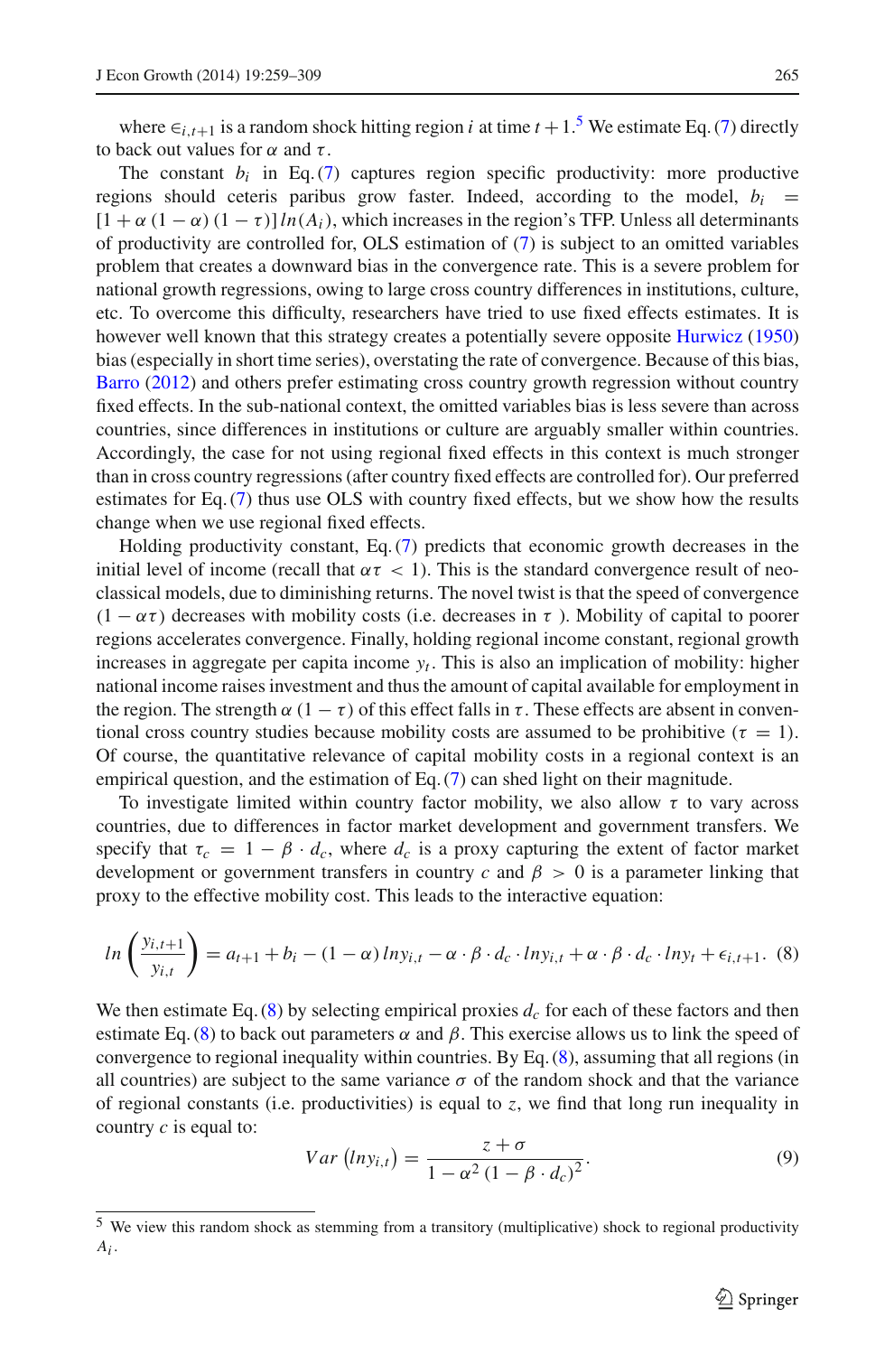where $\in_{i,t+1}$ is a random shock hitting region $i$ at time $t+1$.[5] We estimate Eq. (7) directly to back out values for $\alpha$ and $\tau$.

The constant $b_i$ in Eq. (7) captures region specific productivity: more productive regions should ceteris paribus grow faster. Indeed, according to the model, $b_i = [1+\alpha(1-\alpha)(1-\tau)]\, ln(A_i)$, which increases in the region's TFP. Unless all determinants of productivity are controlled for, OLS estimation of (7) is subject to an omitted variables problem that creates a downward bias in the convergence rate. This is a severe problem for national growth regressions, owing to large cross country differences in institutions, culture, etc. To overcome this difficulty, researchers have tried to use fixed effects estimates. It is however well known that this strategy creates a potentially severe opposite Hurwicz (1950) bias (especially in short time series), overstating the rate of convergence. Because of this bias, Barro (2012) and others prefer estimating cross country growth regression without country fixed effects. In the sub-national context, the omitted variables bias is less severe than across countries, since differences in institutions or culture are arguably smaller within countries. Accordingly, the case for not using regional fixed effects in this context is much stronger than in cross country regressions (after country fixed effects are controlled for). Our preferred estimates for Eq. (7) thus use OLS with country fixed effects, but we show how the results change when we use regional fixed effects.

Holding productivity constant, Eq. (7) predicts that economic growth decreases in the initial level of income (recall that $\alpha\tau < 1$). This is the standard convergence result of neoclassical models, due to diminishing returns. The novel twist is that the speed of convergence $(1-\alpha\tau)$ decreases with mobility costs (i.e. decreases in $\tau$ ). Mobility of capital to poorer regions accelerates convergence. Finally, holding regional income constant, regional growth increases in aggregate per capita income $y_t$. This is also an implication of mobility: higher national income raises investment and thus the amount of capital available for employment in the region. The strength $\alpha(1-\tau)$ of this effect falls in $\tau$. These effects are absent in conventional cross country studies because mobility costs are assumed to be prohibitive ($\tau = 1$). Of course, the quantitative relevance of capital mobility costs in a regional context is an empirical question, and the estimation of Eq. (7) can shed light on their magnitude.

To investigate limited within country factor mobility, we also allow $\tau$ to vary across countries, due to differences in factor market development and government transfers. We specify that $\tau_c = 1 - \beta \cdot d_c$, where $d_c$ is a proxy capturing the extent of factor market development or government transfers in country $c$ and $\beta > 0$ is a parameter linking that proxy to the effective mobility cost. This leads to the interactive equation:

$$ln\left(\frac{y_{i,t+1}}{y_{i,t}}\right) = a_{t+1} + b_i - (1-\alpha)\, lny_{i,t} - \alpha \cdot \beta \cdot d_c \cdot lny_{i,t} + \alpha \cdot \beta \cdot d_c \cdot lny_t + \epsilon_{i,t+1}. \quad (8)$$

We then estimate Eq. (8) by selecting empirical proxies $d_c$ for each of these factors and then estimate Eq. (8) to back out parameters $\alpha$ and $\beta$. This exercise allows us to link the speed of convergence to regional inequality within countries. By Eq. (8), assuming that all regions (in all countries) are subject to the same variance $\sigma$ of the random shock and that the variance of regional constants (i.e. productivities) is equal to $z$, we find that long run inequality in country $c$ is equal to:

$$Var\left(lny_{i,t}\right) = \frac{z+\sigma}{1-\alpha^2\left(1-\beta \cdot d_c\right)^2}. \quad (9)$$

[5] We view this random shock as stemming from a transitory (multiplicative) shock to regional productivity $A_i$.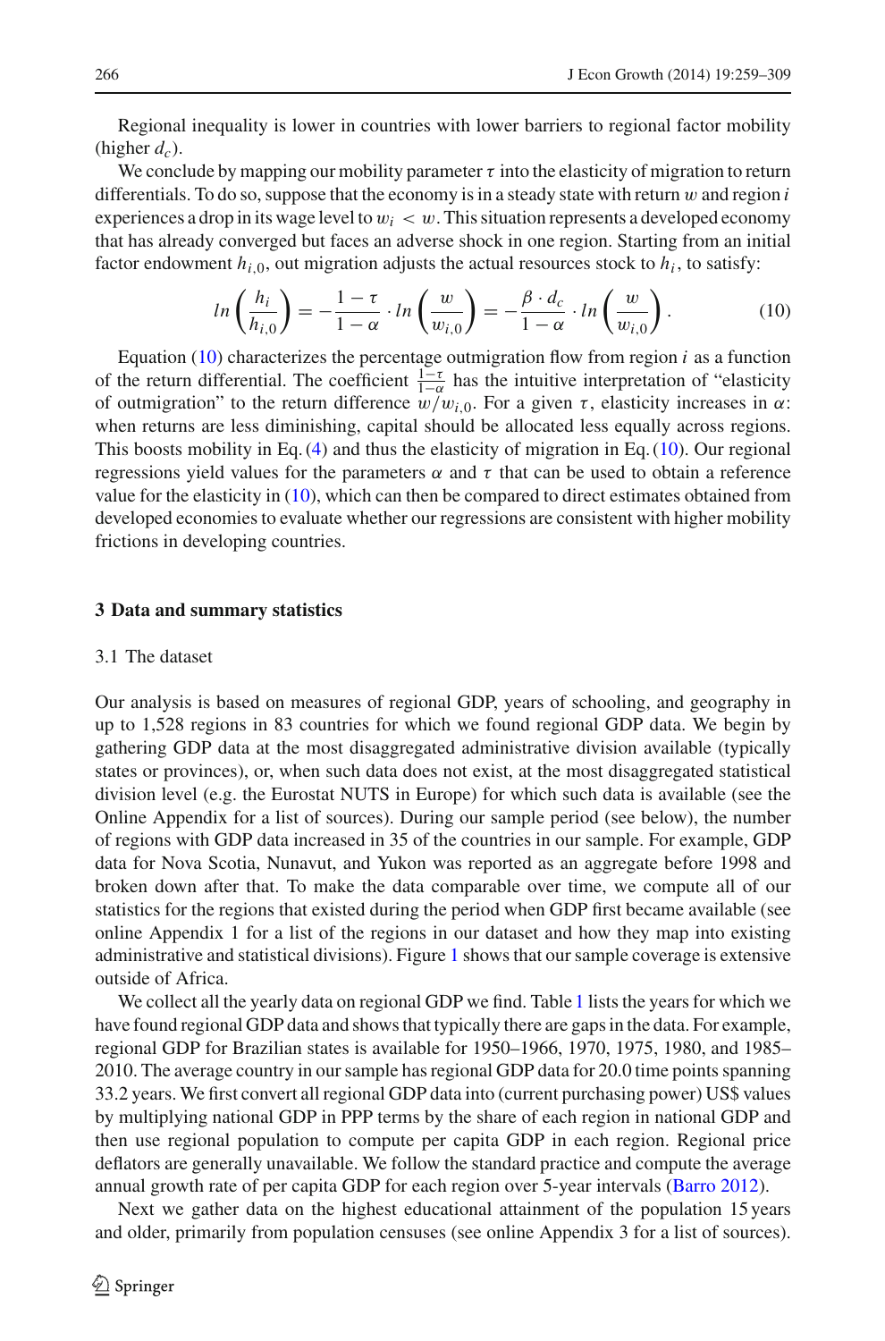Regional inequality is lower in countries with lower barriers to regional factor mobility (higher $d_c$).

We conclude by mapping our mobility parameter $\tau$ into the elasticity of migration to return differentials. To do so, suppose that the economy is in a steady state with return $w$ and region $i$ experiences a drop in its wage level to $w_i < w$. This situation represents a developed economy that has already converged but faces an adverse shock in one region. Starting from an initial factor endowment $h_{i,0}$, out migration adjusts the actual resources stock to $h_i$, to satisfy:

$$ln\left(\frac{h_i}{h_{i,0}}\right) = -\frac{1-\tau}{1-\alpha} \cdot ln\left(\frac{w}{w_{i,0}}\right) = -\frac{\beta \cdot d_c}{1-\alpha} \cdot ln\left(\frac{w}{w_{i,0}}\right). \quad (10)$$

Equation (10) characterizes the percentage outmigration flow from region $i$ as a function of the return differential. The coefficient $\frac{1-\tau}{1-\alpha}$ has the intuitive interpretation of "elasticity of outmigration" to the return difference $w/w_{i,0}$. For a given $\tau$, elasticity increases in $\alpha$: when returns are less diminishing, capital should be allocated less equally across regions. This boosts mobility in Eq. (4) and thus the elasticity of migration in Eq. (10). Our regional regressions yield values for the parameters $\alpha$ and $\tau$ that can be used to obtain a reference value for the elasticity in (10), which can then be compared to direct estimates obtained from developed economies to evaluate whether our regressions are consistent with higher mobility frictions in developing countries.

## 3 Data and summary statistics

### 3.1 The dataset

Our analysis is based on measures of regional GDP, years of schooling, and geography in up to 1,528 regions in 83 countries for which we found regional GDP data. We begin by gathering GDP data at the most disaggregated administrative division available (typically states or provinces), or, when such data does not exist, at the most disaggregated statistical division level (e.g. the Eurostat NUTS in Europe) for which such data is available (see the Online Appendix for a list of sources). During our sample period (see below), the number of regions with GDP data increased in 35 of the countries in our sample. For example, GDP data for Nova Scotia, Nunavut, and Yukon was reported as an aggregate before 1998 and broken down after that. To make the data comparable over time, we compute all of our statistics for the regions that existed during the period when GDP first became available (see online Appendix 1 for a list of the regions in our dataset and how they map into existing administrative and statistical divisions). Figure 1 shows that our sample coverage is extensive outside of Africa.

We collect all the yearly data on regional GDP we find. Table 1 lists the years for which we have found regional GDP data and shows that typically there are gaps in the data. For example, regional GDP for Brazilian states is available for 1950–1966, 1970, 1975, 1980, and 1985–2010. The average country in our sample has regional GDP data for 20.0 time points spanning 33.2 years. We first convert all regional GDP data into (current purchasing power) US$ values by multiplying national GDP in PPP terms by the share of each region in national GDP and then use regional population to compute per capita GDP in each region. Regional price deflators are generally unavailable. We follow the standard practice and compute the average annual growth rate of per capita GDP for each region over 5-year intervals (Barro 2012).

Next we gather data on the highest educational attainment of the population 15 years and older, primarily from population censuses (see online Appendix 3 for a list of sources).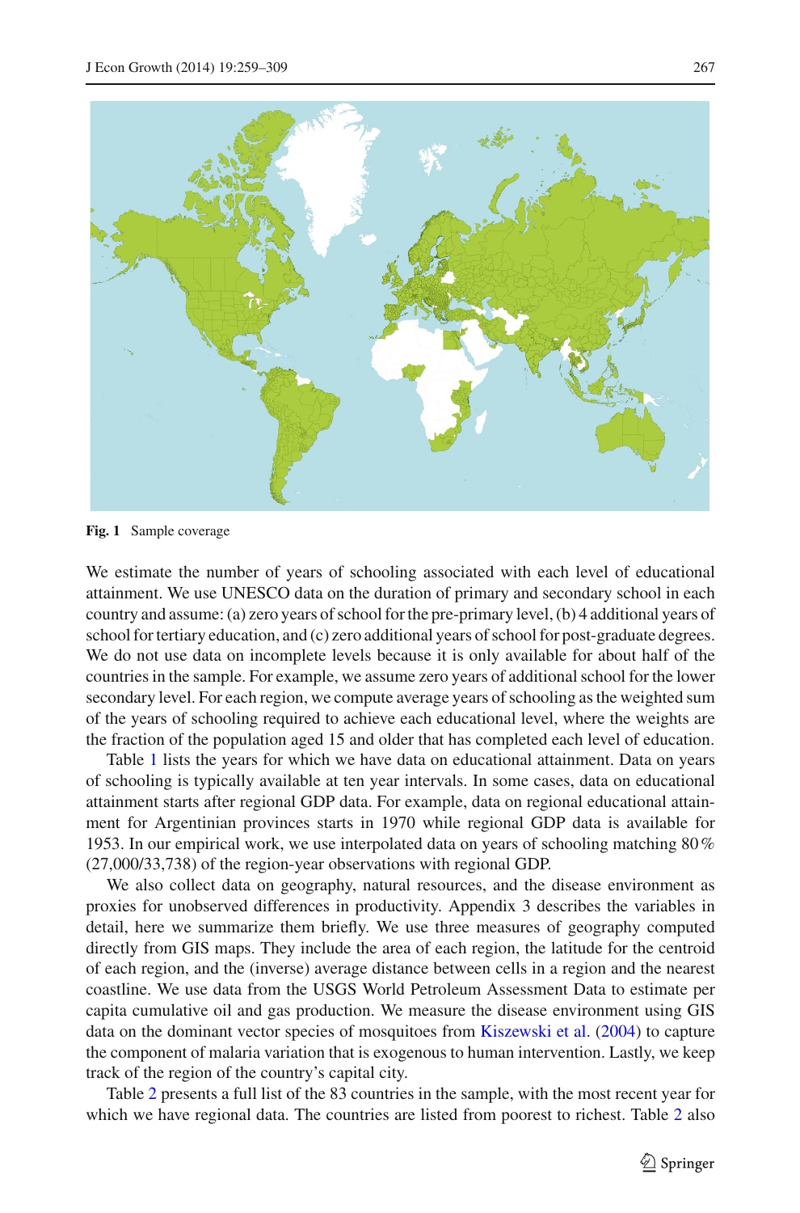**Fig. 1** Sample coverage

We estimate the number of years of schooling associated with each level of educational attainment. We use UNESCO data on the duration of primary and secondary school in each country and assume: (a) zero years of school for the pre-primary level, (b) 4 additional years of school for tertiary education, and (c) zero additional years of school for post-graduate degrees. We do not use data on incomplete levels because it is only available for about half of the countries in the sample. For example, we assume zero years of additional school for the lower secondary level. For each region, we compute average years of schooling as the weighted sum of the years of schooling required to achieve each educational level, where the weights are the fraction of the population aged 15 and older that has completed each level of education.

Table 1 lists the years for which we have data on educational attainment. Data on years of schooling is typically available at ten year intervals. In some cases, data on educational attainment starts after regional GDP data. For example, data on regional educational attainment for Argentinian provinces starts in 1970 while regional GDP data is available for 1953. In our empirical work, we use interpolated data on years of schooling matching 80 % (27,000/33,738) of the region-year observations with regional GDP.

We also collect data on geography, natural resources, and the disease environment as proxies for unobserved differences in productivity. Appendix 3 describes the variables in detail, here we summarize them briefly. We use three measures of geography computed directly from GIS maps. They include the area of each region, the latitude for the centroid of each region, and the (inverse) average distance between cells in a region and the nearest coastline. We use data from the USGS World Petroleum Assessment Data to estimate per capita cumulative oil and gas production. We measure the disease environment using GIS data on the dominant vector species of mosquitoes from Kiszewski et al. (2004) to capture the component of malaria variation that is exogenous to human intervention. Lastly, we keep track of the region of the country's capital city.

Table 2 presents a full list of the 83 countries in the sample, with the most recent year for which we have regional data. The countries are listed from poorest to richest. Table 2 also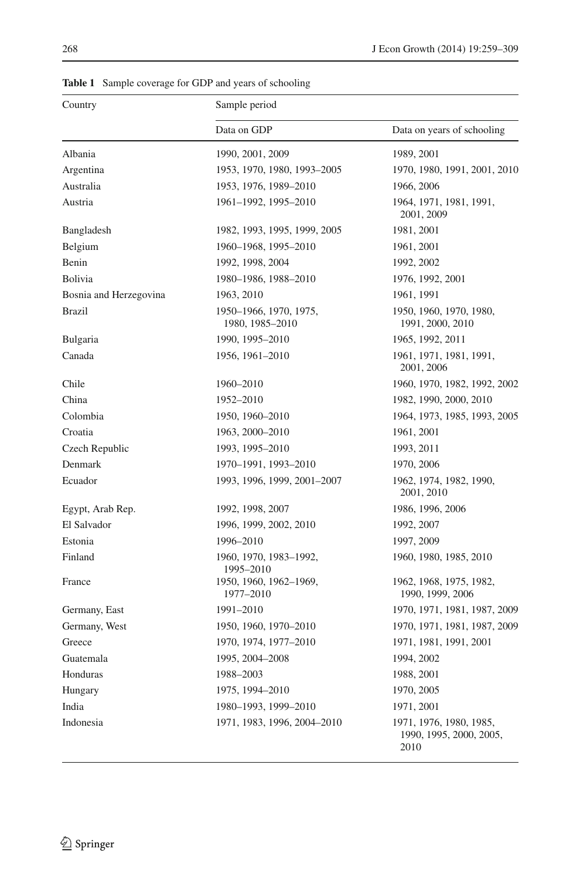**Table 1** Sample coverage for GDP and years of schooling

| Country | Sample period | |
|---|---|---|
| | Data on GDP | Data on years of schooling |
| Albania | 1990, 2001, 2009 | 1989, 2001 |
| Argentina | 1953, 1970, 1980, 1993–2005 | 1970, 1980, 1991, 2001, 2010 |
| Australia | 1953, 1976, 1989–2010 | 1966, 2006 |
| Austria | 1961–1992, 1995–2010 | 1964, 1971, 1981, 1991, 2001, 2009 |
| Bangladesh | 1982, 1993, 1995, 1999, 2005 | 1981, 2001 |
| Belgium | 1960–1968, 1995–2010 | 1961, 2001 |
| Benin | 1992, 1998, 2004 | 1992, 2002 |
| Bolivia | 1980–1986, 1988–2010 | 1976, 1992, 2001 |
| Bosnia and Herzegovina | 1963, 2010 | 1961, 1991 |
| Brazil | 1950–1966, 1970, 1975, 1980, 1985–2010 | 1950, 1960, 1970, 1980, 1991, 2000, 2010 |
| Bulgaria | 1990, 1995–2010 | 1965, 1992, 2011 |
| Canada | 1956, 1961–2010 | 1961, 1971, 1981, 1991, 2001, 2006 |
| Chile | 1960–2010 | 1960, 1970, 1982, 1992, 2002 |
| China | 1952–2010 | 1982, 1990, 2000, 2010 |
| Colombia | 1950, 1960–2010 | 1964, 1973, 1985, 1993, 2005 |
| Croatia | 1963, 2000–2010 | 1961, 2001 |
| Czech Republic | 1993, 1995–2010 | 1993, 2011 |
| Denmark | 1970–1991, 1993–2010 | 1970, 2006 |
| Ecuador | 1993, 1996, 1999, 2001–2007 | 1962, 1974, 1982, 1990, 2001, 2010 |
| Egypt, Arab Rep. | 1992, 1998, 2007 | 1986, 1996, 2006 |
| El Salvador | 1996, 1999, 2002, 2010 | 1992, 2007 |
| Estonia | 1996–2010 | 1997, 2009 |
| Finland | 1960, 1970, 1983–1992, 1995–2010 | 1960, 1980, 1985, 2010 |
| France | 1950, 1960, 1962–1969, 1977–2010 | 1962, 1968, 1975, 1982, 1990, 1999, 2006 |
| Germany, East | 1991–2010 | 1970, 1971, 1981, 1987, 2009 |
| Germany, West | 1950, 1960, 1970–2010 | 1970, 1971, 1981, 1987, 2009 |
| Greece | 1970, 1974, 1977–2010 | 1971, 1981, 1991, 2001 |
| Guatemala | 1995, 2004–2008 | 1994, 2002 |
| Honduras | 1988–2003 | 1988, 2001 |
| Hungary | 1975, 1994–2010 | 1970, 2005 |
| India | 1980–1993, 1999–2010 | 1971, 2001 |
| Indonesia | 1971, 1983, 1996, 2004–2010 | 1971, 1976, 1980, 1985, 1990, 1995, 2000, 2005, 2010 |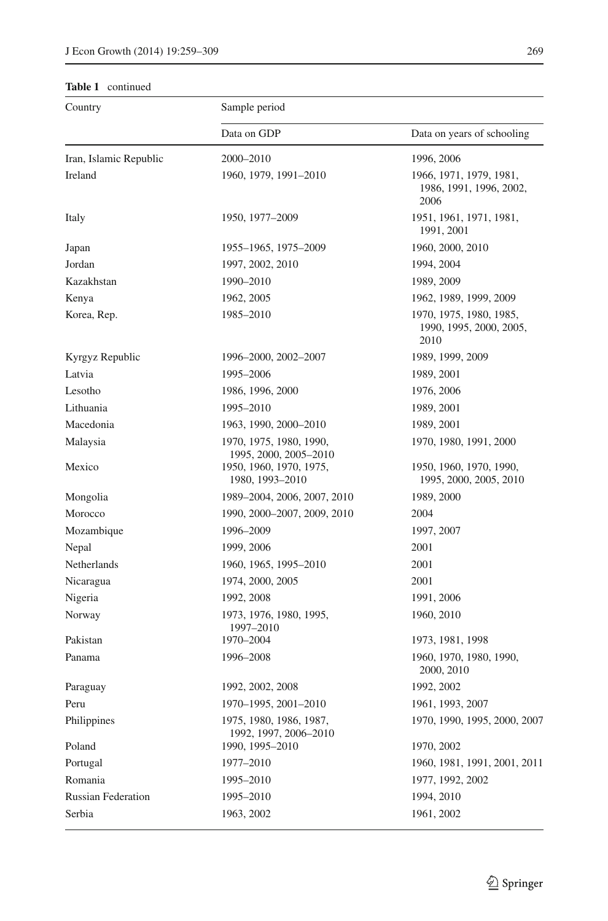**Table 1** continued

| Country | Sample period | |
|---|---|---|
| | Data on GDP | Data on years of schooling |
| Iran, Islamic Republic | 2000–2010 | 1996, 2006 |
| Ireland | 1960, 1979, 1991–2010 | 1966, 1971, 1979, 1981, 1986, 1991, 1996, 2002, 2006 |
| Italy | 1950, 1977–2009 | 1951, 1961, 1971, 1981, 1991, 2001 |
| Japan | 1955–1965, 1975–2009 | 1960, 2000, 2010 |
| Jordan | 1997, 2002, 2010 | 1994, 2004 |
| Kazakhstan | 1990–2010 | 1989, 2009 |
| Kenya | 1962, 2005 | 1962, 1989, 1999, 2009 |
| Korea, Rep. | 1985–2010 | 1970, 1975, 1980, 1985, 1990, 1995, 2000, 2005, 2010 |
| Kyrgyz Republic | 1996–2000, 2002–2007 | 1989, 1999, 2009 |
| Latvia | 1995–2006 | 1989, 2001 |
| Lesotho | 1986, 1996, 2000 | 1976, 2006 |
| Lithuania | 1995–2010 | 1989, 2001 |
| Macedonia | 1963, 1990, 2000–2010 | 1989, 2001 |
| Malaysia | 1970, 1975, 1980, 1990, 1995, 2000, 2005–2010 | 1970, 1980, 1991, 2000 |
| Mexico | 1950, 1960, 1970, 1975, 1980, 1993–2010 | 1950, 1960, 1970, 1990, 1995, 2000, 2005, 2010 |
| Mongolia | 1989–2004, 2006, 2007, 2010 | 1989, 2000 |
| Morocco | 1990, 2000–2007, 2009, 2010 | 2004 |
| Mozambique | 1996–2009 | 1997, 2007 |
| Nepal | 1999, 2006 | 2001 |
| Netherlands | 1960, 1965, 1995–2010 | 2001 |
| Nicaragua | 1974, 2000, 2005 | 2001 |
| Nigeria | 1992, 2008 | 1991, 2006 |
| Norway | 1973, 1976, 1980, 1995, 1997–2010 | 1960, 2010 |
| Pakistan | 1970–2004 | 1973, 1981, 1998 |
| Panama | 1996–2008 | 1960, 1970, 1980, 1990, 2000, 2010 |
| Paraguay | 1992, 2002, 2008 | 1992, 2002 |
| Peru | 1970–1995, 2001–2010 | 1961, 1993, 2007 |
| Philippines | 1975, 1980, 1986, 1987, 1992, 1997, 2006–2010 | 1970, 1990, 1995, 2000, 2007 |
| Poland | 1990, 1995–2010 | 1970, 2002 |
| Portugal | 1977–2010 | 1960, 1981, 1991, 2001, 2011 |
| Romania | 1995–2010 | 1977, 1992, 2002 |
| Russian Federation | 1995–2010 | 1994, 2010 |
| Serbia | 1963, 2002 | 1961, 2002 |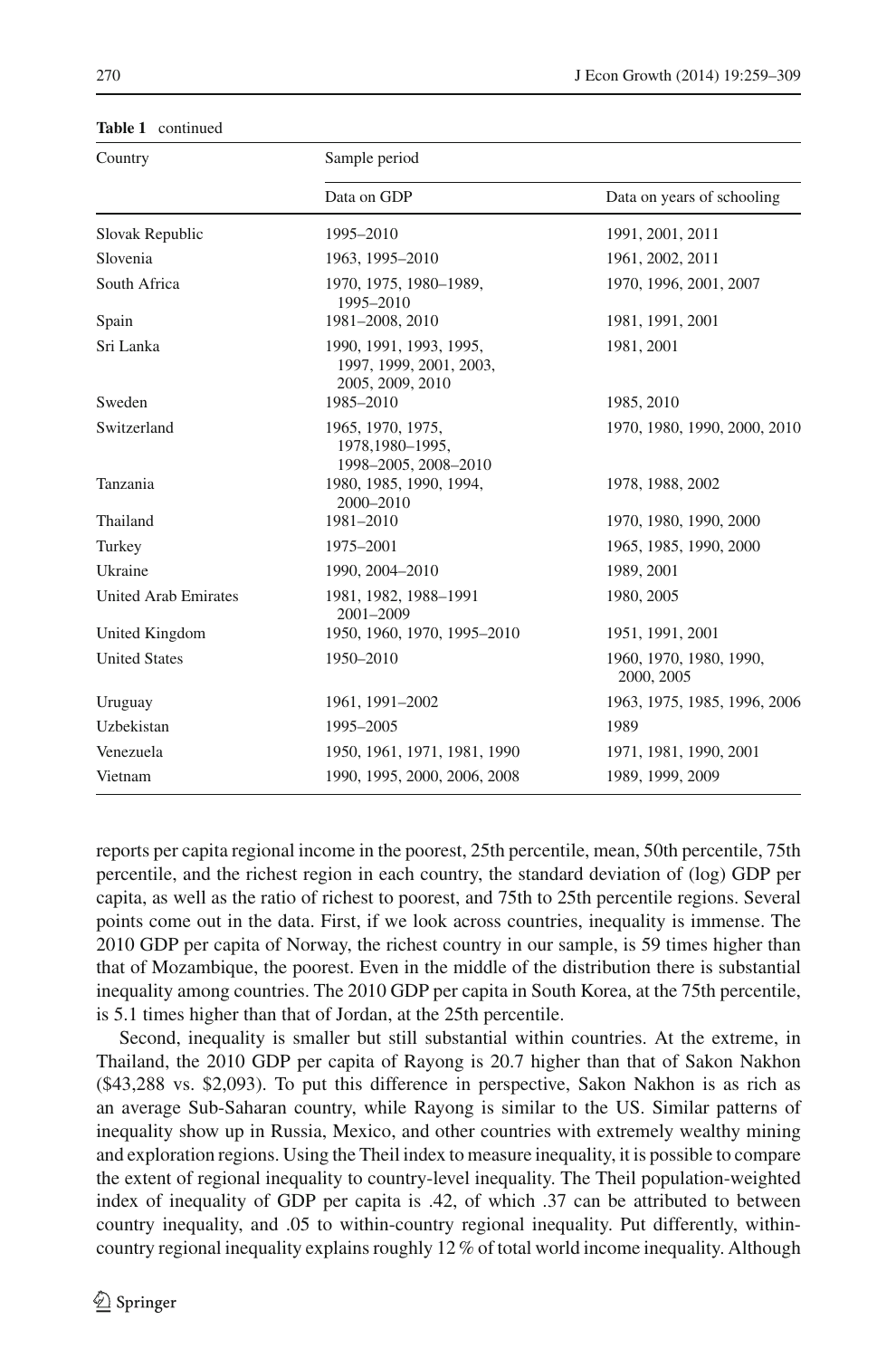**Table 1** continued

| Country | Sample period | |
|---|---|---|
| | Data on GDP | Data on years of schooling |
| Slovak Republic | 1995–2010 | 1991, 2001, 2011 |
| Slovenia | 1963, 1995–2010 | 1961, 2002, 2011 |
| South Africa | 1970, 1975, 1980–1989, 1995–2010 | 1970, 1996, 2001, 2007 |
| Spain | 1981–2008, 2010 | 1981, 1991, 2001 |
| Sri Lanka | 1990, 1991, 1993, 1995, 1997, 1999, 2001, 2003, 2005, 2009, 2010 | 1981, 2001 |
| Sweden | 1985–2010 | 1985, 2010 |
| Switzerland | 1965, 1970, 1975, 1978,1980–1995, 1998–2005, 2008–2010 | 1970, 1980, 1990, 2000, 2010 |
| Tanzania | 1980, 1985, 1990, 1994, 2000–2010 | 1978, 1988, 2002 |
| Thailand | 1981–2010 | 1970, 1980, 1990, 2000 |
| Turkey | 1975–2001 | 1965, 1985, 1990, 2000 |
| Ukraine | 1990, 2004–2010 | 1989, 2001 |
| United Arab Emirates | 1981, 1982, 1988–1991 2001–2009 | 1980, 2005 |
| United Kingdom | 1950, 1960, 1970, 1995–2010 | 1951, 1991, 2001 |
| United States | 1950–2010 | 1960, 1970, 1980, 1990, 2000, 2005 |
| Uruguay | 1961, 1991–2002 | 1963, 1975, 1985, 1996, 2006 |
| Uzbekistan | 1995–2005 | 1989 |
| Venezuela | 1950, 1961, 1971, 1981, 1990 | 1971, 1981, 1990, 2001 |
| Vietnam | 1990, 1995, 2000, 2006, 2008 | 1989, 1999, 2009 |

reports per capita regional income in the poorest, 25th percentile, mean, 50th percentile, 75th percentile, and the richest region in each country, the standard deviation of (log) GDP per capita, as well as the ratio of richest to poorest, and 75th to 25th percentile regions. Several points come out in the data. First, if we look across countries, inequality is immense. The 2010 GDP per capita of Norway, the richest country in our sample, is 59 times higher than that of Mozambique, the poorest. Even in the middle of the distribution there is substantial inequality among countries. The 2010 GDP per capita in South Korea, at the 75th percentile, is 5.1 times higher than that of Jordan, at the 25th percentile.

Second, inequality is smaller but still substantial within countries. At the extreme, in Thailand, the 2010 GDP per capita of Rayong is 20.7 higher than that of Sakon Nakhon ($43,288 vs. $2,093). To put this difference in perspective, Sakon Nakhon is as rich as an average Sub-Saharan country, while Rayong is similar to the US. Similar patterns of inequality show up in Russia, Mexico, and other countries with extremely wealthy mining and exploration regions. Using the Theil index to measure inequality, it is possible to compare the extent of regional inequality to country-level inequality. The Theil population-weighted index of inequality of GDP per capita is .42, of which .37 can be attributed to between country inequality, and .05 to within-country regional inequality. Put differently, within-country regional inequality explains roughly 12 % of total world income inequality. Although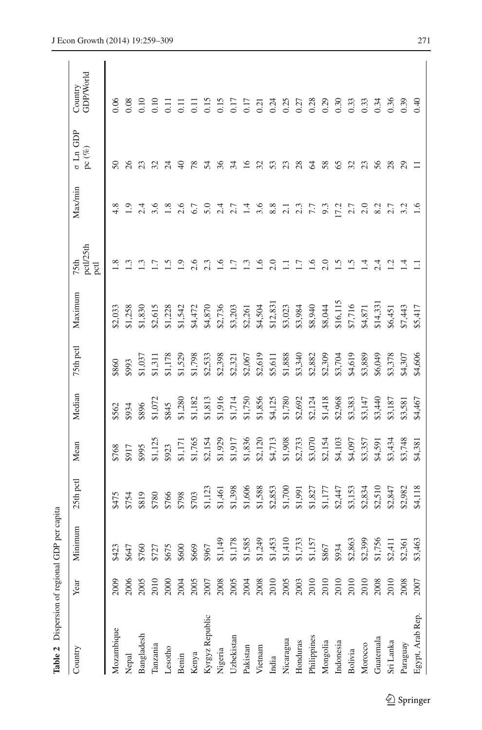**Table 2** Dispersion of regional GDP per capita

| Country | Year | Minimum | 25th pctl | Mean | Median | 75th pctl | Maximum | 75th pctl/25th pctl | Max/min | σ Ln GDP pc (%) | Country GDP/World |
|---|---|---|---|---|---|---|---|---|---|---|---|
| Mozambique | 2009 | $423 | $475 | $768 | $562 | $860 | $2,033 | 1.8 | 4.8 | 50 | 0.06 |
| Nepal | 2006 | $647 | $754 | $917 | $934 | $993 | $1,258 | 1.3 | 1.9 | 26 | 0.08 |
| Bangladesh | 2005 | $760 | $819 | $995 | $896 | $1,037 | $1,830 | 1.3 | 2.4 | 23 | 0.10 |
| Tanzania | 2010 | $727 | $780 | $1,125 | $1,072 | $1,311 | $2,615 | 1.7 | 3.6 | 32 | 0.10 |
| Lesotho | 2000 | $675 | $766 | $923 | $845 | $1,178 | $1,228 | 1.5 | 1.8 | 24 | 0.11 |
| Benin | 2004 | $600 | $798 | $1,171 | $1,280 | $1,529 | $1,542 | 1.9 | 2.6 | 40 | 0.11 |
| Kenya | 2005 | $669 | $703 | $1,765 | $1,182 | $1,798 | $4,472 | 2.6 | 6.7 | 78 | 0.11 |
| Kyrgyz Republic | 2007 | $967 | $1,123 | $2,154 | $1,813 | $2,533 | $4,870 | 2.3 | 5.0 | 54 | 0.15 |
| Nigeria | 2008 | $1,149 | $1,461 | $1,929 | $1,916 | $2,398 | $2,736 | 1.6 | 2.4 | 36 | 0.15 |
| Uzbekistan | 2005 | $1,178 | $1,398 | $1,917 | $1,714 | $2,321 | $3,203 | 1.7 | 2.7 | 34 | 0.17 |
| Pakistan | 2004 | $1,585 | $1,606 | $1,836 | $1,750 | $2,067 | $2,261 | 1.3 | 1.4 | 16 | 0.17 |
| Vietnam | 2008 | $1,249 | $1,588 | $2,120 | $1,856 | $2,619 | $4,504 | 1.6 | 3.6 | 32 | 0.21 |
| India | 2010 | $1,453 | $2,853 | $4,713 | $4,125 | $5,611 | $12,831 | 2.0 | 8.8 | 53 | 0.24 |
| Nicaragua | 2005 | $1,410 | $1,700 | $1,908 | $1,780 | $1,888 | $3,023 | 1.1 | 2.1 | 23 | 0.25 |
| Honduras | 2003 | $1,733 | $1,991 | $2,733 | $2,692 | $3,340 | $3,984 | 1.7 | 2.3 | 28 | 0.27 |
| Philippines | 2010 | $1,157 | $1,827 | $3,070 | $2,124 | $2,882 | $8,940 | 1.6 | 7.7 | 64 | 0.28 |
| Mongolia | 2010 | $867 | $1,177 | $2,154 | $1,418 | $2,309 | $8,044 | 2.0 | 9.3 | 58 | 0.29 |
| Indonesia | 2010 | $934 | $2,447 | $4,103 | $2,968 | $3,704 | $16,115 | 1.5 | 17.2 | 65 | 0.30 |
| Bolivia | 2010 | $2,863 | $3,153 | $4,097 | $3,383 | $4,619 | $7,716 | 1.5 | 2.7 | 32 | 0.33 |
| Morocco | 2010 | $2,399 | $2,834 | $3,357 | $3,147 | $3,889 | $4,871 | 1.4 | 2.0 | 23 | 0.33 |
| Guatemala | 2008 | $1,756 | $2,510 | $4,591 | $3,440 | $6,049 | $14,331 | 2.4 | 8.2 | 56 | 0.34 |
| Sri Lanka | 2010 | $2,411 | $2,847 | $3,434 | $3,187 | $3,378 | $6,451 | 1.2 | 2.7 | 28 | 0.36 |
| Paraguay | 2008 | $2,361 | $2,982 | $3,748 | $3,581 | $4,307 | $7,443 | 1.4 | 3.2 | 29 | 0.39 |
| Egypt, Arab Rep. | 2007 | $3,463 | $4,118 | $4,381 | $4,467 | $4,606 | $5,417 | 1.1 | 1.6 | 11 | 0.40 |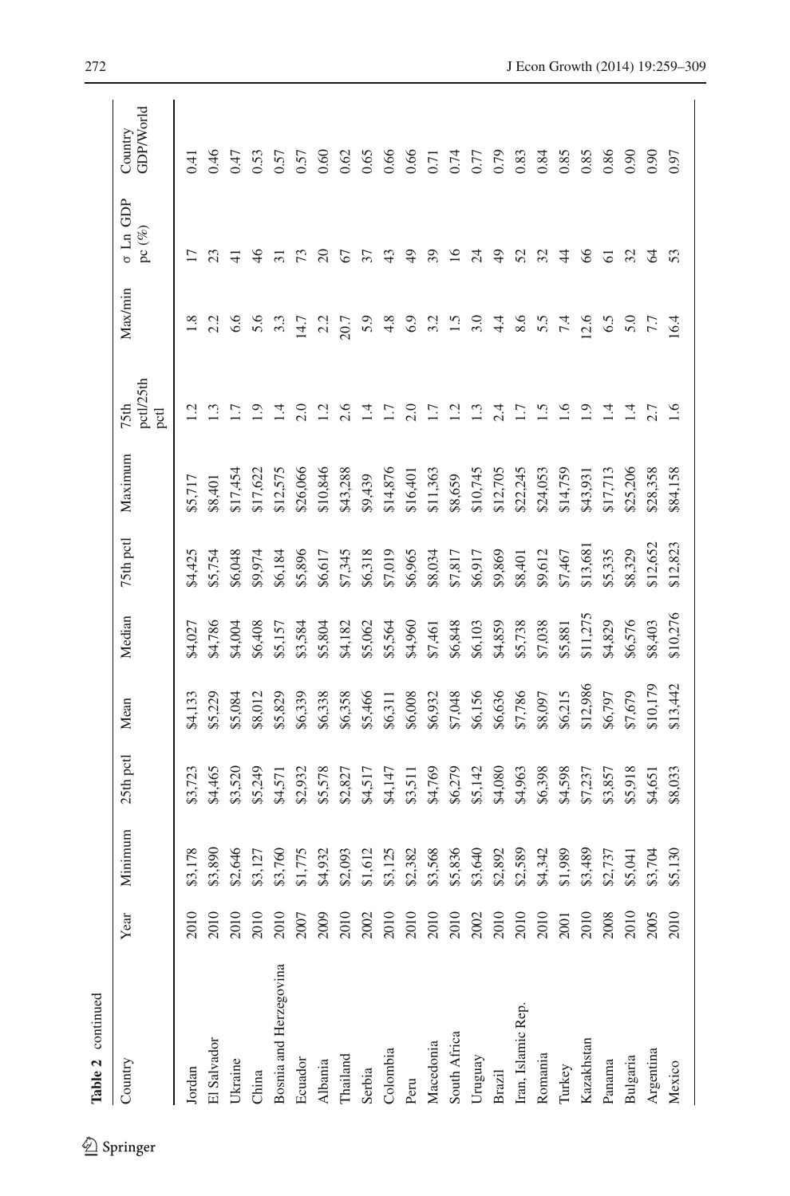**Table 2** continued

| Country | Year | Minimum | 25th pctl | Mean | Median | 75th pctl | Maximum | 75th pctl/25th pctl | Max/min | σ Ln GDP pc (%) | Country GDP/World |
|---|---|---|---|---|---|---|---|---|---|---|---|
| Jordan | 2010 | $3,178 | $3,723 | $4,133 | $4,027 | $4,425 | $5,717 | 1.2 | 1.8 | 17 | 0.41 |
| El Salvador | 2010 | $3,890 | $4,465 | $5,229 | $4,786 | $5,754 | $8,401 | 1.3 | 2.2 | 23 | 0.46 |
| Ukraine | 2010 | $2,646 | $3,520 | $5,084 | $4,004 | $6,048 | $17,454 | 1.7 | 6.6 | 41 | 0.47 |
| China | 2010 | $3,127 | $5,249 | $8,012 | $6,408 | $9,974 | $17,622 | 1.9 | 5.6 | 46 | 0.53 |
| Bosnia and Herzegovina | 2010 | $3,760 | $4,571 | $5,829 | $5,157 | $6,184 | $12,575 | 1.4 | 3.3 | 31 | 0.57 |
| Ecuador | 2007 | $1,775 | $2,932 | $6,339 | $3,584 | $5,896 | $26,066 | 2.0 | 14.7 | 73 | 0.57 |
| Albania | 2009 | $4,932 | $5,578 | $6,338 | $5,804 | $6,617 | $10,846 | 1.2 | 2.2 | 20 | 0.60 |
| Thailand | 2010 | $2,093 | $2,827 | $6,358 | $4,182 | $7,345 | $43,288 | 2.6 | 20.7 | 67 | 0.62 |
| Serbia | 2002 | $1,612 | $4,517 | $5,466 | $5,062 | $6,318 | $9,439 | 1.4 | 5.9 | 37 | 0.65 |
| Colombia | 2010 | $3,125 | $4,147 | $6,311 | $5,564 | $7,019 | $14,876 | 1.7 | 4.8 | 43 | 0.66 |
| Peru | 2010 | $2,382 | $3,511 | $6,008 | $4,960 | $6,965 | $16,401 | 2.0 | 6.9 | 49 | 0.66 |
| Macedonia | 2010 | $3,568 | $4,769 | $6,932 | $7,461 | $8,034 | $11,363 | 1.7 | 3.2 | 39 | 0.71 |
| South Africa | 2010 | $5,836 | $6,279 | $7,048 | $6,848 | $7,817 | $8,659 | 1.2 | 1.5 | 16 | 0.74 |
| Uruguay | 2002 | $3,640 | $5,142 | $6,156 | $6,103 | $6,917 | $10,745 | 1.3 | 3.0 | 24 | 0.77 |
| Brazil | 2010 | $2,892 | $4,080 | $6,636 | $4,859 | $9,869 | $12,705 | 2.4 | 4.4 | 49 | 0.79 |
| Iran, Islamic Rep. | 2010 | $2,589 | $4,963 | $7,786 | $5,738 | $8,401 | $22,245 | 1.7 | 8.6 | 52 | 0.83 |
| Romania | 2010 | $4,342 | $6,398 | $8,097 | $7,038 | $9,612 | $24,053 | 1.5 | 5.5 | 32 | 0.84 |
| Turkey | 2001 | $1,989 | $4,598 | $6,215 | $5,881 | $7,467 | $14,759 | 1.6 | 7.4 | 44 | 0.85 |
| Kazakhstan | 2010 | $3,489 | $7,237 | $12,986 | $11,275 | $13,681 | $43,931 | 1.9 | 12.6 | 66 | 0.85 |
| Panama | 2008 | $2,737 | $3,857 | $6,797 | $4,829 | $5,335 | $17,713 | 1.4 | 6.5 | 61 | 0.86 |
| Bulgaria | 2010 | $5,041 | $5,918 | $7,679 | $6,576 | $8,329 | $25,206 | 1.4 | 5.0 | 32 | 0.90 |
| Argentina | 2005 | $3,704 | $4,651 | $10,179 | $8,403 | $12,652 | $28,358 | 2.7 | 7.7 | 64 | 0.90 |
| Mexico | 2010 | $5,130 | $8,033 | $13,442 | $10,276 | $12,823 | $84,158 | 1.6 | 16.4 | 53 | 0.97 |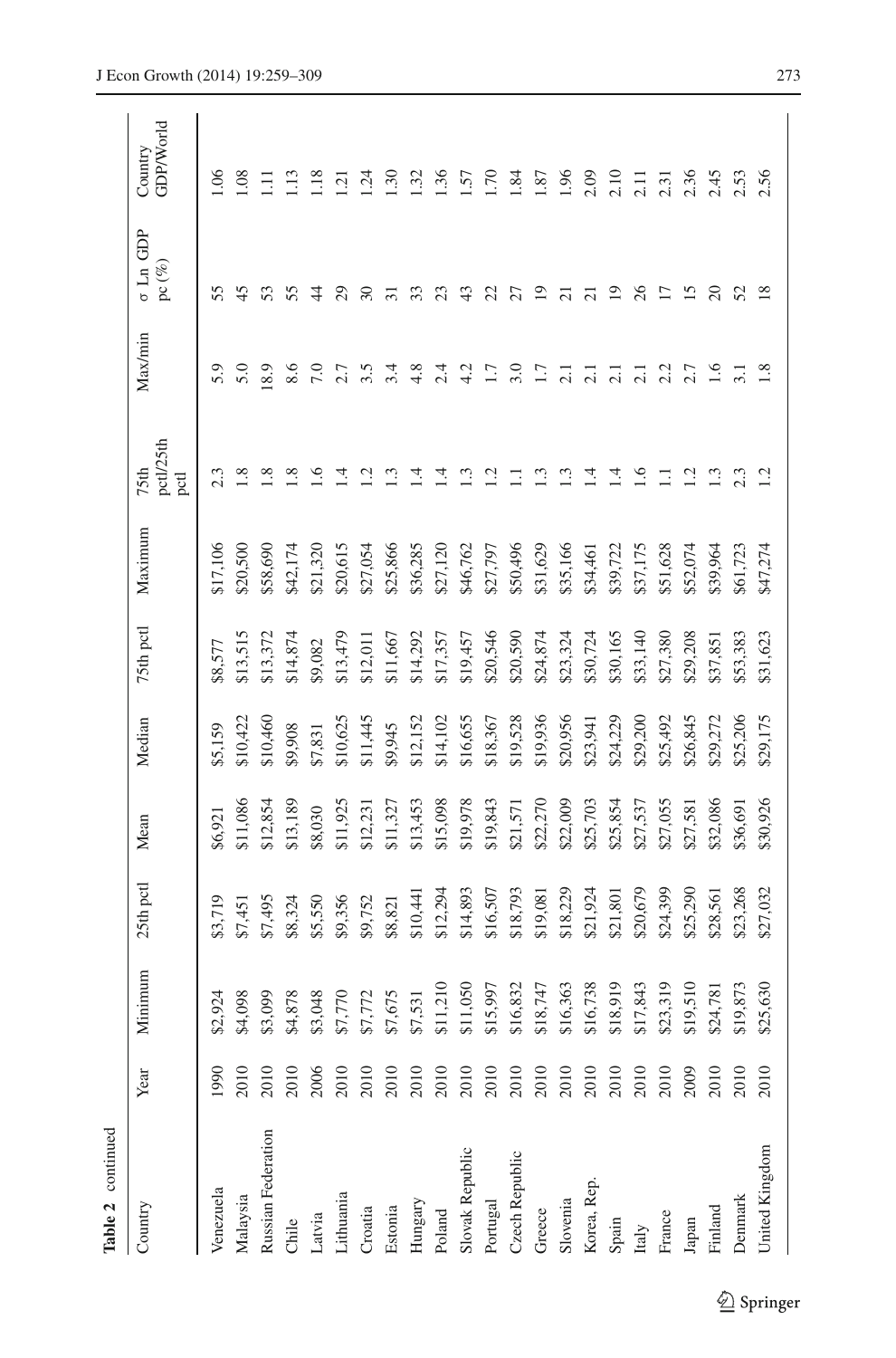**Table 2** continued

| Country | Year | Minimum | 25th pctl | Mean | Median | 75th pctl | Maximum | 75th pctl/25th pctl | Max/min | σ Ln GDP pc (%) | Country GDP/World |
|---|---|---|---|---|---|---|---|---|---|---|---|
| Venezuela | 1990 | $2,924 | $3,719 | $6,921 | $5,159 | $8,577 | $17,106 | 2.3 | 5.9 | 55 | 1.06 |
| Malaysia | 2010 | $4,098 | $7,451 | $11,086 | $10,422 | $13,515 | $20,500 | 1.8 | 5.0 | 45 | 1.08 |
| Russian Federation | 2010 | $3,099 | $7,495 | $12,854 | $10,460 | $13,372 | $58,690 | 1.8 | 18.9 | 53 | 1.11 |
| Chile | 2010 | $4,878 | $8,324 | $13,189 | $9,908 | $14,874 | $42,174 | 1.8 | 8.6 | 55 | 1.13 |
| Latvia | 2006 | $3,048 | $5,550 | $8,030 | $7,831 | $9,082 | $21,320 | 1.6 | 7.0 | 44 | 1.18 |
| Lithuania | 2010 | $7,770 | $9,356 | $11,925 | $10,625 | $13,479 | $20,615 | 1.4 | 2.7 | 29 | 1.21 |
| Croatia | 2010 | $7,772 | $9,752 | $12,231 | $11,445 | $12,011 | $27,054 | 1.2 | 3.5 | 30 | 1.24 |
| Estonia | 2010 | $7,675 | $8,821 | $11,327 | $9,945 | $11,667 | $25,866 | 1.3 | 3.4 | 31 | 1.30 |
| Hungary | 2010 | $7,531 | $10,441 | $13,453 | $12,152 | $14,292 | $36,285 | 1.4 | 4.8 | 33 | 1.32 |
| Poland | 2010 | $11,210 | $12,294 | $15,098 | $14,102 | $17,357 | $27,120 | 1.4 | 2.4 | 23 | 1.36 |
| Slovak Republic | 2010 | $11,050 | $14,893 | $19,978 | $16,655 | $19,457 | $46,762 | 1.3 | 4.2 | 43 | 1.57 |
| Portugal | 2010 | $15,997 | $16,507 | $19,843 | $18,367 | $20,546 | $27,797 | 1.2 | 1.7 | 22 | 1.70 |
| Czech Republic | 2010 | $16,832 | $18,793 | $21,571 | $19,528 | $20,590 | $50,496 | 1.1 | 3.0 | 27 | 1.84 |
| Greece | 2010 | $18,747 | $19,081 | $22,270 | $19,936 | $24,874 | $31,629 | 1.3 | 1.7 | 19 | 1.87 |
| Slovenia | 2010 | $16,363 | $18,229 | $22,009 | $20,956 | $23,324 | $35,166 | 1.3 | 2.1 | 21 | 1.96 |
| Korea, Rep. | 2010 | $16,738 | $21,924 | $25,703 | $23,941 | $30,724 | $34,461 | 1.4 | 2.1 | 21 | 2.09 |
| Spain | 2010 | $18,919 | $21,801 | $25,854 | $24,229 | $30,165 | $39,722 | 1.4 | 2.1 | 19 | 2.10 |
| Italy | 2010 | $17,843 | $20,679 | $27,537 | $29,200 | $33,140 | $37,175 | 1.6 | 2.1 | 26 | 2.11 |
| France | 2010 | $23,319 | $24,399 | $27,055 | $25,492 | $27,380 | $51,628 | 1.1 | 2.2 | 17 | 2.31 |
| Japan | 2009 | $19,510 | $25,290 | $27,581 | $26,845 | $29,208 | $52,074 | 1.2 | 2.7 | 15 | 2.36 |
| Finland | 2010 | $24,781 | $28,561 | $32,086 | $29,272 | $37,851 | $39,964 | 1.3 | 1.6 | 20 | 2.45 |
| Denmark | 2010 | $19,873 | $23,268 | $36,691 | $25,206 | $53,383 | $61,723 | 2.3 | 3.1 | 52 | 2.53 |
| United Kingdom | 2010 | $25,630 | $27,032 | $30,926 | $29,175 | $31,623 | $47,274 | 1.2 | 1.8 | 18 | 2.56 |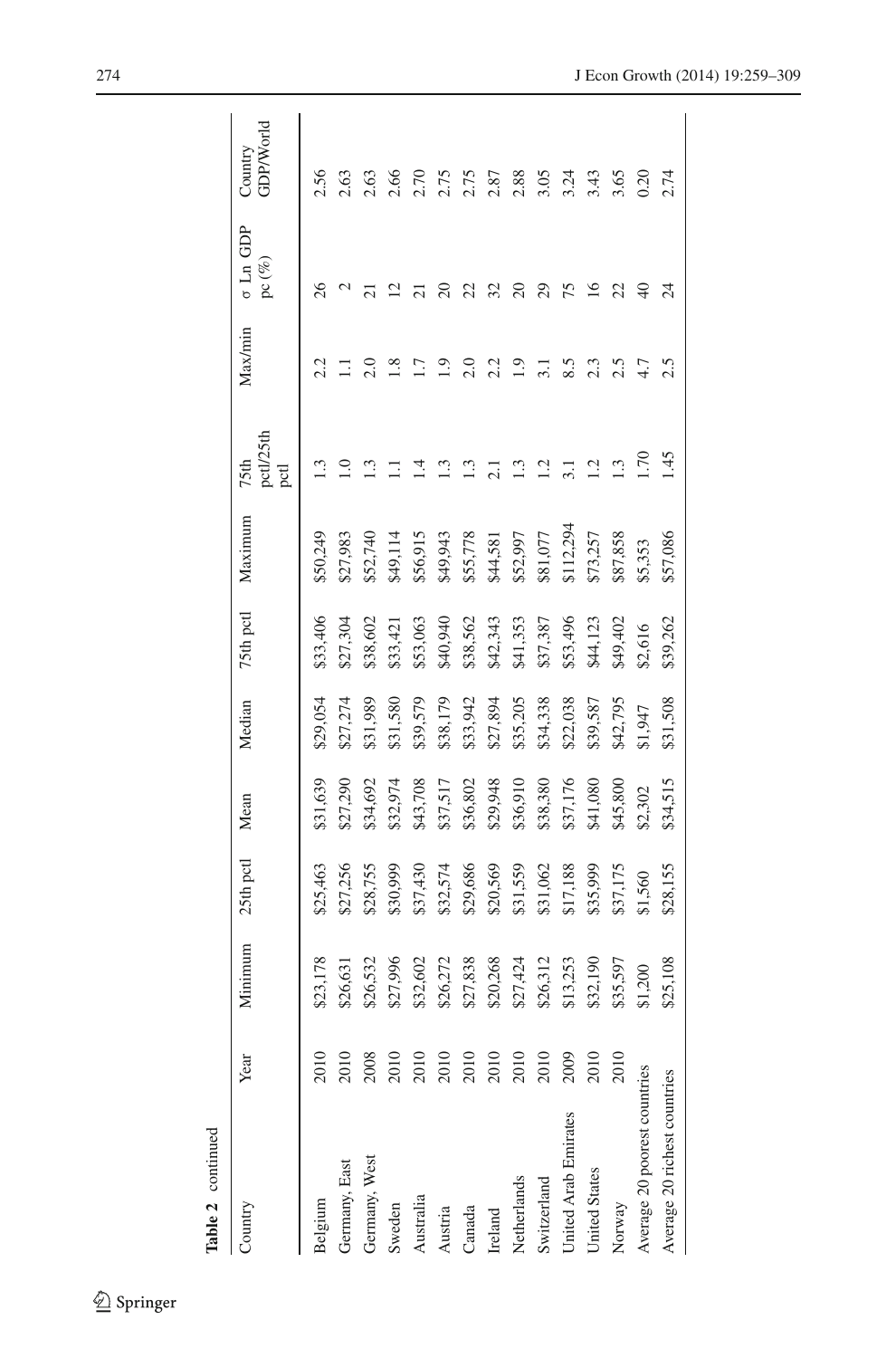**Table 2** continued

| Country | Year | Minimum | 25th pctl | Mean | Median | 75th pctl | Maximum | 75th pctl/25th pctl | Max/min | σ Ln GDP pc (%) | Country GDP/World |
|---|---|---|---|---|---|---|---|---|---|---|---|
| Belgium | 2010 | $23,178 | $25,463 | $31,639 | $29,054 | $33,406 | $50,249 | 1.3 | 2.2 | 26 | 2.56 |
| Germany, East | 2010 | $26,631 | $27,256 | $27,290 | $27,274 | $27,304 | $27,983 | 1.0 | 1.1 | 2 | 2.63 |
| Germany, West | 2008 | $26,532 | $28,755 | $34,692 | $31,989 | $38,602 | $52,740 | 1.3 | 2.0 | 21 | 2.63 |
| Sweden | 2010 | $27,996 | $30,999 | $32,974 | $31,580 | $33,421 | $49,114 | 1.1 | 1.8 | 12 | 2.66 |
| Australia | 2010 | $32,602 | $37,430 | $43,708 | $39,579 | $53,063 | $56,915 | 1.4 | 1.7 | 21 | 2.70 |
| Austria | 2010 | $26,272 | $32,574 | $37,517 | $38,179 | $40,940 | $49,943 | 1.3 | 1.9 | 20 | 2.75 |
| Canada | 2010 | $27,838 | $29,686 | $36,802 | $33,942 | $38,562 | $55,778 | 1.3 | 2.0 | 22 | 2.75 |
| Ireland | 2010 | $20,268 | $20,569 | $29,948 | $27,894 | $42,343 | $44,581 | 2.1 | 2.2 | 32 | 2.87 |
| Netherlands | 2010 | $27,424 | $31,559 | $36,910 | $35,205 | $41,353 | $52,997 | 1.3 | 1.9 | 20 | 2.88 |
| Switzerland | 2010 | $26,312 | $31,062 | $38,380 | $34,338 | $37,387 | $81,077 | 1.2 | 3.1 | 29 | 3.05 |
| United Arab Emirates | 2009 | $13,253 | $17,188 | $37,176 | $22,038 | $53,496 | $112,294 | 3.1 | 8.5 | 75 | 3.24 |
| United States | 2010 | $32,190 | $35,999 | $41,080 | $39,587 | $44,123 | $73,257 | 1.2 | 2.3 | 16 | 3.43 |
| Norway | 2010 | $35,597 | $37,175 | $45,800 | $42,795 | $49,402 | $87,858 | 1.3 | 2.5 | 22 | 3.65 |
| Average 20 poorest countries | | $1,200 | $1,560 | $2,302 | $1,947 | $2,616 | $5,353 | 1.70 | 4.7 | 40 | 0.20 |
| Average 20 richest countries | | $25,108 | $28,155 | $34,515 | $31,508 | $39,262 | $57,086 | 1.45 | 2.5 | 24 | 2.74 |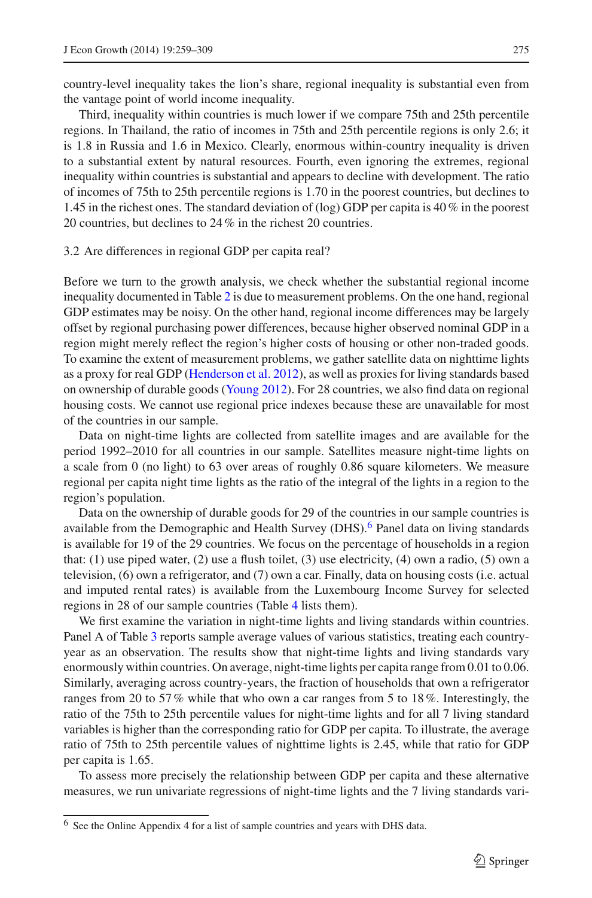country-level inequality takes the lion's share, regional inequality is substantial even from the vantage point of world income inequality.

Third, inequality within countries is much lower if we compare 75th and 25th percentile regions. In Thailand, the ratio of incomes in 75th and 25th percentile regions is only 2.6; it is 1.8 in Russia and 1.6 in Mexico. Clearly, enormous within-country inequality is driven to a substantial extent by natural resources. Fourth, even ignoring the extremes, regional inequality within countries is substantial and appears to decline with development. The ratio of incomes of 75th to 25th percentile regions is 1.70 in the poorest countries, but declines to 1.45 in the richest ones. The standard deviation of (log) GDP per capita is 40 % in the poorest 20 countries, but declines to 24 % in the richest 20 countries.

## 3.2 Are differences in regional GDP per capita real?

Before we turn to the growth analysis, we check whether the substantial regional income inequality documented in Table 2 is due to measurement problems. On the one hand, regional GDP estimates may be noisy. On the other hand, regional income differences may be largely offset by regional purchasing power differences, because higher observed nominal GDP in a region might merely reflect the region's higher costs of housing or other non-traded goods. To examine the extent of measurement problems, we gather satellite data on nighttime lights as a proxy for real GDP (Henderson et al. 2012), as well as proxies for living standards based on ownership of durable goods (Young 2012). For 28 countries, we also find data on regional housing costs. We cannot use regional price indexes because these are unavailable for most of the countries in our sample.

Data on night-time lights are collected from satellite images and are available for the period 1992–2010 for all countries in our sample. Satellites measure night-time lights on a scale from 0 (no light) to 63 over areas of roughly 0.86 square kilometers. We measure regional per capita night time lights as the ratio of the integral of the lights in a region to the region's population.

Data on the ownership of durable goods for 29 of the countries in our sample countries is available from the Demographic and Health Survey (DHS).[6] Panel data on living standards is available for 19 of the 29 countries. We focus on the percentage of households in a region that: (1) use piped water, (2) use a flush toilet, (3) use electricity, (4) own a radio, (5) own a television, (6) own a refrigerator, and (7) own a car. Finally, data on housing costs (i.e. actual and imputed rental rates) is available from the Luxembourg Income Survey for selected regions in 28 of our sample countries (Table 4 lists them).

We first examine the variation in night-time lights and living standards within countries. Panel A of Table 3 reports sample average values of various statistics, treating each country-year as an observation. The results show that night-time lights and living standards vary enormously within countries. On average, night-time lights per capita range from 0.01 to 0.06. Similarly, averaging across country-years, the fraction of households that own a refrigerator ranges from 20 to 57 % while that who own a car ranges from 5 to 18 %. Interestingly, the ratio of the 75th to 25th percentile values for night-time lights and for all 7 living standard variables is higher than the corresponding ratio for GDP per capita. To illustrate, the average ratio of 75th to 25th percentile values of nighttime lights is 2.45, while that ratio for GDP per capita is 1.65.

To assess more precisely the relationship between GDP per capita and these alternative measures, we run univariate regressions of night-time lights and the 7 living standards vari-

[6] See the Online Appendix 4 for a list of sample countries and years with DHS data.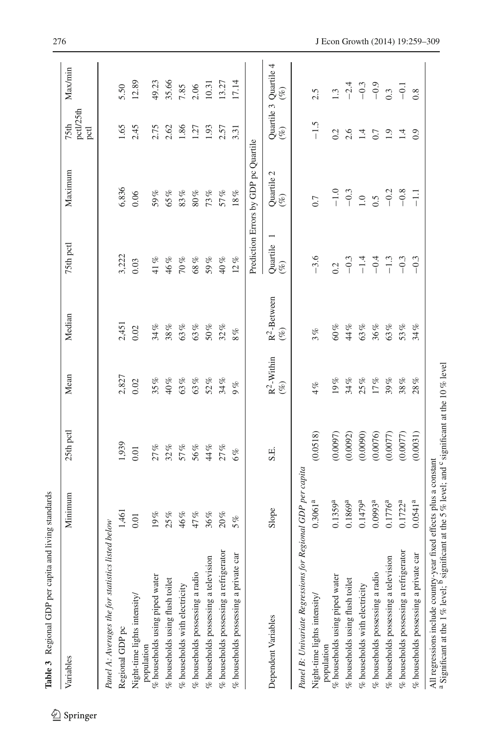**Table 3** Regional GDP per capita and living standards

| Variables | Minimum | 25th pctl | Mean | Median | 75th pctl | Maximum | 75th pctl/25th pctl | Max/min |
|---|---|---|---|---|---|---|---|---|
| *Panel A: Averages the for statistics listed below* | | | | | | | | |
| Regional GDP pc | 1,461 | 1,939 | 2,827 | 2,451 | 3,222 | 6,836 | 1.65 | 5.50 |
| Night-time lights intensity/ population | 0.01 | 0.01 | 0.02 | 0.02 | 0.03 | 0.06 | 2.45 | 12.89 |
| % households using piped water | 19 % | 27 % | 35 % | 34 % | 41 % | 59 % | 2.75 | 49.23 |
| % households using flush toilet | 25 % | 32 % | 40 % | 38 % | 46 % | 65 % | 2.62 | 35.66 |
| % households with electricity | 46 % | 57 % | 63 % | 63 % | 70 % | 83 % | 1.86 | 7.85 |
| % households possessing a radio | 47 % | 56 % | 63 % | 63 % | 68 % | 80 % | 1.27 | 2.06 |
| % households possessing a television | 36 % | 44 % | 52 % | 50 % | 59 % | 73 % | 1.93 | 10.31 |
| % households possessing a refrigerator | 20 % | 27 % | 34 % | 32 % | 40 % | 57 % | 2.57 | 13.27 |
| % households possessing a private car | 5 % | 6 % | 9 % | 8 % | 12 % | 18 % | 3.31 | 17.14 |

| Dependent Variables | Slope | S.E. | $R^2$-Within (%) | $R^2$-Between (%) | Prediction Errors by GDP pc Quartile: Quartile 1 (%) | Quartile 2 (%) | Quartile 3 (%) | Quartile 4 (%) |
|---|---|---|---|---|---|---|---|---|
| *Panel B: Univariate Regressions for Regional GDP per capita* | | | | | | | | |
| Night-time lights intensity/ population | 0.3061[a] | (0.0518) | 4 % | 3 % | −3.6 | 0.7 | −1.5 | 2.5 |
| % households using piped water | 0.1359[a] | (0.0097) | 19 % | 60 % | 0.2 | −1.0 | 0.2 | 1.3 |
| % households using flush toilet | 0.1869[a] | (0.0092) | 34 % | 44 % | −0.3 | −0.3 | 2.6 | −2.4 |
| % households with electricity | 0.1479[a] | (0.0090) | 25 % | 63 % | −1.4 | 1.0 | 1.4 | −0.3 |
| % households possessing a radio | 0.0993[a] | (0.0076) | 17 % | 36 % | −0.4 | 0.5 | 0.7 | −0.9 |
| % households possessing a television | 0.1776[a] | (0.0077) | 39 % | 63 % | −1.3 | −0.2 | 1.9 | 0.3 |
| % households possessing a refrigerator | 0.1722[a] | (0.0077) | 38 % | 53 % | −0.3 | −0.8 | 1.4 | −0.1 |
| % households possessing a private car | 0.0541[a] | (0.0031) | 28 % | 34 % | −0.3 | −1.1 | 0.9 | 0.8 |

All regressions include country-year fixed effects plus a constant

[a] Significant at the 1 % level; [b] significant at the 5 % level; and [c] significant at the 10 % level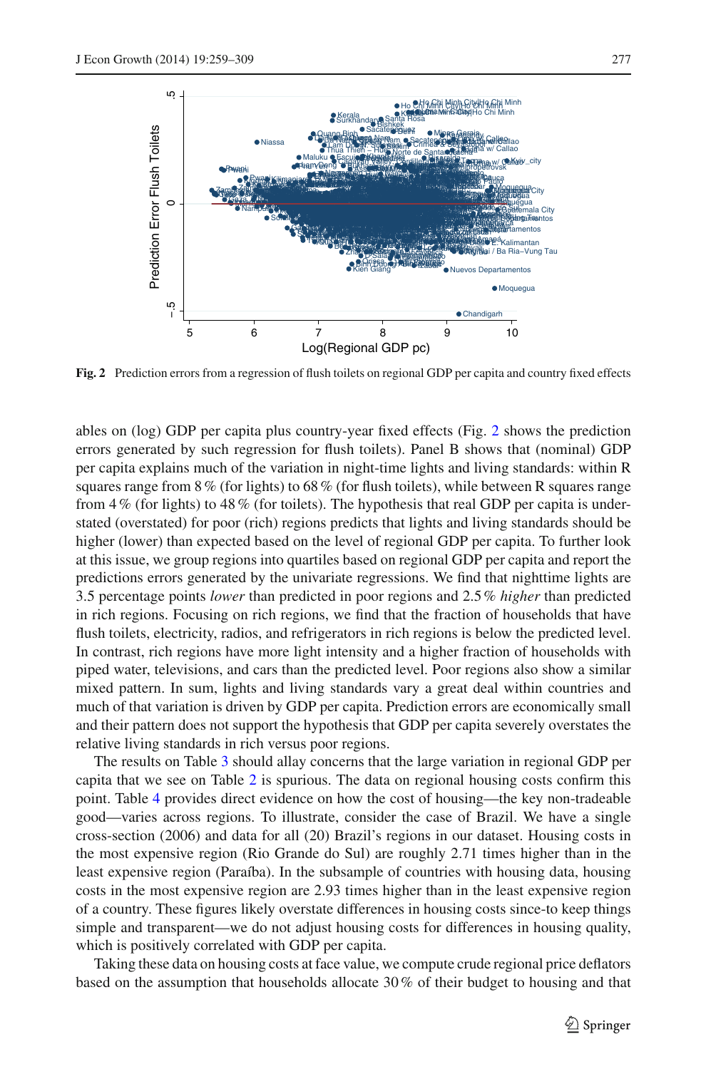**Fig. 2** Prediction errors from a regression of flush toilets on regional GDP per capita and country fixed effects

ables on (log) GDP per capita plus country-year fixed effects (Fig. 2 shows the prediction errors generated by such regression for flush toilets). Panel B shows that (nominal) GDP per capita explains much of the variation in night-time lights and living standards: within R squares range from 8 % (for lights) to 68 % (for flush toilets), while between R squares range from 4 % (for lights) to 48 % (for toilets). The hypothesis that real GDP per capita is understated (overstated) for poor (rich) regions predicts that lights and living standards should be higher (lower) than expected based on the level of regional GDP per capita. To further look at this issue, we group regions into quartiles based on regional GDP per capita and report the predictions errors generated by the univariate regressions. We find that nighttime lights are 3.5 percentage points *lower* than predicted in poor regions and 2.5 % *higher* than predicted in rich regions. Focusing on rich regions, we find that the fraction of households that have flush toilets, electricity, radios, and refrigerators in rich regions is below the predicted level. In contrast, rich regions have more light intensity and a higher fraction of households with piped water, televisions, and cars than the predicted level. Poor regions also show a similar mixed pattern. In sum, lights and living standards vary a great deal within countries and much of that variation is driven by GDP per capita. Prediction errors are economically small and their pattern does not support the hypothesis that GDP per capita severely overstates the relative living standards in rich versus poor regions.

The results on Table 3 should allay concerns that the large variation in regional GDP per capita that we see on Table 2 is spurious. The data on regional housing costs confirm this point. Table 4 provides direct evidence on how the cost of housing—the key non-tradeable good—varies across regions. To illustrate, consider the case of Brazil. We have a single cross-section (2006) and data for all (20) Brazil's regions in our dataset. Housing costs in the most expensive region (Rio Grande do Sul) are roughly 2.71 times higher than in the least expensive region (Paraíba). In the subsample of countries with housing data, housing costs in the most expensive region are 2.93 times higher than in the least expensive region of a country. These figures likely overstate differences in housing costs since-to keep things simple and transparent—we do not adjust housing costs for differences in housing quality, which is positively correlated with GDP per capita.

Taking these data on housing costs at face value, we compute crude regional price deflators based on the assumption that households allocate 30 % of their budget to housing and that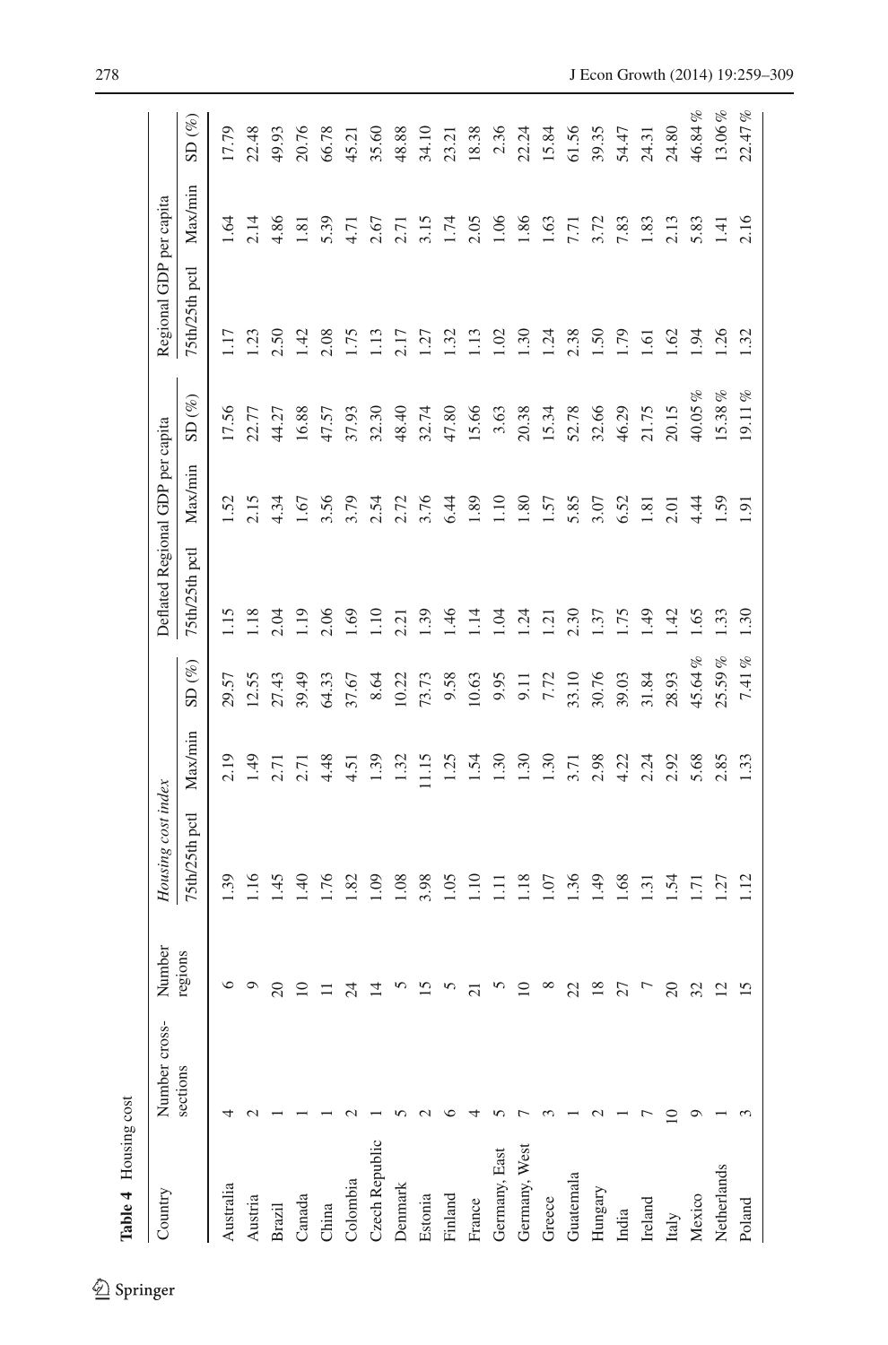**Table 4** Housing cost

| Country | Number cross-sections | Number regions | *Housing cost index* | | | Deflated Regional GDP per capita | | | Regional GDP per capita | | |
|---|---|---|---|---|---|---|---|---|---|---|---|
| | | | 75th/25th pctl | Max/min | SD (%) | 75th/25th pctl | Max/min | SD (%) | 75th/25th pctl | Max/min | SD (%) |
| Australia | 4 | 6 | 1.39 | 2.19 | 29.57 | 1.15 | 1.52 | 17.56 | 1.17 | 1.64 | 17.79 |
| Austria | 2 | 9 | 1.16 | 1.49 | 12.55 | 1.18 | 2.15 | 22.77 | 1.23 | 2.14 | 22.48 |
| Brazil | 1 | 20 | 1.45 | 2.71 | 27.43 | 2.04 | 4.34 | 44.27 | 2.50 | 4.86 | 49.93 |
| Canada | 1 | 10 | 1.40 | 2.71 | 39.49 | 1.19 | 1.67 | 16.88 | 1.42 | 1.81 | 20.76 |
| China | 1 | 11 | 1.76 | 4.48 | 64.33 | 2.06 | 3.56 | 47.57 | 2.08 | 5.39 | 66.78 |
| Colombia | 2 | 24 | 1.82 | 4.51 | 37.67 | 1.69 | 3.79 | 37.93 | 1.75 | 4.71 | 45.21 |
| Czech Republic | 1 | 14 | 1.09 | 1.39 | 8.64 | 1.10 | 2.54 | 32.30 | 1.13 | 2.67 | 35.60 |
| Denmark | 5 | 5 | 1.08 | 1.32 | 10.22 | 2.21 | 2.72 | 48.40 | 2.17 | 2.71 | 48.88 |
| Estonia | 2 | 15 | 3.98 | 11.15 | 73.73 | 1.39 | 3.76 | 32.74 | 1.27 | 3.15 | 34.10 |
| Finland | 6 | 5 | 1.05 | 1.25 | 9.58 | 1.46 | 6.44 | 47.80 | 1.32 | 1.74 | 23.21 |
| France | 4 | 21 | 1.10 | 1.54 | 10.63 | 1.14 | 1.89 | 15.66 | 1.13 | 2.05 | 18.38 |
| Germany, East | 5 | 5 | 1.11 | 1.30 | 9.95 | 1.04 | 1.10 | 3.63 | 1.02 | 1.06 | 2.36 |
| Germany, West | 7 | 10 | 1.18 | 1.30 | 9.11 | 1.24 | 1.80 | 20.38 | 1.30 | 1.86 | 22.24 |
| Greece | 3 | 8 | 1.07 | 1.30 | 7.72 | 1.21 | 1.57 | 15.34 | 1.24 | 1.63 | 15.84 |
| Guatemala | 1 | 22 | 1.36 | 3.71 | 33.10 | 2.30 | 5.85 | 52.78 | 2.38 | 7.71 | 61.56 |
| Hungary | 2 | 18 | 1.49 | 2.98 | 30.76 | 1.37 | 3.07 | 32.66 | 1.50 | 3.72 | 39.35 |
| India | 1 | 27 | 1.68 | 4.22 | 39.03 | 1.75 | 6.52 | 46.29 | 1.79 | 7.83 | 54.47 |
| Ireland | 7 | 7 | 1.31 | 2.24 | 31.84 | 1.49 | 1.81 | 21.75 | 1.61 | 1.83 | 24.31 |
| Italy | 10 | 20 | 1.54 | 2.92 | 28.93 | 1.42 | 2.01 | 20.15 | 1.62 | 2.13 | 24.80 |
| Mexico | 9 | 32 | 1.71 | 5.68 | 45.64 % | 1.65 | 4.44 | 40.05 % | 1.94 | 5.83 | 46.84 % |
| Netherlands | 1 | 12 | 1.27 | 2.85 | 25.59 % | 1.33 | 1.59 | 15.38 % | 1.26 | 1.41 | 13.06 % |
| Poland | 3 | 15 | 1.12 | 1.33 | 7.41 % | 1.30 | 1.91 | 19.11 % | 1.32 | 2.16 | 22.47 % |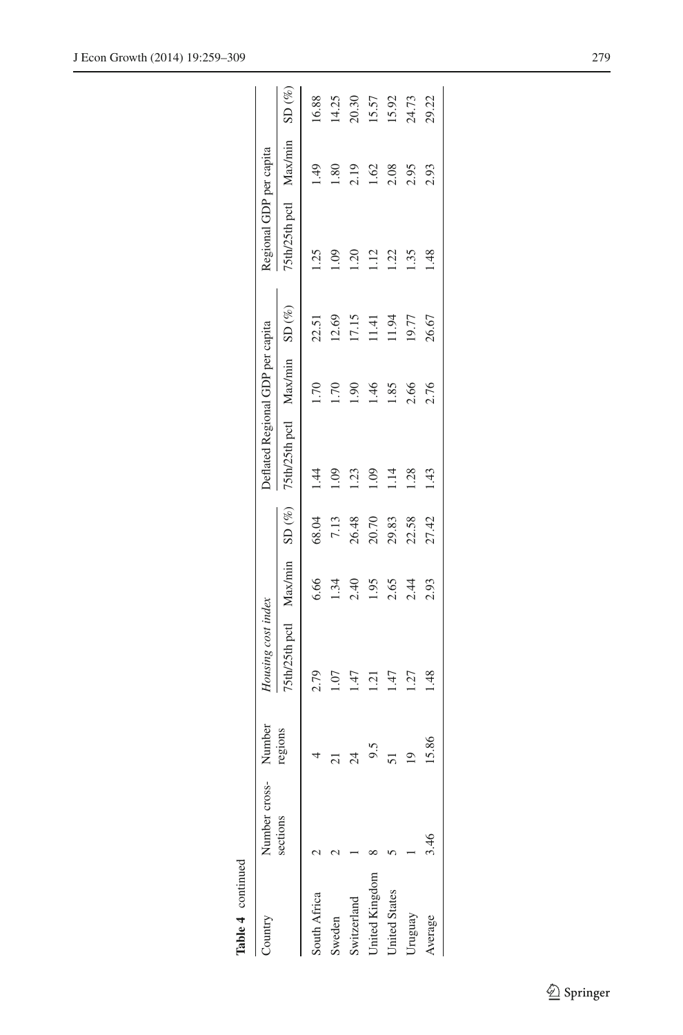**Table 4** continued

| Country | Number cross-sections | Number regions | *Housing cost index* | | | Deflated Regional GDP per capita | | | Regional GDP per capita | | |
|---|---|---|---|---|---|---|---|---|---|---|---|
| | | | 75th/25th pctl | Max/min | SD (%) | 75th/25th pctl | Max/min | SD (%) | 75th/25th pctl | Max/min | SD (%) |
| South Africa | 2 | 4 | 2.79 | 6.66 | 68.04 | 1.44 | 1.70 | 22.51 | 1.25 | 1.49 | 16.88 |
| Sweden | 2 | 21 | 1.07 | 1.34 | 7.13 | 1.09 | 1.70 | 12.69 | 1.09 | 1.80 | 14.25 |
| Switzerland | 1 | 24 | 1.47 | 2.40 | 26.48 | 1.23 | 1.90 | 17.15 | 1.20 | 2.19 | 20.30 |
| United Kingdom | 8 | 9.5 | 1.21 | 1.95 | 20.70 | 1.09 | 1.46 | 11.41 | 1.12 | 1.62 | 15.57 |
| United States | 5 | 51 | 1.47 | 2.65 | 29.83 | 1.14 | 1.85 | 11.94 | 1.22 | 2.08 | 15.92 |
| Uruguay | 1 | 19 | 1.27 | 2.44 | 22.58 | 1.28 | 2.66 | 19.77 | 1.35 | 2.95 | 24.73 |
| Average | 3.46 | 15.86 | 1.48 | 2.93 | 27.42 | 1.43 | 2.76 | 26.67 | 1.48 | 2.93 | 29.22 |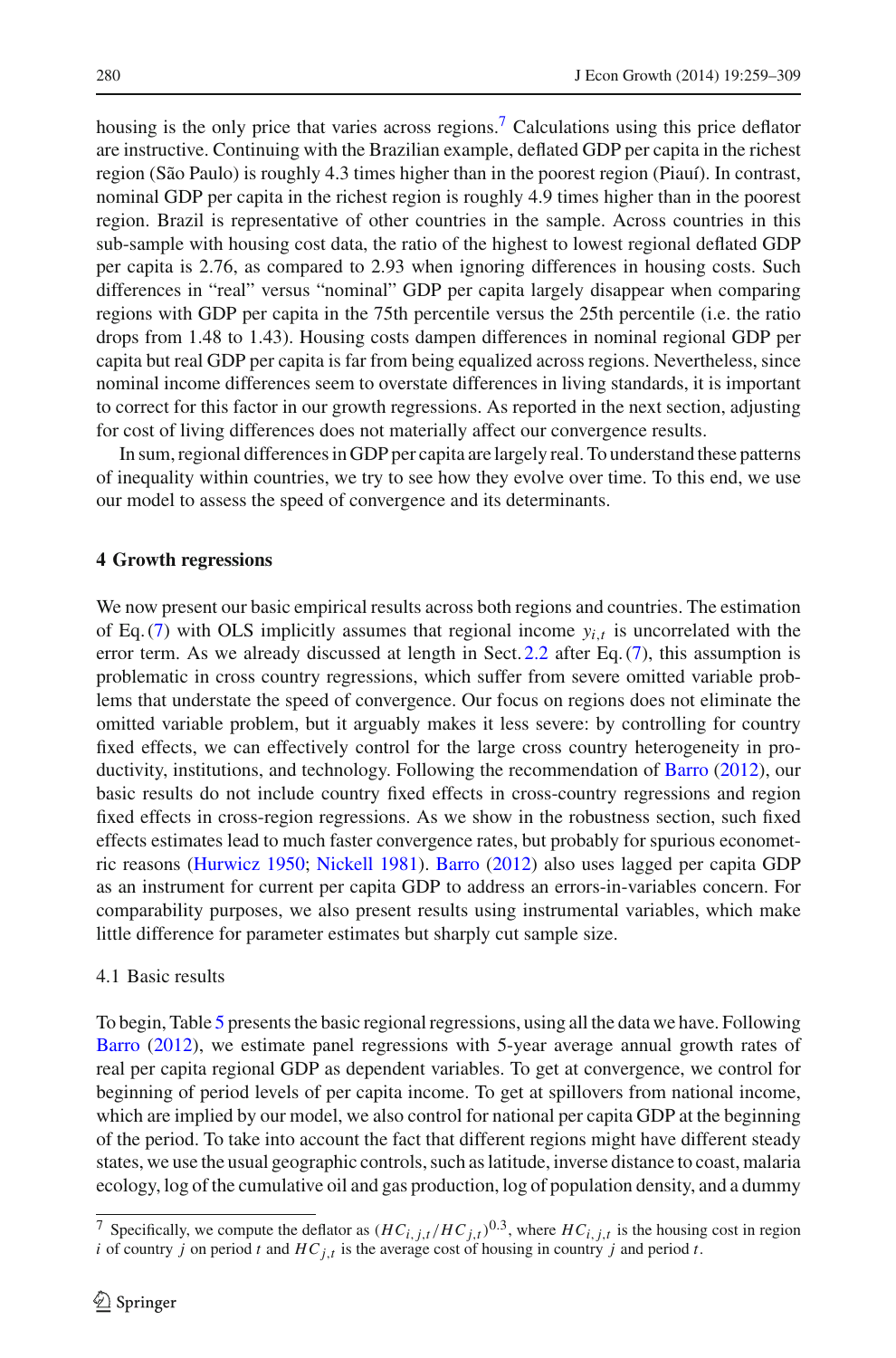housing is the only price that varies across regions.[7] Calculations using this price deflator are instructive. Continuing with the Brazilian example, deflated GDP per capita in the richest region (São Paulo) is roughly 4.3 times higher than in the poorest region (Piauí). In contrast, nominal GDP per capita in the richest region is roughly 4.9 times higher than in the poorest region. Brazil is representative of other countries in the sample. Across countries in this sub-sample with housing cost data, the ratio of the highest to lowest regional deflated GDP per capita is 2.76, as compared to 2.93 when ignoring differences in housing costs. Such differences in "real" versus "nominal" GDP per capita largely disappear when comparing regions with GDP per capita in the 75th percentile versus the 25th percentile (i.e. the ratio drops from 1.48 to 1.43). Housing costs dampen differences in nominal regional GDP per capita but real GDP per capita is far from being equalized across regions. Nevertheless, since nominal income differences seem to overstate differences in living standards, it is important to correct for this factor in our growth regressions. As reported in the next section, adjusting for cost of living differences does not materially affect our convergence results.

In sum, regional differences in GDP per capita are largely real. To understand these patterns of inequality within countries, we try to see how they evolve over time. To this end, we use our model to assess the speed of convergence and its determinants.

## 4 Growth regressions

We now present our basic empirical results across both regions and countries. The estimation of Eq. (7) with OLS implicitly assumes that regional income $y_{i,t}$ is uncorrelated with the error term. As we already discussed at length in Sect. 2.2 after Eq. (7), this assumption is problematic in cross country regressions, which suffer from severe omitted variable problems that understate the speed of convergence. Our focus on regions does not eliminate the omitted variable problem, but it arguably makes it less severe: by controlling for country fixed effects, we can effectively control for the large cross country heterogeneity in productivity, institutions, and technology. Following the recommendation of Barro (2012), our basic results do not include country fixed effects in cross-country regressions and region fixed effects in cross-region regressions. As we show in the robustness section, such fixed effects estimates lead to much faster convergence rates, but probably for spurious econometric reasons (Hurwicz 1950; Nickell 1981). Barro (2012) also uses lagged per capita GDP as an instrument for current per capita GDP to address an errors-in-variables concern. For comparability purposes, we also present results using instrumental variables, which make little difference for parameter estimates but sharply cut sample size.

### 4.1 Basic results

To begin, Table 5 presents the basic regional regressions, using all the data we have. Following Barro (2012), we estimate panel regressions with 5-year average annual growth rates of real per capita regional GDP as dependent variables. To get at convergence, we control for beginning of period levels of per capita income. To get at spillovers from national income, which are implied by our model, we also control for national per capita GDP at the beginning of the period. To take into account the fact that different regions might have different steady states, we use the usual geographic controls, such as latitude, inverse distance to coast, malaria ecology, log of the cumulative oil and gas production, log of population density, and a dummy

[7] Specifically, we compute the deflator as $(HC_{i,j,t}/HC_{j,t})^{0.3}$, where $HC_{i,j,t}$ is the housing cost in region $i$ of country $j$ on period $t$ and $HC_{j,t}$ is the average cost of housing in country $j$ and period $t$.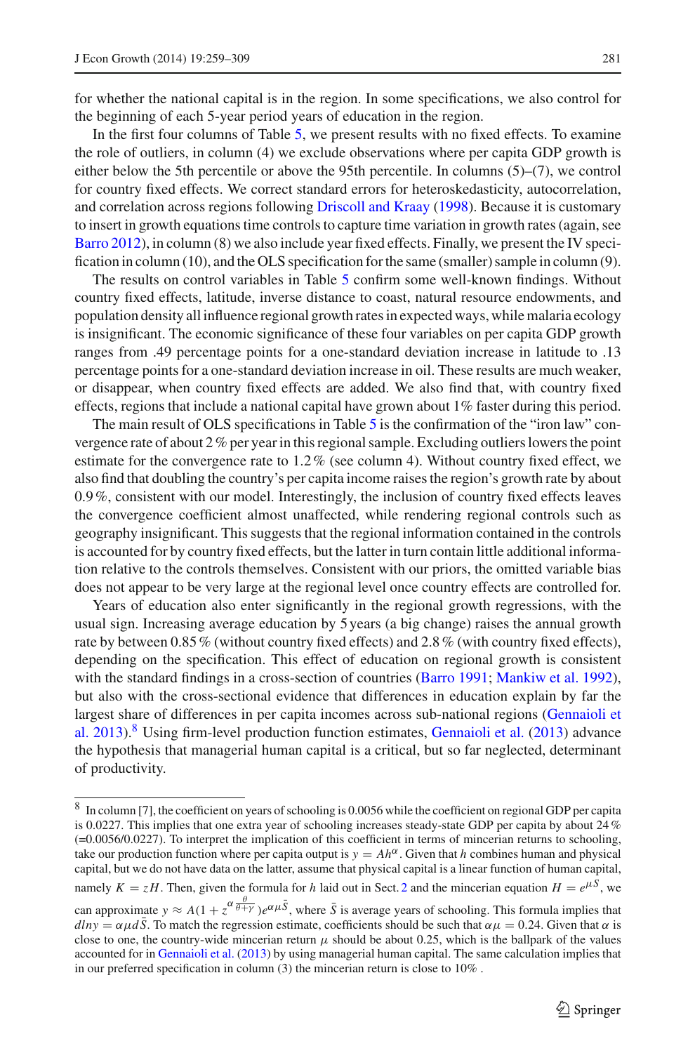for whether the national capital is in the region. In some specifications, we also control for the beginning of each 5-year period years of education in the region.

In the first four columns of Table 5, we present results with no fixed effects. To examine the role of outliers, in column (4) we exclude observations where per capita GDP growth is either below the 5th percentile or above the 95th percentile. In columns (5)–(7), we control for country fixed effects. We correct standard errors for heteroskedasticity, autocorrelation, and correlation across regions following Driscoll and Kraay (1998). Because it is customary to insert in growth equations time controls to capture time variation in growth rates (again, see Barro 2012), in column (8) we also include year fixed effects. Finally, we present the IV specification in column (10), and the OLS specification for the same (smaller) sample in column (9).

The results on control variables in Table 5 confirm some well-known findings. Without country fixed effects, latitude, inverse distance to coast, natural resource endowments, and population density all influence regional growth rates in expected ways, while malaria ecology is insignificant. The economic significance of these four variables on per capita GDP growth ranges from .49 percentage points for a one-standard deviation increase in latitude to .13 percentage points for a one-standard deviation increase in oil. These results are much weaker, or disappear, when country fixed effects are added. We also find that, with country fixed effects, regions that include a national capital have grown about 1% faster during this period.

The main result of OLS specifications in Table 5 is the confirmation of the "iron law" convergence rate of about 2 % per year in this regional sample. Excluding outliers lowers the point estimate for the convergence rate to 1.2 % (see column 4). Without country fixed effect, we also find that doubling the country's per capita income raises the region's growth rate by about 0.9 %, consistent with our model. Interestingly, the inclusion of country fixed effects leaves the convergence coefficient almost unaffected, while rendering regional controls such as geography insignificant. This suggests that the regional information contained in the controls is accounted for by country fixed effects, but the latter in turn contain little additional information relative to the controls themselves. Consistent with our priors, the omitted variable bias does not appear to be very large at the regional level once country effects are controlled for.

Years of education also enter significantly in the regional growth regressions, with the usual sign. Increasing average education by 5 years (a big change) raises the annual growth rate by between 0.85 % (without country fixed effects) and 2.8 % (with country fixed effects), depending on the specification. This effect of education on regional growth is consistent with the standard findings in a cross-section of countries (Barro 1991; Mankiw et al. 1992), but also with the cross-sectional evidence that differences in education explain by far the largest share of differences in per capita incomes across sub-national regions (Gennaioli et al. 2013).[8] Using firm-level production function estimates, Gennaioli et al. (2013) advance the hypothesis that managerial human capital is a critical, but so far neglected, determinant of productivity.

---

[8] In column [7], the coefficient on years of schooling is 0.0056 while the coefficient on regional GDP per capita is 0.0227. This implies that one extra year of schooling increases steady-state GDP per capita by about 24 % (=0.0056/0.0227). To interpret the implication of this coefficient in terms of mincerian returns to schooling, take our production function where per capita output is $y = Ah^{\alpha}$. Given that $h$ combines human and physical capital, but we do not have data on the latter, assume that physical capital is a linear function of human capital, namely $K = zH$. Then, given the formula for $h$ laid out in Sect. 2 and the mincerian equation $H = e^{\mu S}$, we can approximate $y \approx A(1 + z^{\alpha \frac{\theta}{\theta+\gamma}})e^{\alpha\mu\bar{S}}$, where $\bar{S}$ is average years of schooling. This formula implies that $dlny = \alpha\mu d\bar{S}$. To match the regression estimate, coefficients should be such that $\alpha\mu = 0.24$. Given that $\alpha$ is close to one, the country-wide mincerian return $\mu$ should be about 0.25, which is the ballpark of the values accounted for in Gennaioli et al. (2013) by using managerial human capital. The same calculation implies that in our preferred specification in column (3) the mincerian return is close to 10% .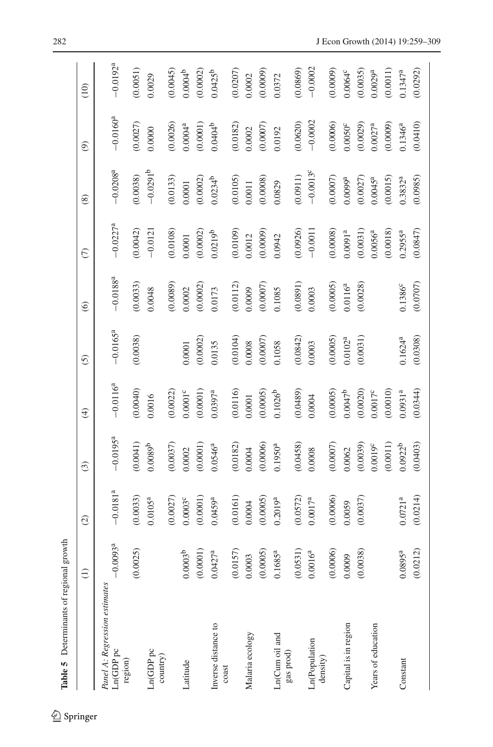**Table 5** Determinants of regional growth

| | (1) | (2) | (3) | (4) | (5) | (6) | (7) | (8) | (9) | (10) |
|---|---|---|---|---|---|---|---|---|---|---|
| *Panel A: Regression estimates* | | | | | | | | | | |
| Ln(GDP pc region) | −0.0093[a] | −0.0181[a] | −0.0195[a] | −0.0116[a] | −0.0165[a] | −0.0188[a] | −0.0227[a] | −0.0208[a] | −0.0160[a] | −0.0192[a] |
| | (0.0025) | (0.0033) | (0.0041) | (0.0040) | (0.0038) | (0.0033) | (0.0042) | (0.0038) | (0.0027) | (0.0051) |
| Ln(GDP pc country) | | 0.0105[a] | 0.0089[b] | 0.0016 | | 0.0048 | −0.0121 | −0.0291[b] | 0.0000 | 0.0029 |
| | | (0.0027) | (0.0037) | (0.0022) | | (0.0089) | (0.0108) | (0.0133) | (0.0026) | (0.0045) |
| Latitude | 0.0003[b] | 0.0003[c] | 0.0002 | 0.0001[c] | 0.0001 | 0.0002 | 0.0001 | 0.0001 | 0.0004[a] | 0.0004[b] |
| | (0.0001) | (0.0001) | (0.0001) | (0.0001) | (0.0002) | (0.0002) | (0.0002) | (0.0002) | (0.0001) | (0.0002) |
| Inverse distance to coast | 0.0427[a] | 0.0459[a] | 0.0546[a] | 0.0397[a] | 0.0135 | 0.0173 | 0.0219[b] | 0.0234[b] | 0.0404[b] | 0.0425[b] |
| | (0.0157) | (0.0161) | (0.0182) | (0.0116) | (0.0104) | (0.0112) | (0.0109) | (0.0105) | (0.0182) | (0.0207) |
| Malaria ecology | 0.0003 | 0.0004 | 0.0004 | 0.0001 | 0.0008 | 0.0009 | 0.0012 | 0.0011 | 0.0002 | 0.0002 |
| | (0.0005) | (0.0005) | (0.0006) | (0.0005) | (0.0007) | (0.0007) | (0.0009) | (0.0008) | (0.0007) | (0.0009) |
| Ln(Cum oil and gas prod) | 0.1685[a] | 0.2019[a] | 0.1950[a] | 0.1026[b] | 0.1058 | 0.1085 | 0.0942 | 0.0829 | 0.0192 | 0.0372 |
| | (0.0531) | (0.0572) | (0.0458) | (0.0489) | (0.0842) | (0.0891) | (0.0926) | (0.0911) | (0.0620) | (0.0869) |
| Ln(Population density) | 0.0016[a] | 0.0017[a] | 0.0008 | 0.0004 | 0.0003 | 0.0003 | −0.0011 | −0.0013[c] | −0.0002 | −0.0002 |
| | (0.0006) | (0.0006) | (0.0007) | (0.0005) | (0.0005) | (0.0005) | (0.0008) | (0.0007) | (0.0006) | (0.0009) |
| Capital is in region | 0.0009 | 0.0059 | 0.0062 | 0.0047[b] | 0.0102[a] | 0.0116[a] | 0.0091[a] | 0.0099[a] | 0.0050[c] | 0.0064[c] |
| | (0.0038) | (0.0037) | (0.0039) | (0.0020) | (0.0031) | (0.0028) | (0.0031) | (0.0027) | (0.0029) | (0.0035) |
| Years of education | | | 0.0019[c] | 0.0017[c] | | | 0.0056[a] | 0.0045[a] | 0.0027[a] | 0.0029[a] |
| | | | (0.0011) | (0.0010) | | | (0.0018) | (0.0015) | (0.0009) | (0.0011) |
| Constant | 0.0895[a] | 0.0721[a] | 0.0922[b] | 0.0931[a] | 0.1624[a] | 0.1386[c] | 0.2955[a] | 0.3832[a] | 0.1346[a] | 0.1347[a] |
| | (0.0212) | (0.0214) | (0.0403) | (0.0344) | (0.0308) | (0.0707) | (0.0847) | (0.0985) | (0.0410) | (0.0292) |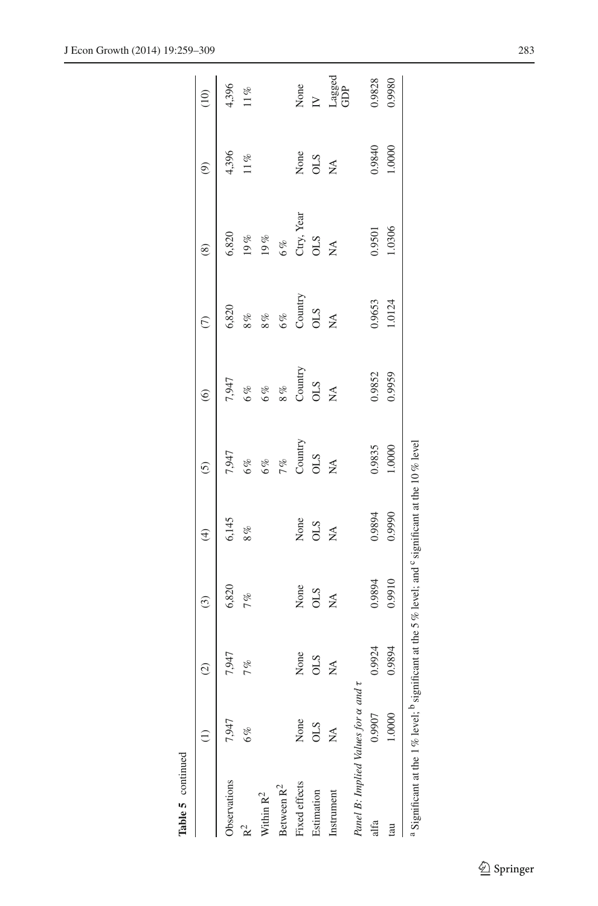**Table 5** continued

|  | (1) | (2) | (3) | (4) | (5) | (6) | (7) | (8) | (9) | (10) |
|---|---|---|---|---|---|---|---|---|---|---|
| Observations | 7,947 | 7,947 | 6,820 | 6,145 | 7,947 | 7,947 | 6,820 | 6,820 | 4,396 | 4,396 |
| $R^2$ | 6 % | 7 % | 7 % | 8 % | 6 % | 6 % | 8 % | 19 % | 11 % | 11 % |
| Within $R^2$ |  |  |  |  | 6 % | 6 % | 8 % | 19 % |  |  |
| Between $R^2$ |  |  |  |  | 7 % | 8 % | 6 % | 6 % |  |  |
| Fixed effects | None | None | None | None | Country | Country | Country | Ctry, Year | None | None |
| Estimation | OLS | OLS | OLS | OLS | OLS | OLS | OLS | OLS | OLS | IV |
| Instrument | NA | NA | NA | NA | NA | NA | NA | NA | NA | Lagged GDP |
| *Panel B: Implied Values for* $\alpha$ *and* $\tau$ |  |  |  |  |  |  |  |  |  |  |
| alfa | 0.9907 | 0.9924 | 0.9894 | 0.9894 | 0.9835 | 0.9852 | 0.9653 | 0.9501 | 0.9840 | 0.9828 |
| tau | 1.0000 | 0.9894 | 0.9910 | 0.9990 | 1.0000 | 0.9959 | 1.0124 | 1.0306 | 1.0000 | 0.9980 |

[a] Significant at the 1 % level; [b] significant at the 5 % level; and [c] significant at the 10 % level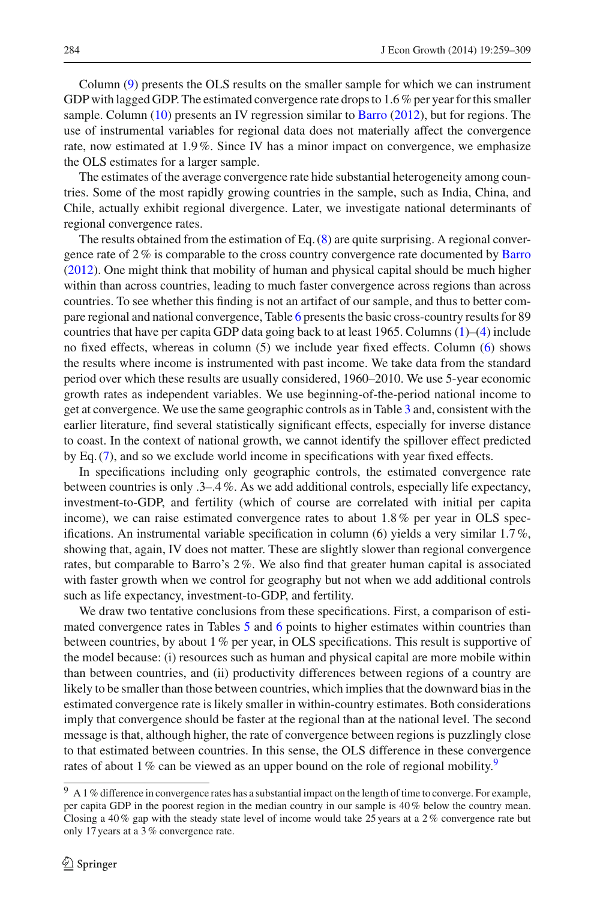Column (9) presents the OLS results on the smaller sample for which we can instrument GDP with lagged GDP. The estimated convergence rate drops to 1.6 % per year for this smaller sample. Column (10) presents an IV regression similar to Barro (2012), but for regions. The use of instrumental variables for regional data does not materially affect the convergence rate, now estimated at 1.9 %. Since IV has a minor impact on convergence, we emphasize the OLS estimates for a larger sample.

The estimates of the average convergence rate hide substantial heterogeneity among countries. Some of the most rapidly growing countries in the sample, such as India, China, and Chile, actually exhibit regional divergence. Later, we investigate national determinants of regional convergence rates.

The results obtained from the estimation of Eq. (8) are quite surprising. A regional convergence rate of 2 % is comparable to the cross country convergence rate documented by Barro (2012). One might think that mobility of human and physical capital should be much higher within than across countries, leading to much faster convergence across regions than across countries. To see whether this finding is not an artifact of our sample, and thus to better compare regional and national convergence, Table 6 presents the basic cross-country results for 89 countries that have per capita GDP data going back to at least 1965. Columns (1)–(4) include no fixed effects, whereas in column (5) we include year fixed effects. Column (6) shows the results where income is instrumented with past income. We take data from the standard period over which these results are usually considered, 1960–2010. We use 5-year economic growth rates as independent variables. We use beginning-of-the-period national income to get at convergence. We use the same geographic controls as in Table 3 and, consistent with the earlier literature, find several statistically significant effects, especially for inverse distance to coast. In the context of national growth, we cannot identify the spillover effect predicted by Eq. (7), and so we exclude world income in specifications with year fixed effects.

In specifications including only geographic controls, the estimated convergence rate between countries is only .3–.4 %. As we add additional controls, especially life expectancy, investment-to-GDP, and fertility (which of course are correlated with initial per capita income), we can raise estimated convergence rates to about 1.8 % per year in OLS specifications. An instrumental variable specification in column (6) yields a very similar 1.7 %, showing that, again, IV does not matter. These are slightly slower than regional convergence rates, but comparable to Barro's 2 %. We also find that greater human capital is associated with faster growth when we control for geography but not when we add additional controls such as life expectancy, investment-to-GDP, and fertility.

We draw two tentative conclusions from these specifications. First, a comparison of estimated convergence rates in Tables 5 and 6 points to higher estimates within countries than between countries, by about 1 % per year, in OLS specifications. This result is supportive of the model because: (i) resources such as human and physical capital are more mobile within than between countries, and (ii) productivity differences between regions of a country are likely to be smaller than those between countries, which implies that the downward bias in the estimated convergence rate is likely smaller in within-country estimates. Both considerations imply that convergence should be faster at the regional than at the national level. The second message is that, although higher, the rate of convergence between regions is puzzlingly close to that estimated between countries. In this sense, the OLS difference in these convergence rates of about 1 % can be viewed as an upper bound on the role of regional mobility.[9]

[9] A 1 % difference in convergence rates has a substantial impact on the length of time to converge. For example, per capita GDP in the poorest region in the median country in our sample is 40 % below the country mean. Closing a 40 % gap with the steady state level of income would take 25 years at a 2 % convergence rate but only 17 years at a 3 % convergence rate.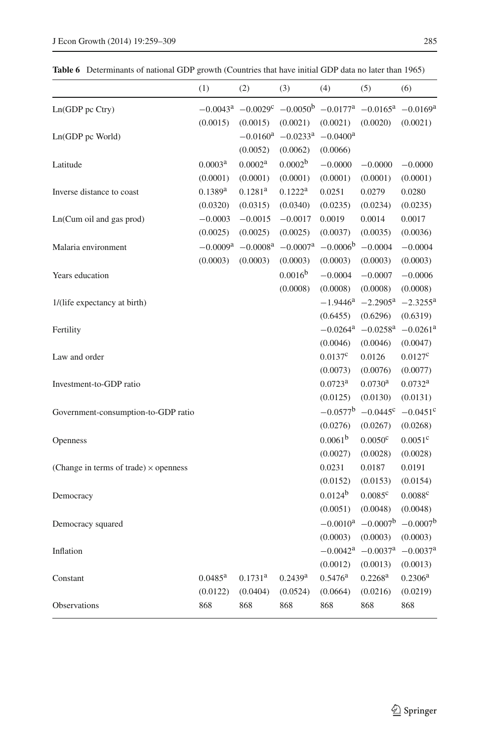**Table 6** Determinants of national GDP growth (Countries that have initial GDP data no later than 1965)

| | (1) | (2) | (3) | (4) | (5) | (6) |
|---|---|---|---|---|---|---|
| Ln(GDP pc Ctry) | −0.0043[a] | −0.0029[c] | −0.0050[b] | −0.0177[a] | −0.0165[a] | −0.0169[a] |
| | (0.0015) | (0.0015) | (0.0021) | (0.0021) | (0.0020) | (0.0021) |
| Ln(GDP pc World) | | −0.0160[a] | −0.0233[a] | −0.0400[a] | | |
| | | (0.0052) | (0.0062) | (0.0066) | | |
| Latitude | 0.0003[a] | 0.0002[a] | 0.0002[b] | −0.0000 | −0.0000 | −0.0000 |
| | (0.0001) | (0.0001) | (0.0001) | (0.0001) | (0.0001) | (0.0001) |
| Inverse distance to coast | 0.1389[a] | 0.1281[a] | 0.1222[a] | 0.0251 | 0.0279 | 0.0280 |
| | (0.0320) | (0.0315) | (0.0340) | (0.0235) | (0.0234) | (0.0235) |
| Ln(Cum oil and gas prod) | −0.0003 | −0.0015 | −0.0017 | 0.0019 | 0.0014 | 0.0017 |
| | (0.0025) | (0.0025) | (0.0025) | (0.0037) | (0.0035) | (0.0036) |
| Malaria environment | −0.0009[a] | −0.0008[a] | −0.0007[a] | −0.0006[b] | −0.0004 | −0.0004 |
| | (0.0003) | (0.0003) | (0.0003) | (0.0003) | (0.0003) | (0.0003) |
| Years education | | | 0.0016[b] | −0.0004 | −0.0007 | −0.0006 |
| | | | (0.0008) | (0.0008) | (0.0008) | (0.0008) |
| 1/(life expectancy at birth) | | | | −1.9446[a] | −2.2905[a] | −2.3255[a] |
| | | | | (0.6455) | (0.6296) | (0.6319) |
| Fertility | | | | −0.0264[a] | −0.0258[a] | −0.0261[a] |
| | | | | (0.0046) | (0.0046) | (0.0047) |
| Law and order | | | | 0.0137[c] | 0.0126 | 0.0127[c] |
| | | | | (0.0073) | (0.0076) | (0.0077) |
| Investment-to-GDP ratio | | | | 0.0723[a] | 0.0730[a] | 0.0732[a] |
| | | | | (0.0125) | (0.0130) | (0.0131) |
| Government-consumption-to-GDP ratio | | | | −0.0577[b] | −0.0445[c] | −0.0451[c] |
| | | | | (0.0276) | (0.0267) | (0.0268) |
| Openness | | | | 0.0061[b] | 0.0050[c] | 0.0051[c] |
| | | | | (0.0027) | (0.0028) | (0.0028) |
| (Change in terms of trade) × openness | | | | 0.0231 | 0.0187 | 0.0191 |
| | | | | (0.0152) | (0.0153) | (0.0154) |
| Democracy | | | | 0.0124[b] | 0.0085[c] | 0.0088[c] |
| | | | | (0.0051) | (0.0048) | (0.0048) |
| Democracy squared | | | | −0.0010[a] | −0.0007[b] | −0.0007[b] |
| | | | | (0.0003) | (0.0003) | (0.0003) |
| Inflation | | | | −0.0042[a] | −0.0037[a] | −0.0037[a] |
| | | | | (0.0012) | (0.0013) | (0.0013) |
| Constant | 0.0485[a] | 0.1731[a] | 0.2439[a] | 0.5476[a] | 0.2268[a] | 0.2306[a] |
| | (0.0122) | (0.0404) | (0.0524) | (0.0664) | (0.0216) | (0.0219) |
| Observations | 868 | 868 | 868 | 868 | 868 | 868 |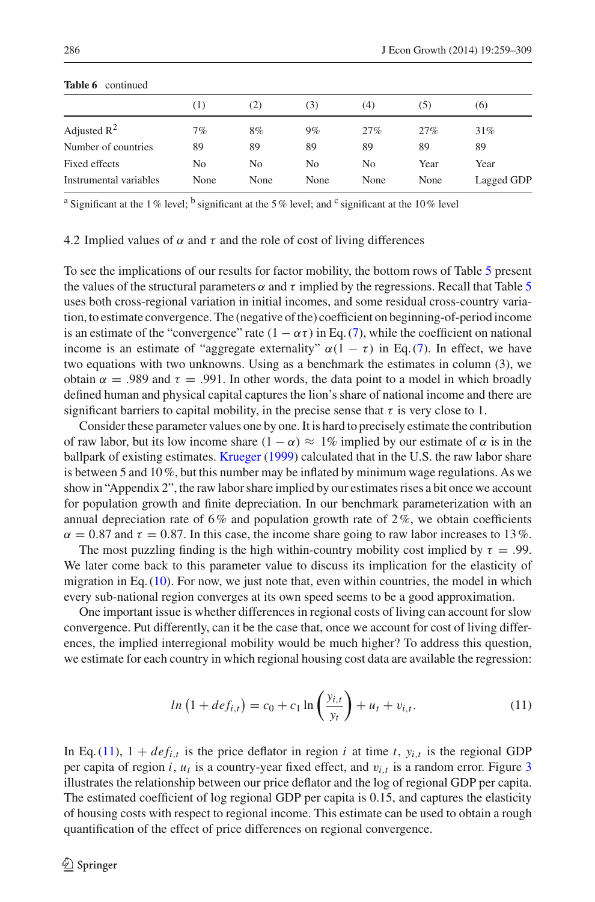**Table 6** continued

| | (1) | (2) | (3) | (4) | (5) | (6) |
|---|---|---|---|---|---|---|
| Adjusted $R^2$ | 7% | 8% | 9% | 27% | 27% | 31% |
| Number of countries | 89 | 89 | 89 | 89 | 89 | 89 |
| Fixed effects | No | No | No | No | Year | Year |
| Instrumental variables | None | None | None | None | None | Lagged GDP |

[a] Significant at the 1 % level; [b] significant at the 5 % level; and [c] significant at the 10 % level

### 4.2 Implied values of $\alpha$ and $\tau$ and the role of cost of living differences

To see the implications of our results for factor mobility, the bottom rows of Table 5 present the values of the structural parameters $\alpha$ and $\tau$ implied by the regressions. Recall that Table 5 uses both cross-regional variation in initial incomes, and some residual cross-country variation, to estimate convergence. The (negative of the) coefficient on beginning-of-period income is an estimate of the "convergence" rate $(1 - \alpha\tau)$ in Eq. (7), while the coefficient on national income is an estimate of "aggregate externality" $\alpha(1 - \tau)$ in Eq. (7). In effect, we have two equations with two unknowns. Using as a benchmark the estimates in column (3), we obtain $\alpha = .989$ and $\tau = .991$. In other words, the data point to a model in which broadly defined human and physical capital captures the lion's share of national income and there are significant barriers to capital mobility, in the precise sense that $\tau$ is very close to 1.

Consider these parameter values one by one. It is hard to precisely estimate the contribution of raw labor, but its low income share $(1 - \alpha) \approx 1\%$ implied by our estimate of $\alpha$ is in the ballpark of existing estimates. Krueger (1999) calculated that in the U.S. the raw labor share is between 5 and 10 %, but this number may be inflated by minimum wage regulations. As we show in "Appendix 2", the raw labor share implied by our estimates rises a bit once we account for population growth and finite depreciation. In our benchmark parameterization with an annual depreciation rate of 6 % and population growth rate of 2 %, we obtain coefficients $\alpha = 0.87$ and $\tau = 0.87$. In this case, the income share going to raw labor increases to 13 %.

The most puzzling finding is the high within-country mobility cost implied by $\tau = .99$. We later come back to this parameter value to discuss its implication for the elasticity of migration in Eq. (10). For now, we just note that, even within countries, the model in which every sub-national region converges at its own speed seems to be a good approximation.

One important issue is whether differences in regional costs of living can account for slow convergence. Put differently, can it be the case that, once we account for cost of living differences, the implied interregional mobility would be much higher? To address this question, we estimate for each country in which regional housing cost data are available the regression:

$$ln\left(1 + def_{i,t}\right) = c_0 + c_1 \ln\left(\frac{y_{i,t}}{y_t}\right) + u_t + v_{i,t}. \tag{11}$$

In Eq. (11), $1 + def_{i,t}$ is the price deflator in region $i$ at time $t$, $y_{i,t}$ is the regional GDP per capita of region $i$, $u_t$ is a country-year fixed effect, and $v_{i,t}$ is a random error. Figure 3 illustrates the relationship between our price deflator and the log of regional GDP per capita. The estimated coefficient of log regional GDP per capita is 0.15, and captures the elasticity of housing costs with respect to regional income. This estimate can be used to obtain a rough quantification of the effect of price differences on regional convergence.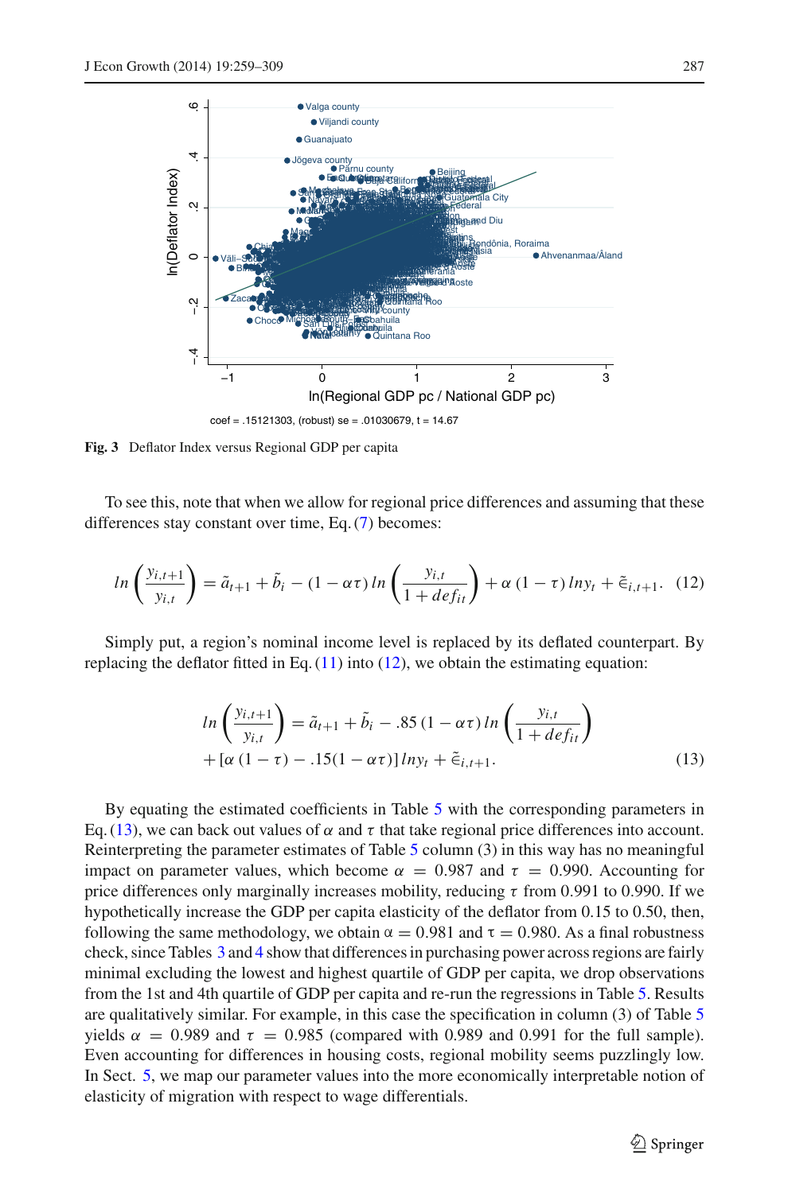coef = .15121303, (robust) se = .01030679, t = 14.67

**Fig. 3** Deflator Index versus Regional GDP per capita

To see this, note that when we allow for regional price differences and assuming that these differences stay constant over time, Eq. (7) becomes:

$$ln\left(\frac{y_{i,t+1}}{y_{i,t}}\right) = \tilde{a}_{t+1} + \tilde{b}_i - (1 - \alpha\tau)\, ln\left(\frac{y_{i,t}}{1 + def_{it}}\right) + \alpha\,(1 - \tau)\, ln y_t + \tilde{\epsilon}_{i,t+1}. \quad (12)$$

Simply put, a region's nominal income level is replaced by its deflated counterpart. By replacing the deflator fitted in Eq. (11) into (12), we obtain the estimating equation:

$$ln\left(\frac{y_{i,t+1}}{y_{i,t}}\right) = \tilde{a}_{t+1} + \tilde{b}_i - .85\,(1 - \alpha\tau)\, ln\left(\frac{y_{i,t}}{1 + def_{it}}\right)$$
$$+ [\alpha\,(1 - \tau) - .15(1 - \alpha\tau)]\, ln y_t + \tilde{\epsilon}_{i,t+1}. \quad (13)$$

By equating the estimated coefficients in Table 5 with the corresponding parameters in Eq. (13), we can back out values of $\alpha$ and $\tau$ that take regional price differences into account. Reinterpreting the parameter estimates of Table 5 column (3) in this way has no meaningful impact on parameter values, which become $\alpha = 0.987$ and $\tau = 0.990$. Accounting for price differences only marginally increases mobility, reducing $\tau$ from 0.991 to 0.990. If we hypothetically increase the GDP per capita elasticity of the deflator from 0.15 to 0.50, then, following the same methodology, we obtain $\alpha = 0.981$ and $\tau = 0.980$. As a final robustness check, since Tables 3 and 4 show that differences in purchasing power across regions are fairly minimal excluding the lowest and highest quartile of GDP per capita, we drop observations from the 1st and 4th quartile of GDP per capita and re-run the regressions in Table 5. Results are qualitatively similar. For example, in this case the specification in column (3) of Table 5 yields $\alpha = 0.989$ and $\tau = 0.985$ (compared with 0.989 and 0.991 for the full sample). Even accounting for differences in housing costs, regional mobility seems puzzlingly low. In Sect. 5, we map our parameter values into the more economically interpretable notion of elasticity of migration with respect to wage differentials.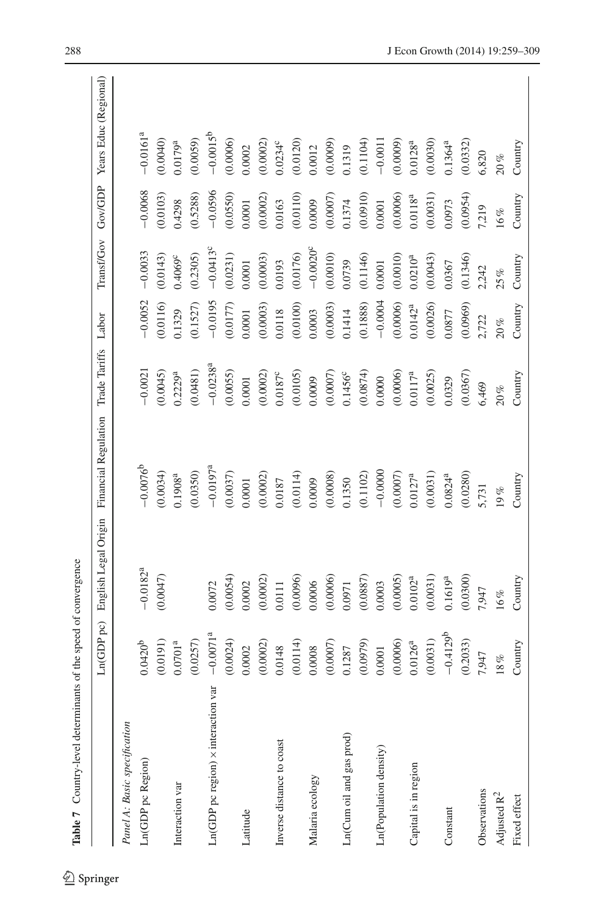**Table 7** Country-level determinants of the speed of convergence

| | Ln(GDP pc) | English Legal Origin | Financial Regulation | Trade Tariffs | Labor | Transf/Gov | Gov/GDP | Years Educ (Regional) |
|---|---|---|---|---|---|---|---|---|
| *Panel A: Basic specification* | | | | | | | | |
| Ln(GDP pc Region) | 0.0420[b] | −0.0182[a] | −0.0076[b] | −0.0021 | −0.0052 | −0.0033 | −0.0068 | −0.0161[a] |
| | (0.0191) | (0.0047) | (0.0034) | (0.0045) | (0.0116) | (0.0143) | (0.0103) | (0.0040) |
| Interaction var | 0.0701[a] | | 0.1908[a] | 0.2229[a] | 0.1329 | 0.4069[c] | 0.4298 | 0.0179[a] |
| | (0.0257) | | (0.0350) | (0.0481) | (0.1527) | (0.2305) | (0.5288) | (0.0059) |
| Ln(GDP pc region) × interaction var | −0.0071[a] | 0.0072 | −0.0197[a] | −0.0238[a] | −0.0195 | −0.0413[c] | −0.0596 | −0.0015[b] |
| | (0.0024) | (0.0054) | (0.0037) | (0.0055) | (0.0177) | (0.0231) | (0.0550) | (0.0006) |
| Latitude | 0.0002 | 0.0002 | 0.0001 | 0.0001 | 0.0001 | 0.0001 | 0.0001 | 0.0002 |
| | (0.0002) | (0.0002) | (0.0002) | (0.0002) | (0.0003) | (0.0003) | (0.0002) | (0.0002) |
| Inverse distance to coast | 0.0148 | 0.0111 | 0.0187 | 0.0187[c] | 0.0118 | 0.0193 | 0.0163 | 0.0234[c] |
| | (0.0114) | (0.0096) | (0.0114) | (0.0105) | (0.0100) | (0.0176) | (0.0110) | (0.0120) |
| Malaria ecology | 0.0008 | 0.0006 | 0.0009 | 0.0009 | 0.0003 | −0.0020[c] | 0.0009 | 0.0012 |
| | (0.0007) | (0.0006) | (0.0008) | (0.0007) | (0.0003) | (0.0010) | (0.0007) | (0.0009) |
| Ln(Cum oil and gas prod) | 0.1287 | 0.0971 | 0.1350 | 0.1456[c] | 0.1414 | 0.0739 | 0.1374 | 0.1319 |
| | (0.0979) | (0.0887) | (0.1102) | (0.0874) | (0.1888) | (0.1146) | (0.0910) | (0.1104) |
| Ln(Population density) | 0.0001 | 0.0003 | −0.0000 | 0.0000 | −0.0004 | 0.0001 | 0.0001 | −0.0011 |
| | (0.0006) | (0.0005) | (0.0007) | (0.0006) | (0.0006) | (0.0010) | (0.0006) | (0.0009) |
| Capital is in region | 0.0126[a] | 0.0102[a] | 0.0127[a] | 0.0117[a] | 0.0142[a] | 0.0210[a] | 0.0118[a] | 0.0128[a] |
| | (0.0031) | (0.0031) | (0.0031) | (0.0025) | (0.0026) | (0.0043) | (0.0031) | (0.0030) |
| Constant | −0.4129[b] | 0.1619[a] | 0.0824[a] | 0.0329 | 0.0877 | 0.0367 | 0.0973 | 0.1364[a] |
| | (0.2033) | (0.0300) | (0.0280) | (0.0367) | (0.0969) | (0.1346) | (0.0954) | (0.0332) |
| Observations | 7,947 | 7,947 | 5,731 | 6,469 | 2,722 | 2,242 | 7,219 | 6,820 |
| Adjusted $R^2$ | 18 % | 16 % | 19 % | 20 % | 20 % | 25 % | 16 % | 20 % |
| Fixed effect | Country | Country | Country | Country | Country | Country | Country | Country |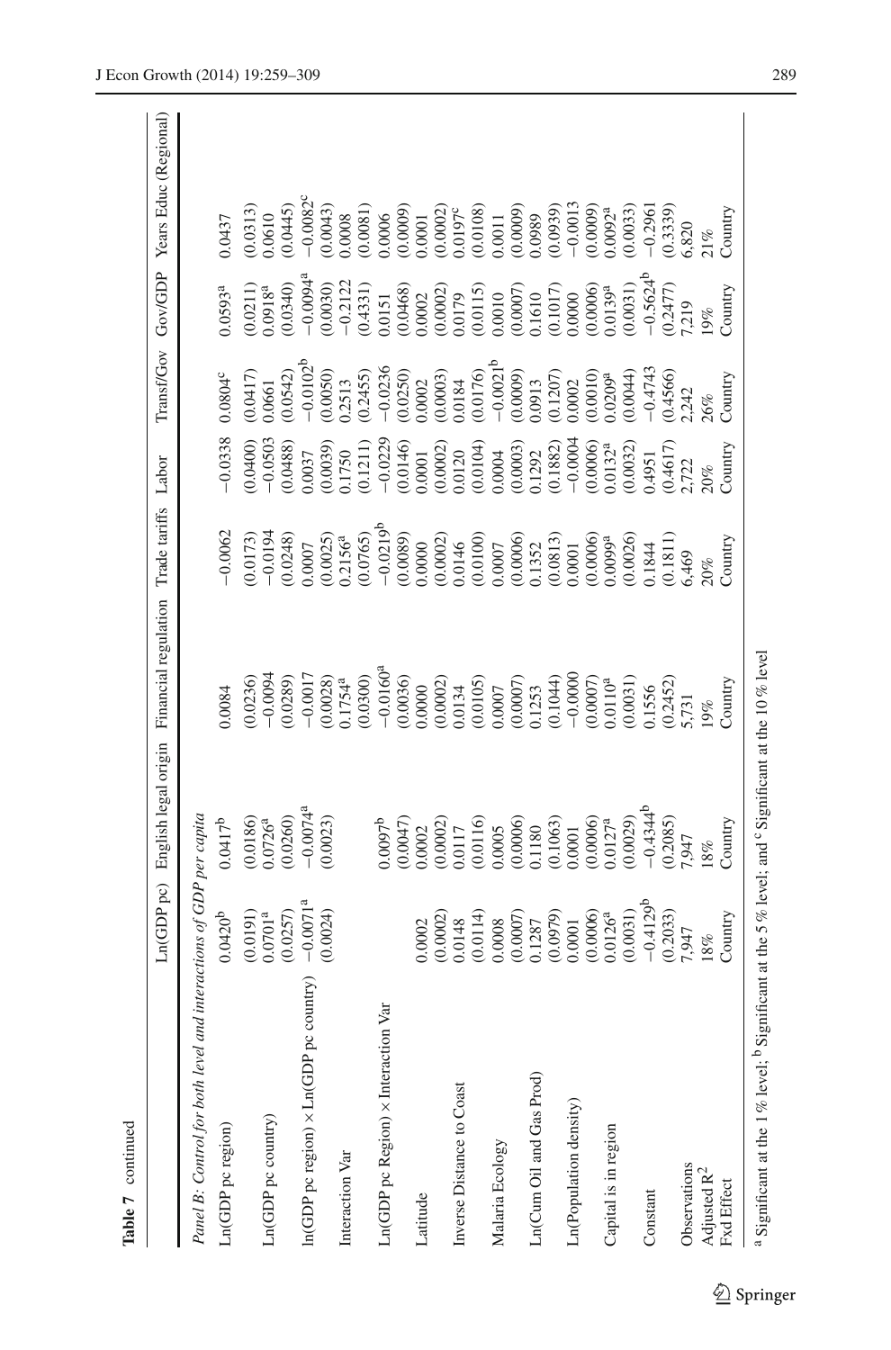**Table 7** continued

| | Ln(GDP pc) | English legal origin | Financial regulation | Trade tariffs | Labor | Transf/Gov | Gov/GDP | Years Educ (Regional) |
|---|---|---|---|---|---|---|---|---|
| *Panel B: Control for both level and interactions of GDP per capita* | | | | | | | | |
| Ln(GDP pc region) | 0.0420[b] | 0.0417[b] | 0.0084 | −0.0062 | −0.0338 | 0.0804[c] | 0.0593[a] | 0.0437 |
| | (0.0191) | (0.0186) | (0.0236) | (0.0173) | (0.0400) | (0.0417) | (0.0211) | (0.0313) |
| Ln(GDP pc country) | 0.0701[a] | 0.0726[a] | −0.0094 | −0.0194 | −0.0503 | 0.0661 | 0.0918[a] | 0.0610 |
| | (0.0257) | (0.0260) | (0.0289) | (0.0248) | (0.0488) | (0.0542) | (0.0340) | (0.0445) |
| ln(GDP pc region) × Ln(GDP pc country) | −0.0071[a] | −0.0074[a] | −0.0017 | 0.0007 | 0.0037 | −0.0102[b] | −0.0094[a] | −0.0082[c] |
| | (0.0024) | (0.0023) | (0.0028) | (0.0025) | (0.0039) | (0.0050) | (0.0030) | (0.0043) |
| Interaction Var | | | 0.1754[a] | 0.2156[a] | 0.1750 | 0.2513 | −0.2122 | 0.0008 |
| | | | (0.0300) | (0.0765) | (0.1211) | (0.2455) | (0.4331) | (0.0081) |
| Ln(GDP pc Region) × Interaction Var | | 0.0097[b] | −0.0160[a] | −0.0219[b] | −0.0229 | −0.0236 | 0.0151 | 0.0006 |
| | | (0.0047) | (0.0036) | (0.0089) | (0.0146) | (0.0250) | (0.0468) | (0.0009) |
| Latitude | 0.0002 | 0.0002 | 0.0000 | 0.0000 | 0.0001 | 0.0002 | 0.0002 | 0.0001 |
| | (0.0002) | (0.0002) | (0.0002) | (0.0002) | (0.0002) | (0.0003) | (0.0002) | (0.0002) |
| Inverse Distance to Coast | 0.0148 | 0.0117 | 0.0134 | 0.0146 | 0.0120 | 0.0184 | 0.0179 | 0.0197[c] |
| | (0.0114) | (0.0116) | (0.0105) | (0.0100) | (0.0104) | (0.0176) | (0.0115) | (0.0108) |
| Malaria Ecology | 0.0008 | 0.0005 | 0.0007 | 0.0007 | 0.0004 | −0.0021[b] | 0.0010 | 0.0011 |
| | (0.0007) | (0.0006) | (0.0007) | (0.0006) | (0.0003) | (0.0009) | (0.0007) | (0.0009) |
| Ln(Cum Oil and Gas Prod) | 0.1287 | 0.1180 | 0.1253 | 0.1352 | 0.1292 | 0.0913 | 0.1610 | 0.0989 |
| | (0.0979) | (0.1063) | (0.1044) | (0.0813) | (0.1882) | (0.1207) | (0.1017) | (0.0939) |
| Ln(Population density) | 0.0001 | 0.0001 | −0.0000 | 0.0001 | −0.0004 | 0.0002 | 0.0000 | −0.0013 |
| | (0.0006) | (0.0006) | (0.0007) | (0.0006) | (0.0006) | (0.0010) | (0.0006) | (0.0009) |
| Capital is in region | 0.0126[a] | 0.0127[a] | 0.0110[a] | 0.0099[a] | 0.0132[a] | 0.0209[a] | 0.0139[a] | 0.0092[a] |
| | (0.0031) | (0.0029) | (0.0031) | (0.0026) | (0.0032) | (0.0044) | (0.0031) | (0.0033) |
| Constant | −0.4129[b] | −0.4344[b] | 0.1556 | 0.1844 | 0.4951 | −0.4743 | −0.5624[b] | −0.2961 |
| | (0.2033) | (0.2085) | (0.2452) | (0.1811) | (0.4617) | (0.4566) | (0.2477) | (0.3339) |
| Observations | 7,947 | 7,947 | 5,731 | 6,469 | 2,722 | 2,242 | 7,219 | 6,820 |
| Adjusted $R^2$ | 18% | 18% | 19% | 20% | 20% | 26% | 19% | 21% |
| Fxd Effect | Country | Country | Country | Country | Country | Country | Country | Country |

[a] Significant at the 1 % level; [b] Significant at the 5 % level; and [c] Significant at the 10 % level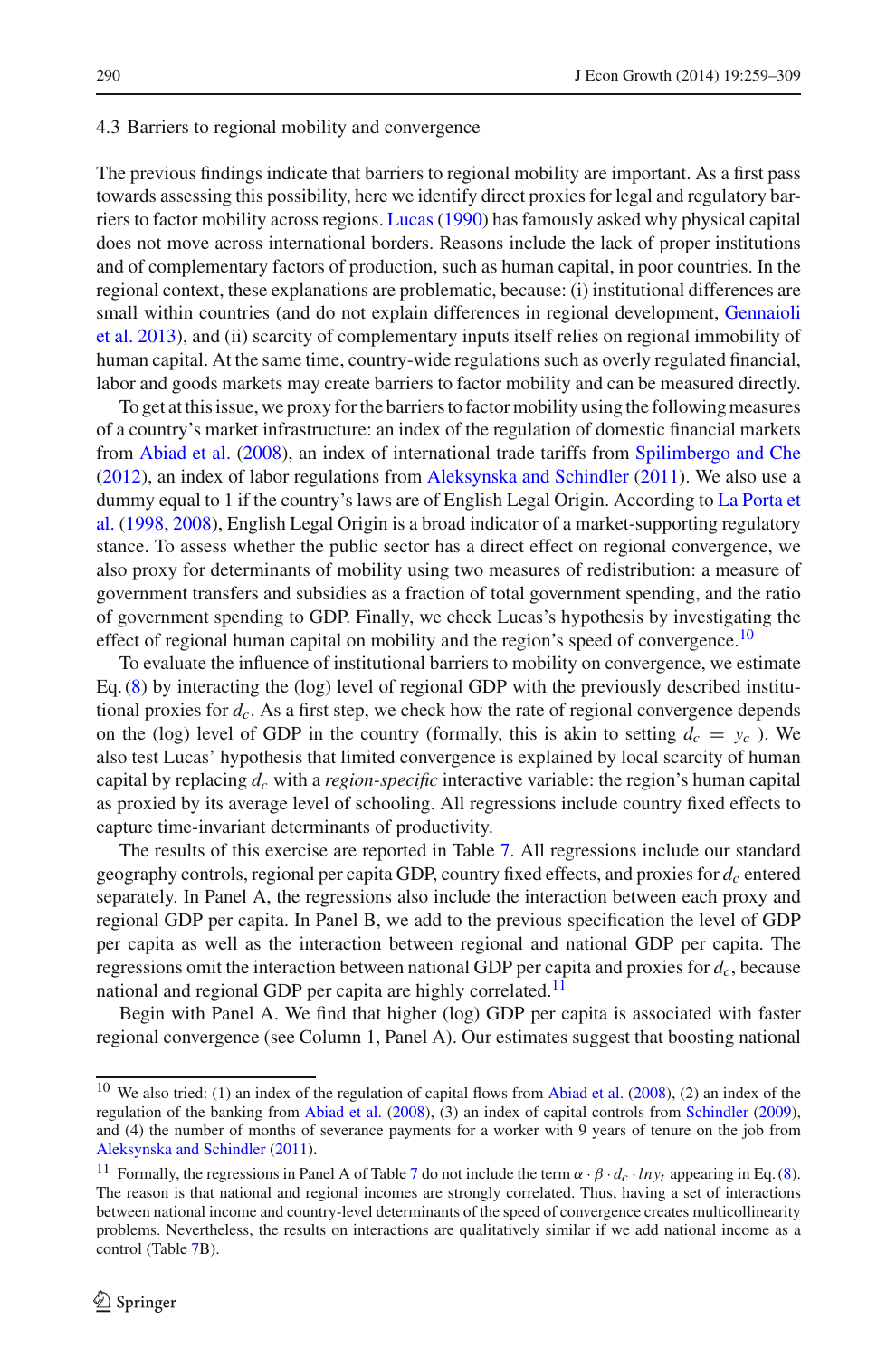### 4.3 Barriers to regional mobility and convergence

The previous findings indicate that barriers to regional mobility are important. As a first pass towards assessing this possibility, here we identify direct proxies for legal and regulatory barriers to factor mobility across regions. Lucas (1990) has famously asked why physical capital does not move across international borders. Reasons include the lack of proper institutions and of complementary factors of production, such as human capital, in poor countries. In the regional context, these explanations are problematic, because: (i) institutional differences are small within countries (and do not explain differences in regional development, Gennaioli et al. 2013), and (ii) scarcity of complementary inputs itself relies on regional immobility of human capital. At the same time, country-wide regulations such as overly regulated financial, labor and goods markets may create barriers to factor mobility and can be measured directly.

To get at this issue, we proxy for the barriers to factor mobility using the following measures of a country's market infrastructure: an index of the regulation of domestic financial markets from Abiad et al. (2008), an index of international trade tariffs from Spilimbergo and Che (2012), an index of labor regulations from Aleksynska and Schindler (2011). We also use a dummy equal to 1 if the country's laws are of English Legal Origin. According to La Porta et al. (1998, 2008), English Legal Origin is a broad indicator of a market-supporting regulatory stance. To assess whether the public sector has a direct effect on regional convergence, we also proxy for determinants of mobility using two measures of redistribution: a measure of government transfers and subsidies as a fraction of total government spending, and the ratio of government spending to GDP. Finally, we check Lucas's hypothesis by investigating the effect of regional human capital on mobility and the region's speed of convergence.[10]

To evaluate the influence of institutional barriers to mobility on convergence, we estimate Eq. (8) by interacting the (log) level of regional GDP with the previously described institutional proxies for $d_c$. As a first step, we check how the rate of regional convergence depends on the (log) level of GDP in the country (formally, this is akin to setting $d_c = y_c$ ). We also test Lucas' hypothesis that limited convergence is explained by local scarcity of human capital by replacing $d_c$ with a *region-specific* interactive variable: the region's human capital as proxied by its average level of schooling. All regressions include country fixed effects to capture time-invariant determinants of productivity.

The results of this exercise are reported in Table 7. All regressions include our standard geography controls, regional per capita GDP, country fixed effects, and proxies for $d_c$ entered separately. In Panel A, the regressions also include the interaction between each proxy and regional GDP per capita. In Panel B, we add to the previous specification the level of GDP per capita as well as the interaction between regional and national GDP per capita. The regressions omit the interaction between national GDP per capita and proxies for $d_c$, because national and regional GDP per capita are highly correlated.[11]

Begin with Panel A. We find that higher (log) GDP per capita is associated with faster regional convergence (see Column 1, Panel A). Our estimates suggest that boosting national

---

[10] We also tried: (1) an index of the regulation of capital flows from Abiad et al. (2008), (2) an index of the regulation of the banking from Abiad et al. (2008), (3) an index of capital controls from Schindler (2009), and (4) the number of months of severance payments for a worker with 9 years of tenure on the job from Aleksynska and Schindler (2011).

[11] Formally, the regressions in Panel A of Table 7 do not include the term $\alpha \cdot \beta \cdot d_c \cdot lny_t$ appearing in Eq. (8). The reason is that national and regional incomes are strongly correlated. Thus, having a set of interactions between national income and country-level determinants of the speed of convergence creates multicollinearity problems. Nevertheless, the results on interactions are qualitatively similar if we add national income as a control (Table 7B).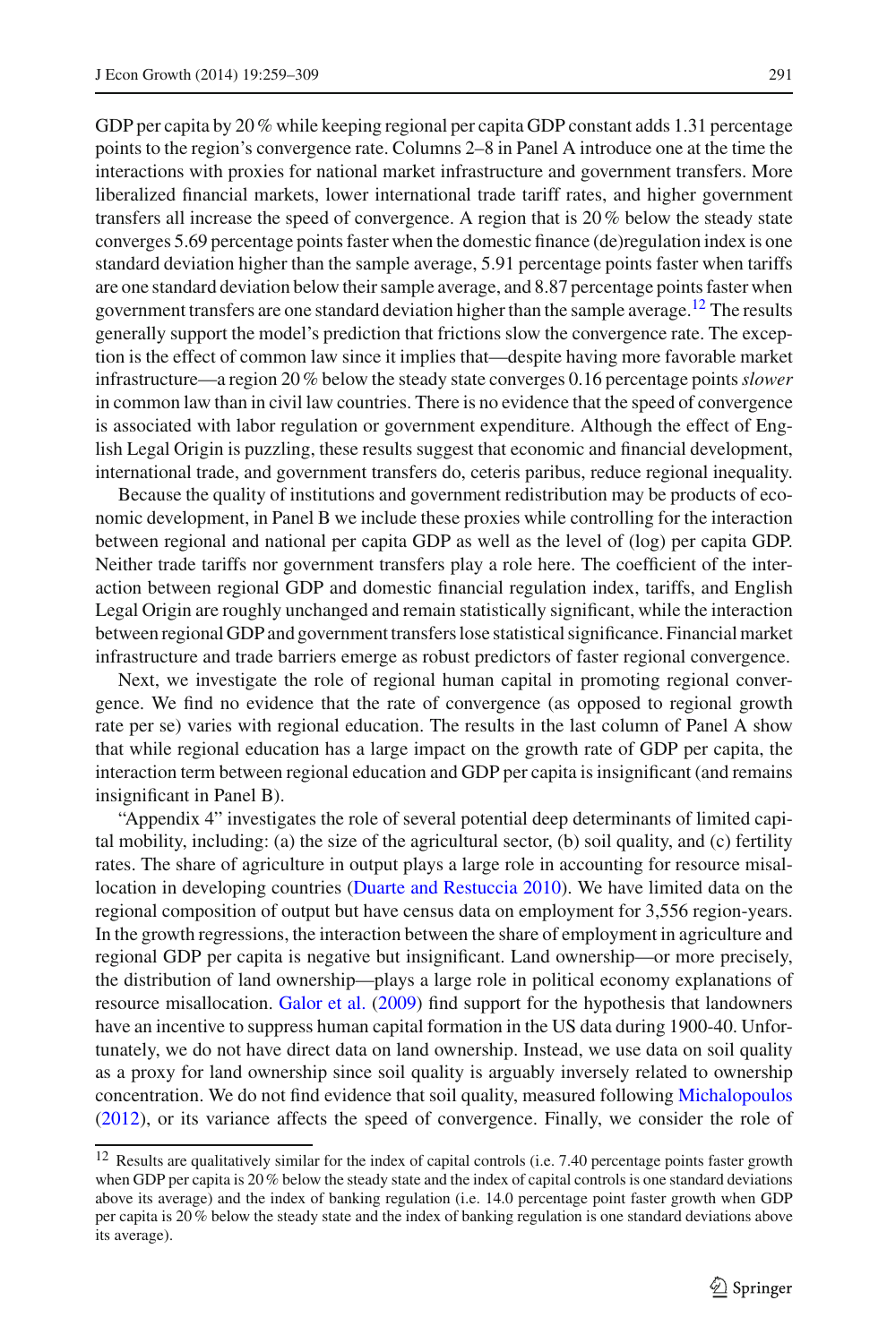GDP per capita by 20 % while keeping regional per capita GDP constant adds 1.31 percentage points to the region's convergence rate. Columns 2–8 in Panel A introduce one at the time the interactions with proxies for national market infrastructure and government transfers. More liberalized financial markets, lower international trade tariff rates, and higher government transfers all increase the speed of convergence. A region that is 20 % below the steady state converges 5.69 percentage points faster when the domestic finance (de)regulation index is one standard deviation higher than the sample average, 5.91 percentage points faster when tariffs are one standard deviation below their sample average, and 8.87 percentage points faster when government transfers are one standard deviation higher than the sample average.[12] The results generally support the model's prediction that frictions slow the convergence rate. The exception is the effect of common law since it implies that—despite having more favorable market infrastructure—a region 20 % below the steady state converges 0.16 percentage points *slower* in common law than in civil law countries. There is no evidence that the speed of convergence is associated with labor regulation or government expenditure. Although the effect of English Legal Origin is puzzling, these results suggest that economic and financial development, international trade, and government transfers do, ceteris paribus, reduce regional inequality.

Because the quality of institutions and government redistribution may be products of economic development, in Panel B we include these proxies while controlling for the interaction between regional and national per capita GDP as well as the level of (log) per capita GDP. Neither trade tariffs nor government transfers play a role here. The coefficient of the interaction between regional GDP and domestic financial regulation index, tariffs, and English Legal Origin are roughly unchanged and remain statistically significant, while the interaction between regional GDP and government transfers lose statistical significance. Financial market infrastructure and trade barriers emerge as robust predictors of faster regional convergence.

Next, we investigate the role of regional human capital in promoting regional convergence. We find no evidence that the rate of convergence (as opposed to regional growth rate per se) varies with regional education. The results in the last column of Panel A show that while regional education has a large impact on the growth rate of GDP per capita, the interaction term between regional education and GDP per capita is insignificant (and remains insignificant in Panel B).

"Appendix 4" investigates the role of several potential deep determinants of limited capital mobility, including: (a) the size of the agricultural sector, (b) soil quality, and (c) fertility rates. The share of agriculture in output plays a large role in accounting for resource misallocation in developing countries (Duarte and Restuccia 2010). We have limited data on the regional composition of output but have census data on employment for 3,556 region-years. In the growth regressions, the interaction between the share of employment in agriculture and regional GDP per capita is negative but insignificant. Land ownership—or more precisely, the distribution of land ownership—plays a large role in political economy explanations of resource misallocation. Galor et al. (2009) find support for the hypothesis that landowners have an incentive to suppress human capital formation in the US data during 1900-40. Unfortunately, we do not have direct data on land ownership. Instead, we use data on soil quality as a proxy for land ownership since soil quality is arguably inversely related to ownership concentration. We do not find evidence that soil quality, measured following Michalopoulos (2012), or its variance affects the speed of convergence. Finally, we consider the role of

[12] Results are qualitatively similar for the index of capital controls (i.e. 7.40 percentage points faster growth when GDP per capita is 20 % below the steady state and the index of capital controls is one standard deviations above its average) and the index of banking regulation (i.e. 14.0 percentage point faster growth when GDP per capita is 20 % below the steady state and the index of banking regulation is one standard deviations above its average).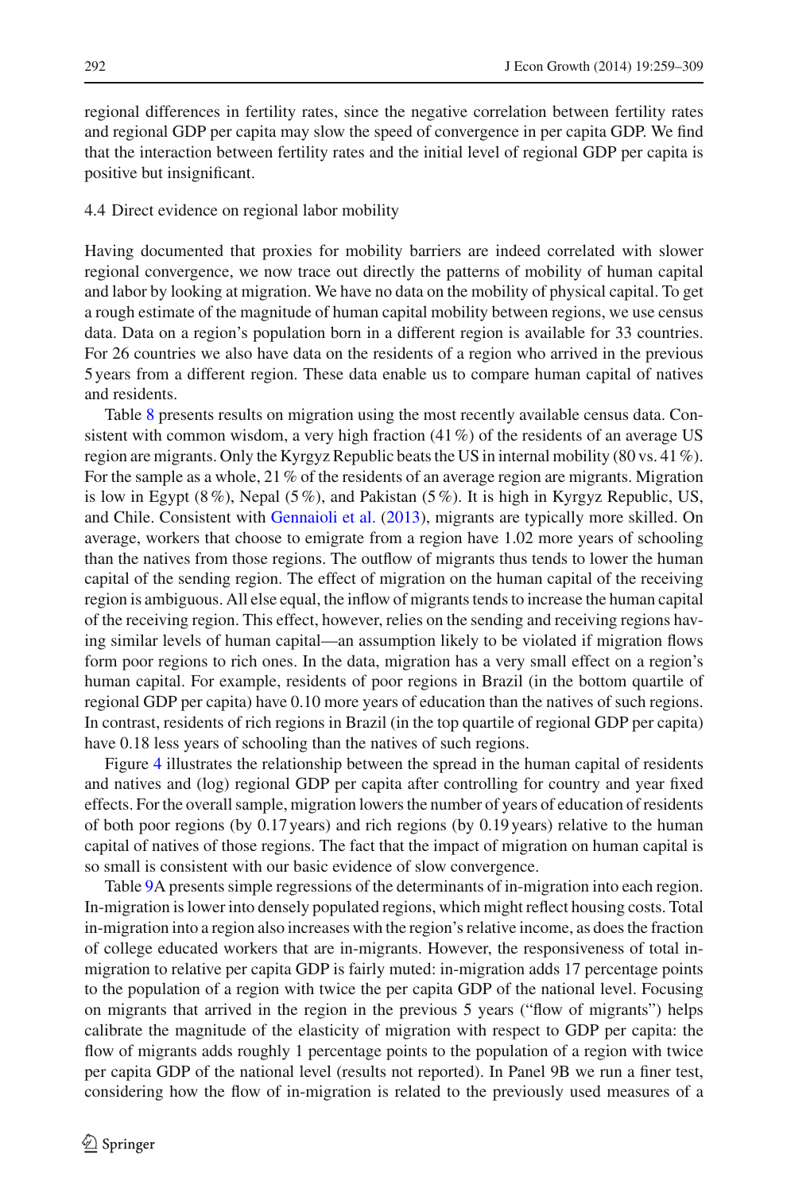regional differences in fertility rates, since the negative correlation between fertility rates and regional GDP per capita may slow the speed of convergence in per capita GDP. We find that the interaction between fertility rates and the initial level of regional GDP per capita is positive but insignificant.

### 4.4 Direct evidence on regional labor mobility

Having documented that proxies for mobility barriers are indeed correlated with slower regional convergence, we now trace out directly the patterns of mobility of human capital and labor by looking at migration. We have no data on the mobility of physical capital. To get a rough estimate of the magnitude of human capital mobility between regions, we use census data. Data on a region's population born in a different region is available for 33 countries. For 26 countries we also have data on the residents of a region who arrived in the previous 5 years from a different region. These data enable us to compare human capital of natives and residents.

Table 8 presents results on migration using the most recently available census data. Consistent with common wisdom, a very high fraction (41 %) of the residents of an average US region are migrants. Only the Kyrgyz Republic beats the US in internal mobility (80 vs. 41 %). For the sample as a whole, 21 % of the residents of an average region are migrants. Migration is low in Egypt (8 %), Nepal (5 %), and Pakistan (5 %). It is high in Kyrgyz Republic, US, and Chile. Consistent with Gennaioli et al. (2013), migrants are typically more skilled. On average, workers that choose to emigrate from a region have 1.02 more years of schooling than the natives from those regions. The outflow of migrants thus tends to lower the human capital of the sending region. The effect of migration on the human capital of the receiving region is ambiguous. All else equal, the inflow of migrants tends to increase the human capital of the receiving region. This effect, however, relies on the sending and receiving regions having similar levels of human capital—an assumption likely to be violated if migration flows form poor regions to rich ones. In the data, migration has a very small effect on a region's human capital. For example, residents of poor regions in Brazil (in the bottom quartile of regional GDP per capita) have 0.10 more years of education than the natives of such regions. In contrast, residents of rich regions in Brazil (in the top quartile of regional GDP per capita) have 0.18 less years of schooling than the natives of such regions.

Figure 4 illustrates the relationship between the spread in the human capital of residents and natives and (log) regional GDP per capita after controlling for country and year fixed effects. For the overall sample, migration lowers the number of years of education of residents of both poor regions (by 0.17 years) and rich regions (by 0.19 years) relative to the human capital of natives of those regions. The fact that the impact of migration on human capital is so small is consistent with our basic evidence of slow convergence.

Table 9A presents simple regressions of the determinants of in-migration into each region. In-migration is lower into densely populated regions, which might reflect housing costs. Total in-migration into a region also increases with the region's relative income, as does the fraction of college educated workers that are in-migrants. However, the responsiveness of total in-migration to relative per capita GDP is fairly muted: in-migration adds 17 percentage points to the population of a region with twice the per capita GDP of the national level. Focusing on migrants that arrived in the region in the previous 5 years ("flow of migrants") helps calibrate the magnitude of the elasticity of migration with respect to GDP per capita: the flow of migrants adds roughly 1 percentage points to the population of a region with twice per capita GDP of the national level (results not reported). In Panel 9B we run a finer test, considering how the flow of in-migration is related to the previously used measures of a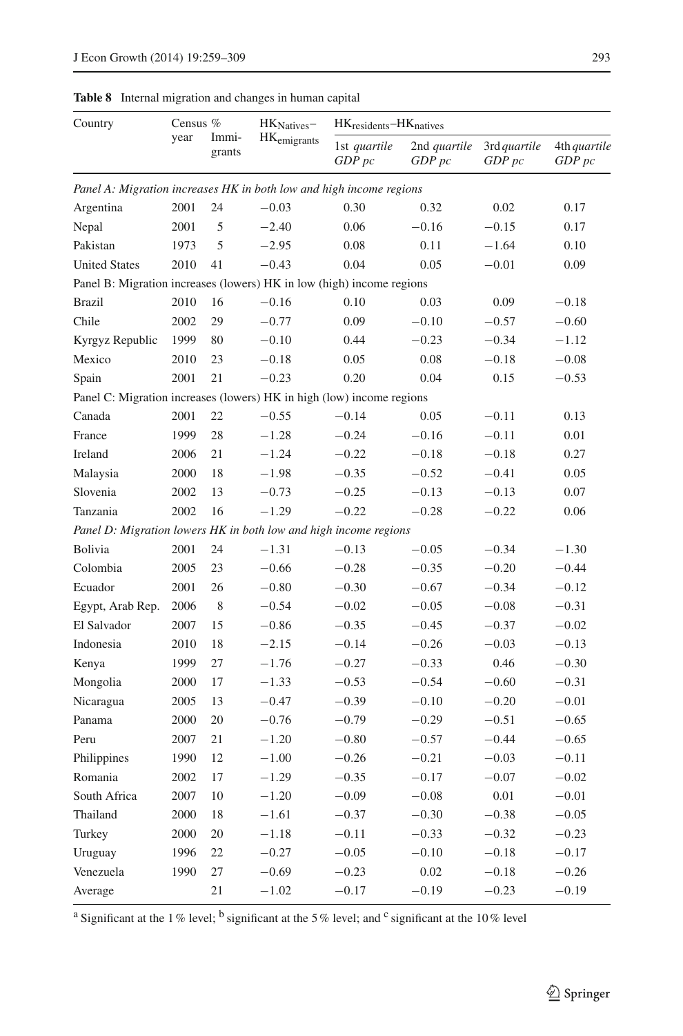**Table 8** Internal migration and changes in human capital

| Country | Census year | % Immi-grants | $HK_{Natives} - HK_{emigrants}$ | $HK_{residents} - HK_{natives}$ | | | |
|---|---|---|---|---|---|---|---|
| | | | | 1st *quartile GDP pc* | 2nd *quartile GDP pc* | 3rd *quartile GDP pc* | 4th *quartile GDP pc* |
| *Panel A: Migration increases HK in both low and high income regions* | | | | | | | |
| Argentina | 2001 | 24 | −0.03 | 0.30 | 0.32 | 0.02 | 0.17 |
| Nepal | 2001 | 5 | −2.40 | 0.06 | −0.16 | −0.15 | 0.17 |
| Pakistan | 1973 | 5 | −2.95 | 0.08 | 0.11 | −1.64 | 0.10 |
| United States | 2010 | 41 | −0.43 | 0.04 | 0.05 | −0.01 | 0.09 |
| Panel B: Migration increases (lowers) HK in low (high) income regions | | | | | | | |
| Brazil | 2010 | 16 | −0.16 | 0.10 | 0.03 | 0.09 | −0.18 |
| Chile | 2002 | 29 | −0.77 | 0.09 | −0.10 | −0.57 | −0.60 |
| Kyrgyz Republic | 1999 | 80 | −0.10 | 0.44 | −0.23 | −0.34 | −1.12 |
| Mexico | 2010 | 23 | −0.18 | 0.05 | 0.08 | −0.18 | −0.08 |
| Spain | 2001 | 21 | −0.23 | 0.20 | 0.04 | 0.15 | −0.53 |
| Panel C: Migration increases (lowers) HK in high (low) income regions | | | | | | | |
| Canada | 2001 | 22 | −0.55 | −0.14 | 0.05 | −0.11 | 0.13 |
| France | 1999 | 28 | −1.28 | −0.24 | −0.16 | −0.11 | 0.01 |
| Ireland | 2006 | 21 | −1.24 | −0.22 | −0.18 | −0.18 | 0.27 |
| Malaysia | 2000 | 18 | −1.98 | −0.35 | −0.52 | −0.41 | 0.05 |
| Slovenia | 2002 | 13 | −0.73 | −0.25 | −0.13 | −0.13 | 0.07 |
| Tanzania | 2002 | 16 | −1.29 | −0.22 | −0.28 | −0.22 | 0.06 |
| *Panel D: Migration lowers HK in both low and high income regions* | | | | | | | |
| Bolivia | 2001 | 24 | −1.31 | −0.13 | −0.05 | −0.34 | −1.30 |
| Colombia | 2005 | 23 | −0.66 | −0.28 | −0.35 | −0.20 | −0.44 |
| Ecuador | 2001 | 26 | −0.80 | −0.30 | −0.67 | −0.34 | −0.12 |
| Egypt, Arab Rep. | 2006 | 8 | −0.54 | −0.02 | −0.05 | −0.08 | −0.31 |
| El Salvador | 2007 | 15 | −0.86 | −0.35 | −0.45 | −0.37 | −0.02 |
| Indonesia | 2010 | 18 | −2.15 | −0.14 | −0.26 | −0.03 | −0.13 |
| Kenya | 1999 | 27 | −1.76 | −0.27 | −0.33 | 0.46 | −0.30 |
| Mongolia | 2000 | 17 | −1.33 | −0.53 | −0.54 | −0.60 | −0.31 |
| Nicaragua | 2005 | 13 | −0.47 | −0.39 | −0.10 | −0.20 | −0.01 |
| Panama | 2000 | 20 | −0.76 | −0.79 | −0.29 | −0.51 | −0.65 |
| Peru | 2007 | 21 | −1.20 | −0.80 | −0.57 | −0.44 | −0.65 |
| Philippines | 1990 | 12 | −1.00 | −0.26 | −0.21 | −0.03 | −0.11 |
| Romania | 2002 | 17 | −1.29 | −0.35 | −0.17 | −0.07 | −0.02 |
| South Africa | 2007 | 10 | −1.20 | −0.09 | −0.08 | 0.01 | −0.01 |
| Thailand | 2000 | 18 | −1.61 | −0.37 | −0.30 | −0.38 | −0.05 |
| Turkey | 2000 | 20 | −1.18 | −0.11 | −0.33 | −0.32 | −0.23 |
| Uruguay | 1996 | 22 | −0.27 | −0.05 | −0.10 | −0.18 | −0.17 |
| Venezuela | 1990 | 27 | −0.69 | −0.23 | 0.02 | −0.18 | −0.26 |
| Average | | 21 | −1.02 | −0.17 | −0.19 | −0.23 | −0.19 |

[a] Significant at the 1 % level; [b] significant at the 5 % level; and [c] significant at the 10 % level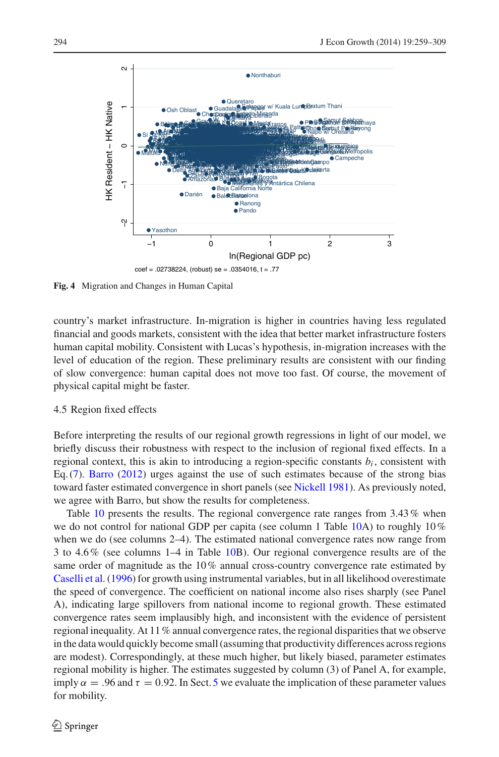Fig. 4 Migration and Changes in Human Capital

country's market infrastructure. In-migration is higher in countries having less regulated financial and goods markets, consistent with the idea that better market infrastructure fosters human capital mobility. Consistent with Lucas's hypothesis, in-migration increases with the level of education of the region. These preliminary results are consistent with our finding of slow convergence: human capital does not move too fast. Of course, the movement of physical capital might be faster.

### 4.5 Region fixed effects

Before interpreting the results of our regional growth regressions in light of our model, we briefly discuss their robustness with respect to the inclusion of regional fixed effects. In a regional context, this is akin to introducing a region-specific constants $b_i$, consistent with Eq. (7). Barro (2012) urges against the use of such estimates because of the strong bias toward faster estimated convergence in short panels (see Nickell 1981). As previously noted, we agree with Barro, but show the results for completeness.

Table 10 presents the results. The regional convergence rate ranges from 3.43 % when we do not control for national GDP per capita (see column 1 Table 10A) to roughly 10 % when we do (see columns 2–4). The estimated national convergence rates now range from 3 to 4.6 % (see columns 1–4 in Table 10B). Our regional convergence results are of the same order of magnitude as the 10 % annual cross-country convergence rate estimated by Caselli et al. (1996) for growth using instrumental variables, but in all likelihood overestimate the speed of convergence. The coefficient on national income also rises sharply (see Panel A), indicating large spillovers from national income to regional growth. These estimated convergence rates seem implausibly high, and inconsistent with the evidence of persistent regional inequality. At 11 % annual convergence rates, the regional disparities that we observe in the data would quickly become small (assuming that productivity differences across regions are modest). Correspondingly, at these much higher, but likely biased, parameter estimates regional mobility is higher. The estimates suggested by column (3) of Panel A, for example, imply $\alpha = .96$ and $\tau = 0.92$. In Sect. 5 we evaluate the implication of these parameter values for mobility.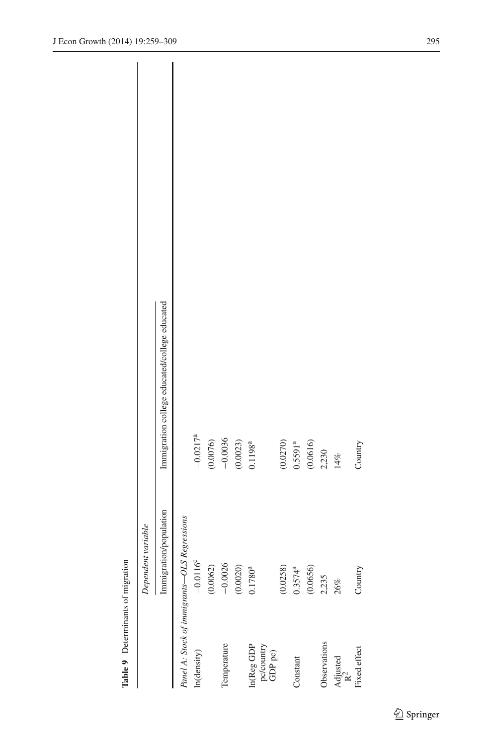**Table 9** Determinants of migration

| | *Dependent variable* | |
|---|---|---|
| | Immigration/population | Immigration college educated/college educated |
| *Panel A: Stock of immigrants—OLS Regressions* | | |
| ln(density) | −0.0116[c] | −0.0217[a] |
| | (0.0062) | (0.0076) |
| Temperature | −0.0026 | −0.0036 |
| | (0.0020) | (0.0023) |
| ln(Reg GDP pc/country GDP pc) | 0.1780[a] | 0.1198[a] |
| | (0.0258) | (0.0270) |
| Constant | 0.3574[a] | 0.5591[a] |
| | (0.0656) | (0.0616) |
| Observations | 2,235 | 2,230 |
| Adjusted $R^2$ | 26% | 14% |
| Fixed effect | Country | Country |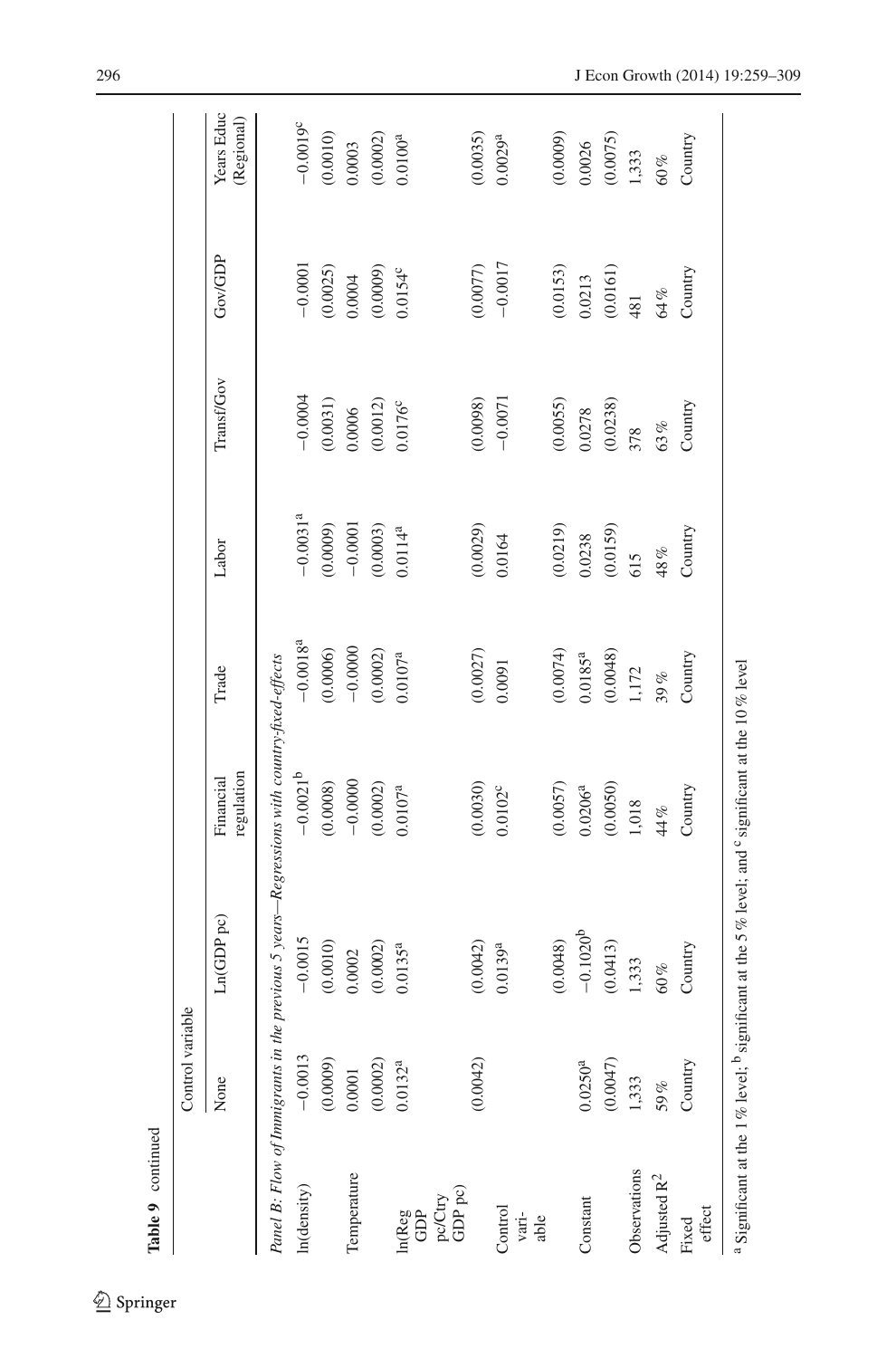**Table 9** continued

| | Control variable | | | | | | | |
|---|---|---|---|---|---|---|---|---|
| | None | Ln(GDP pc) | Financial regulation | Trade | Labor | Transf/Gov | Gov/GDP | Years Educ (Regional) |
| *Panel B: Flow of Immigrants in the previous 5 years—Regressions with country-fixed-effects* | | | | | | | | |
| ln(density) | −0.0013 | −0.0015 | −0.0021[b] | −0.0018[a] | −0.0031[a] | −0.0004 | −0.0001 | −0.0019[c] |
| | (0.0009) | (0.0010) | (0.0008) | (0.0006) | (0.0009) | (0.0031) | (0.0025) | (0.0010) |
| Temperature | 0.0001 | 0.0002 | −0.0000 | −0.0000 | −0.0001 | 0.0006 | 0.0004 | 0.0003 |
| | (0.0002) | (0.0002) | (0.0002) | (0.0002) | (0.0003) | (0.0012) | (0.0009) | (0.0002) |
| ln(Reg GDP pc/Ctry GDP pc) | 0.0132[a] | 0.0135[a] | 0.0107[a] | 0.0107[a] | 0.0114[a] | 0.0176[c] | 0.0154[c] | 0.0100[a] |
| | (0.0042) | (0.0042) | (0.0030) | (0.0027) | (0.0029) | (0.0098) | (0.0077) | (0.0035) |
| Control variable | | 0.0139[a] | 0.0102[c] | 0.0091 | 0.0164 | −0.0071 | −0.0017 | 0.0029[a] |
| | | (0.0048) | (0.0057) | (0.0074) | (0.0219) | (0.0055) | (0.0153) | (0.0009) |
| Constant | 0.0250[a] | −0.1020[b] | 0.0206[a] | 0.0185[a] | 0.0238 | 0.0278 | 0.0213 | 0.0026 |
| | (0.0047) | (0.0413) | (0.0050) | (0.0048) | (0.0159) | (0.0238) | (0.0161) | (0.0075) |
| Observations | 1,333 | 1,333 | 1,018 | 1,172 | 615 | 378 | 481 | 1,333 |
| Adjusted $R^2$ | 59 % | 60 % | 44 % | 39 % | 48 % | 63 % | 64 % | 60 % |
| Fixed effect | Country | Country | Country | Country | Country | Country | Country | Country |

[a] Significant at the 1 % level; [b] significant at the 5 % level; and [c] significant at the 10 % level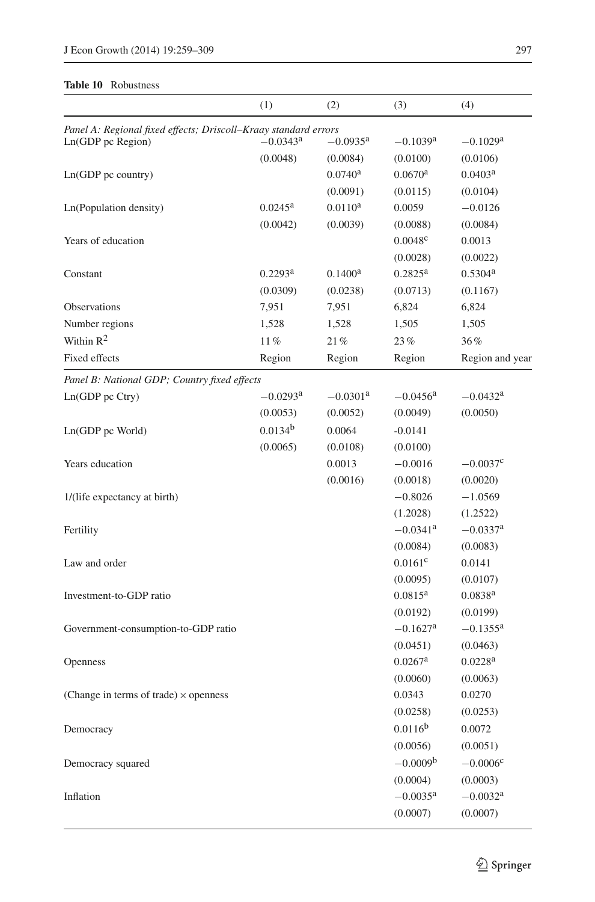**Table 10** Robustness

| | (1) | (2) | (3) | (4) |
|---|---|---|---|---|
| *Panel A: Regional fixed effects; Driscoll–Kraay standard errors* | | | | |
| Ln(GDP pc Region) | −0.0343[a] | −0.0935[a] | −0.1039[a] | −0.1029[a] |
| | (0.0048) | (0.0084) | (0.0100) | (0.0106) |
| Ln(GDP pc country) | | 0.0740[a] | 0.0670[a] | 0.0403[a] |
| | | (0.0091) | (0.0115) | (0.0104) |
| Ln(Population density) | 0.0245[a] | 0.0110[a] | 0.0059 | −0.0126 |
| | (0.0042) | (0.0039) | (0.0088) | (0.0084) |
| Years of education | | | 0.0048[c] | 0.0013 |
| | | | (0.0028) | (0.0022) |
| Constant | 0.2293[a] | 0.1400[a] | 0.2825[a] | 0.5304[a] |
| | (0.0309) | (0.0238) | (0.0713) | (0.1167) |
| Observations | 7,951 | 7,951 | 6,824 | 6,824 |
| Number regions | 1,528 | 1,528 | 1,505 | 1,505 |
| Within $R^2$ | 11 % | 21 % | 23 % | 36 % |
| Fixed effects | Region | Region | Region | Region and year |
| *Panel B: National GDP; Country fixed effects* | | | | |
| Ln(GDP pc Ctry) | −0.0293[a] | −0.0301[a] | −0.0456[a] | −0.0432[a] |
| | (0.0053) | (0.0052) | (0.0049) | (0.0050) |
| Ln(GDP pc World) | 0.0134[b] | 0.0064 | -0.0141 | |
| | (0.0065) | (0.0108) | (0.0100) | |
| Years education | | 0.0013 | −0.0016 | −0.0037[c] |
| | | (0.0016) | (0.0018) | (0.0020) |
| 1/(life expectancy at birth) | | | −0.8026 | −1.0569 |
| | | | (1.2028) | (1.2522) |
| Fertility | | | −0.0341[a] | −0.0337[a] |
| | | | (0.0084) | (0.0083) |
| Law and order | | | 0.0161[c] | 0.0141 |
| | | | (0.0095) | (0.0107) |
| Investment-to-GDP ratio | | | 0.0815[a] | 0.0838[a] |
| | | | (0.0192) | (0.0199) |
| Government-consumption-to-GDP ratio | | | −0.1627[a] | −0.1355[a] |
| | | | (0.0451) | (0.0463) |
| Openness | | | 0.0267[a] | 0.0228[a] |
| | | | (0.0060) | (0.0063) |
| (Change in terms of trade) × openness | | | 0.0343 | 0.0270 |
| | | | (0.0258) | (0.0253) |
| Democracy | | | 0.0116[b] | 0.0072 |
| | | | (0.0056) | (0.0051) |
| Democracy squared | | | −0.0009[b] | −0.0006[c] |
| | | | (0.0004) | (0.0003) |
| Inflation | | | −0.0035[a] | −0.0032[a] |
| | | | (0.0007) | (0.0007) |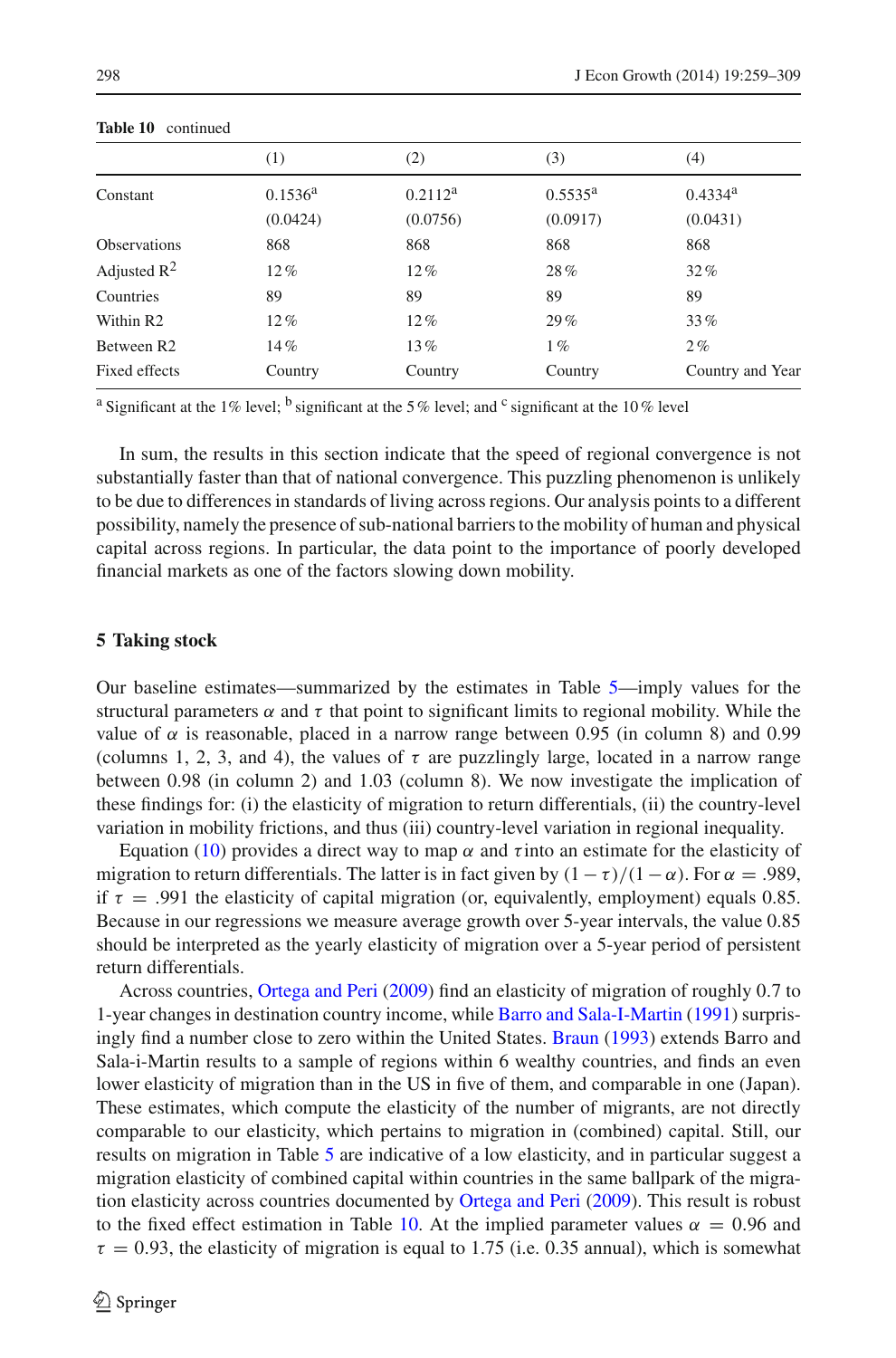**Table 10** continued

|  | (1) | (2) | (3) | (4) |
|---|---|---|---|---|
| Constant | 0.1536[a] | 0.2112[a] | 0.5535[a] | 0.4334[a] |
|  | (0.0424) | (0.0756) | (0.0917) | (0.0431) |
| Observations | 868 | 868 | 868 | 868 |
| Adjusted $R^2$ | 12 % | 12 % | 28 % | 32 % |
| Countries | 89 | 89 | 89 | 89 |
| Within R2 | 12 % | 12 % | 29 % | 33 % |
| Between R2 | 14 % | 13 % | 1 % | 2 % |
| Fixed effects | Country | Country | Country | Country and Year |

[a] Significant at the 1 % level; [b] significant at the 5 % level; and [c] significant at the 10 % level

In sum, the results in this section indicate that the speed of regional convergence is not substantially faster than that of national convergence. This puzzling phenomenon is unlikely to be due to differences in standards of living across regions. Our analysis points to a different possibility, namely the presence of sub-national barriers to the mobility of human and physical capital across regions. In particular, the data point to the importance of poorly developed financial markets as one of the factors slowing down mobility.

## 5 Taking stock

Our baseline estimates—summarized by the estimates in Table 5—imply values for the structural parameters $\alpha$ and $\tau$ that point to significant limits to regional mobility. While the value of $\alpha$ is reasonable, placed in a narrow range between 0.95 (in column 8) and 0.99 (columns 1, 2, 3, and 4), the values of $\tau$ are puzzlingly large, located in a narrow range between 0.98 (in column 2) and 1.03 (column 8). We now investigate the implication of these findings for: (i) the elasticity of migration to return differentials, (ii) the country-level variation in mobility frictions, and thus (iii) country-level variation in regional inequality.

Equation (10) provides a direct way to map $\alpha$ and $\tau$ into an estimate for the elasticity of migration to return differentials. The latter is in fact given by $(1-\tau)/(1-\alpha)$. For $\alpha = .989$, if $\tau = .991$ the elasticity of capital migration (or, equivalently, employment) equals 0.85. Because in our regressions we measure average growth over 5-year intervals, the value 0.85 should be interpreted as the yearly elasticity of migration over a 5-year period of persistent return differentials.

Across countries, Ortega and Peri (2009) find an elasticity of migration of roughly 0.7 to 1-year changes in destination country income, while Barro and Sala-I-Martin (1991) surprisingly find a number close to zero within the United States. Braun (1993) extends Barro and Sala-i-Martin results to a sample of regions within 6 wealthy countries, and finds an even lower elasticity of migration than in the US in five of them, and comparable in one (Japan). These estimates, which compute the elasticity of the number of migrants, are not directly comparable to our elasticity, which pertains to migration in (combined) capital. Still, our results on migration in Table 5 are indicative of a low elasticity, and in particular suggest a migration elasticity of combined capital within countries in the same ballpark of the migration elasticity across countries documented by Ortega and Peri (2009). This result is robust to the fixed effect estimation in Table 10. At the implied parameter values $\alpha = 0.96$ and $\tau = 0.93$, the elasticity of migration is equal to 1.75 (i.e. 0.35 annual), which is somewhat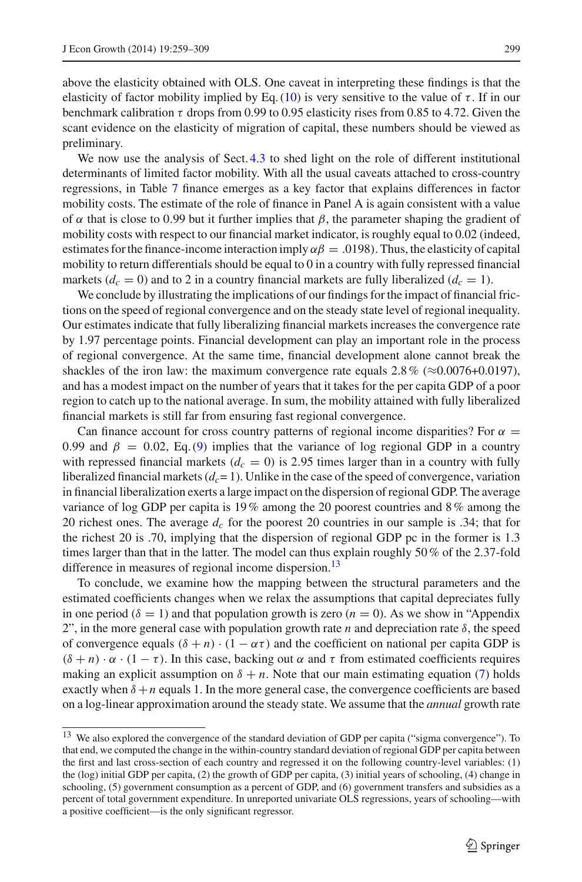above the elasticity obtained with OLS. One caveat in interpreting these findings is that the elasticity of factor mobility implied by Eq. (10) is very sensitive to the value of $\tau$. If in our benchmark calibration $\tau$ drops from 0.99 to 0.95 elasticity rises from 0.85 to 4.72. Given the scant evidence on the elasticity of migration of capital, these numbers should be viewed as preliminary.

We now use the analysis of Sect. 4.3 to shed light on the role of different institutional determinants of limited factor mobility. With all the usual caveats attached to cross-country regressions, in Table 7 finance emerges as a key factor that explains differences in factor mobility costs. The estimate of the role of finance in Panel A is again consistent with a value of $\alpha$ that is close to 0.99 but it further implies that $\beta$, the parameter shaping the gradient of mobility costs with respect to our financial market indicator, is roughly equal to 0.02 (indeed, estimates for the finance-income interaction imply $\alpha\beta = .0198$). Thus, the elasticity of capital mobility to return differentials should be equal to 0 in a country with fully repressed financial markets ($d_c = 0$) and to 2 in a country financial markets are fully liberalized ($d_c = 1$).

We conclude by illustrating the implications of our findings for the impact of financial frictions on the speed of regional convergence and on the steady state level of regional inequality. Our estimates indicate that fully liberalizing financial markets increases the convergence rate by 1.97 percentage points. Financial development can play an important role in the process of regional convergence. At the same time, financial development alone cannot break the shackles of the iron law: the maximum convergence rate equals 2.8 % (≈0.0076+0.0197), and has a modest impact on the number of years that it takes for the per capita GDP of a poor region to catch up to the national average. In sum, the mobility attained with fully liberalized financial markets is still far from ensuring fast regional convergence.

Can finance account for cross country patterns of regional income disparities? For $\alpha = 0.99$ and $\beta = 0.02$, Eq. (9) implies that the variance of log regional GDP in a country with repressed financial markets ($d_c = 0$) is 2.95 times larger than in a country with fully liberalized financial markets ($d_c = 1$). Unlike in the case of the speed of convergence, variation in financial liberalization exerts a large impact on the dispersion of regional GDP. The average variance of log GDP per capita is 19 % among the 20 poorest countries and 8 % among the 20 richest ones. The average $d_c$ for the poorest 20 countries in our sample is .34; that for the richest 20 is .70, implying that the dispersion of regional GDP pc in the former is 1.3 times larger than that in the latter. The model can thus explain roughly 50 % of the 2.37-fold difference in measures of regional income dispersion.[13]

To conclude, we examine how the mapping between the structural parameters and the estimated coefficients changes when we relax the assumptions that capital depreciates fully in one period ($\delta = 1$) and that population growth is zero ($n = 0$). As we show in "Appendix 2", in the more general case with population growth rate $n$ and depreciation rate $\delta$, the speed of convergence equals $(\delta + n) \cdot (1 - \alpha\tau)$ and the coefficient on national per capita GDP is $(\delta + n) \cdot \alpha \cdot (1 - \tau)$. In this case, backing out $\alpha$ and $\tau$ from estimated coefficients requires making an explicit assumption on $\delta + n$. Note that our main estimating equation (7) holds exactly when $\delta + n$ equals 1. In the more general case, the convergence coefficients are based on a log-linear approximation around the steady state. We assume that the *annual* growth rate

[13] We also explored the convergence of the standard deviation of GDP per capita ("sigma convergence"). To that end, we computed the change in the within-country standard deviation of regional GDP per capita between the first and last cross-section of each country and regressed it on the following country-level variables: (1) the (log) initial GDP per capita, (2) the growth of GDP per capita, (3) initial years of schooling, (4) change in schooling, (5) government consumption as a percent of GDP, and (6) government transfers and subsidies as a percent of total government expenditure. In unreported univariate OLS regressions, years of schooling—with a positive coefficient—is the only significant regressor.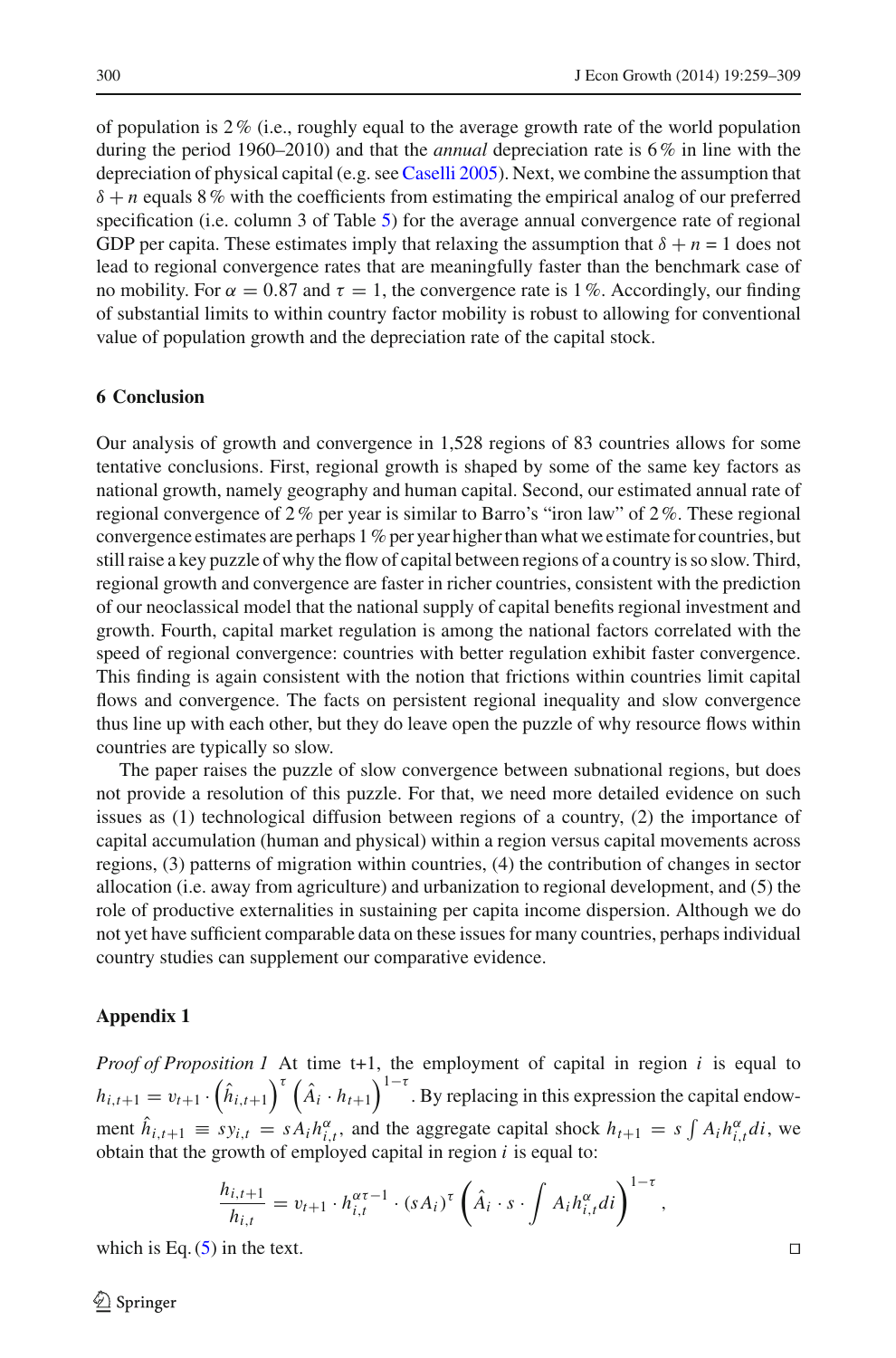of population is 2 % (i.e., roughly equal to the average growth rate of the world population during the period 1960–2010) and that the *annual* depreciation rate is 6 % in line with the depreciation of physical capital (e.g. see Caselli 2005). Next, we combine the assumption that $\delta + n$ equals 8 % with the coefficients from estimating the empirical analog of our preferred specification (i.e. column 3 of Table 5) for the average annual convergence rate of regional GDP per capita. These estimates imply that relaxing the assumption that $\delta + n = 1$ does not lead to regional convergence rates that are meaningfully faster than the benchmark case of no mobility. For $\alpha = 0.87$ and $\tau = 1$, the convergence rate is 1 %. Accordingly, our finding of substantial limits to within country factor mobility is robust to allowing for conventional value of population growth and the depreciation rate of the capital stock.

## 6 Conclusion

Our analysis of growth and convergence in 1,528 regions of 83 countries allows for some tentative conclusions. First, regional growth is shaped by some of the same key factors as national growth, namely geography and human capital. Second, our estimated annual rate of regional convergence of 2 % per year is similar to Barro's "iron law" of 2 %. These regional convergence estimates are perhaps 1 % per year higher than what we estimate for countries, but still raise a key puzzle of why the flow of capital between regions of a country is so slow. Third, regional growth and convergence are faster in richer countries, consistent with the prediction of our neoclassical model that the national supply of capital benefits regional investment and growth. Fourth, capital market regulation is among the national factors correlated with the speed of regional convergence: countries with better regulation exhibit faster convergence. This finding is again consistent with the notion that frictions within countries limit capital flows and convergence. The facts on persistent regional inequality and slow convergence thus line up with each other, but they do leave open the puzzle of why resource flows within countries are typically so slow.

The paper raises the puzzle of slow convergence between subnational regions, but does not provide a resolution of this puzzle. For that, we need more detailed evidence on such issues as (1) technological diffusion between regions of a country, (2) the importance of capital accumulation (human and physical) within a region versus capital movements across regions, (3) patterns of migration within countries, (4) the contribution of changes in sector allocation (i.e. away from agriculture) and urbanization to regional development, and (5) the role of productive externalities in sustaining per capita income dispersion. Although we do not yet have sufficient comparable data on these issues for many countries, perhaps individual country studies can supplement our comparative evidence.

## Appendix 1

*Proof of Proposition 1* At time t+1, the employment of capital in region $i$ is equal to $h_{i,t+1} = v_{t+1} \cdot \left(\hat{h}_{i,t+1}\right)^{\tau} \left(\hat{A}_i \cdot h_{t+1}\right)^{1-\tau}$. By replacing in this expression the capital endowment $\hat{h}_{i,t+1} \equiv sy_{i,t} = sA_i h_{i,t}^{\alpha}$, and the aggregate capital shock $h_{t+1} = s \int A_i h_{i,t}^{\alpha} di$, we obtain that the growth of employed capital in region $i$ is equal to:

$$\frac{h_{i,t+1}}{h_{i,t}} = v_{t+1} \cdot h_{i,t}^{\alpha\tau - 1} \cdot (sA_i)^{\tau} \left(\hat{A}_i \cdot s \cdot \int A_i h_{i,t}^{\alpha} di\right)^{1-\tau},$$

which is Eq. (5) in the text. □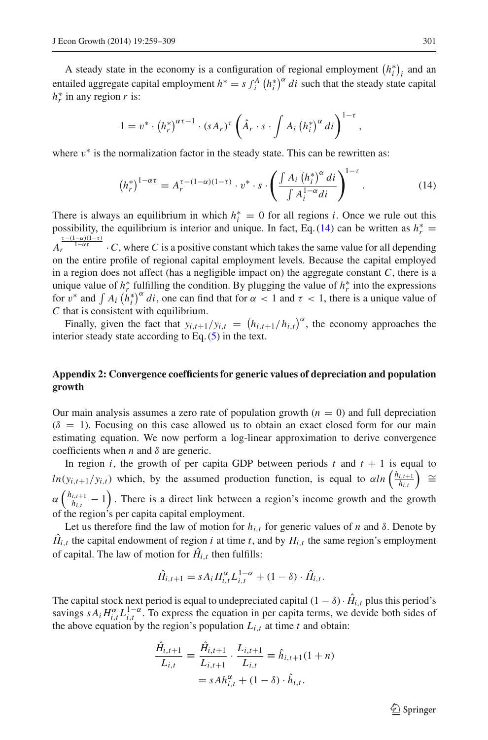A steady state in the economy is a configuration of regional employment $\left(h_i^*\right)_i$ and an entailed aggregate capital employment $h^* = s \int_i^A \left(h_i^*\right)^\alpha di$ such that the steady state capital $h_r^*$ in any region $r$ is:

$$1 = v^* \cdot \left(h_r^*\right)^{\alpha\tau - 1} \cdot (sA_r)^\tau \left(\hat{A}_r \cdot s \cdot \int A_i \left(h_i^*\right)^\alpha di\right)^{1-\tau},$$

where $v^*$ is the normalization factor in the steady state. This can be rewritten as:

$$\left(h_r^*\right)^{1-\alpha\tau} = A_r^{\tau-(1-\alpha)(1-\tau)} \cdot v^* \cdot s \cdot \left(\frac{\int A_i \left(h_i^*\right)^\alpha di}{\int A_i^{1-\alpha} di}\right)^{1-\tau}. \tag{14}$$

There is always an equilibrium in which $h_i^* = 0$ for all regions $i$. Once we rule out this possibility, the equilibrium is interior and unique. In fact, Eq. (14) can be written as $h_r^* = A_r^{\frac{\tau-(1-\alpha)(1-\tau)}{1-\alpha\tau}} \cdot C$, where $C$ is a positive constant which takes the same value for all depending on the entire profile of regional capital employment levels. Because the capital employed in a region does not affect (has a negligible impact on) the aggregate constant $C$, there is a unique value of $h_r^*$ fulfilling the condition. By plugging the value of $h_r^*$ into the expressions for $v^*$ and $\int A_i \left(h_i^*\right)^\alpha di$, one can find that for $\alpha < 1$ and $\tau < 1$, there is a unique value of $C$ that is consistent with equilibrium.

Finally, given the fact that $y_{i,t+1}/y_{i,t} = \left(h_{i,t+1}/h_{i,t}\right)^\alpha$, the economy approaches the interior steady state according to Eq. (5) in the text.

## Appendix 2: Convergence coefficients for generic values of depreciation and population growth

Our main analysis assumes a zero rate of population growth ($n = 0$) and full depreciation ($\delta = 1$). Focusing on this case allowed us to obtain an exact closed form for our main estimating equation. We now perform a log-linear approximation to derive convergence coefficients when $n$ and $\delta$ are generic.

In region $i$, the growth of per capita GDP between periods $t$ and $t+1$ is equal to $ln(y_{i,t+1}/y_{i,t})$ which, by the assumed production function, is equal to $\alpha ln\left(\frac{h_{i,t+1}}{h_{i,t}}\right) \cong \alpha\left(\frac{h_{i,t+1}}{h_{i,t}} - 1\right)$. There is a direct link between a region's income growth and the growth of the region's per capita capital employment.

Let us therefore find the law of motion for $h_{i,t}$ for generic values of $n$ and $\delta$. Denote by $\hat{H}_{i,t}$ the capital endowment of region $i$ at time $t$, and by $H_{i,t}$ the same region's employment of capital. The law of motion for $\hat{H}_{i,t}$ then fulfills:

$$\hat{H}_{i,t+1} = sA_i H_{i,t}^\alpha L_{i,t}^{1-\alpha} + (1-\delta) \cdot \hat{H}_{i,t}.$$

The capital stock next period is equal to undepreciated capital $(1-\delta) \cdot \hat{H}_{i,t}$ plus this period's savings $sA_i H_{i,t}^\alpha L_{i,t}^{1-\alpha}$. To express the equation in per capita terms, we devide both sides of the above equation by the region's population $L_{i,t}$ at time $t$ and obtain:

$$\begin{aligned}\frac{\hat{H}_{i,t+1}}{L_{i,t}} &\equiv \frac{\hat{H}_{i,t+1}}{L_{i,t+1}} \cdot \frac{L_{i,t+1}}{L_{i,t}} \equiv \hat{h}_{i,t+1}(1+n) \\ &= sAh_{i,t}^\alpha + (1-\delta) \cdot \hat{h}_{i,t}.\end{aligned}$$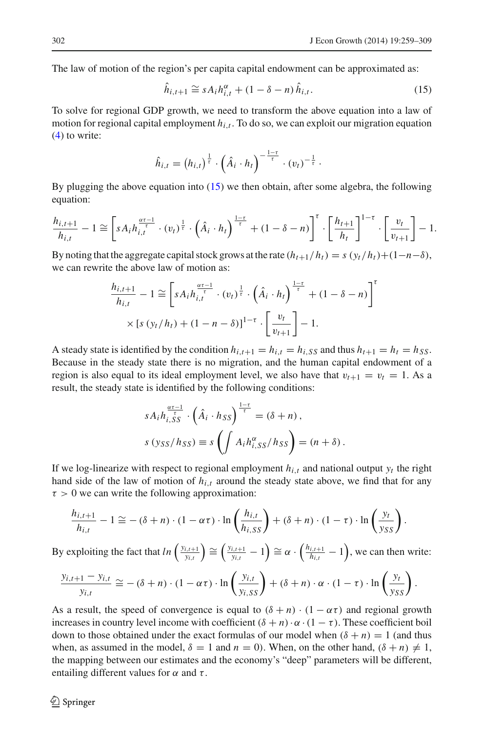The law of motion of the region's per capita capital endowment can be approximated as:

$$\hat{h}_{i,t+1} \cong sA_i h_{i,t}^{\alpha} + (1-\delta-n)\,\hat{h}_{i,t}. \tag{15}$$

To solve for regional GDP growth, we need to transform the above equation into a law of motion for regional capital employment $h_{i,t}$. To do so, we can exploit our migration equation (4) to write:

$$\hat{h}_{i,t} = \left(h_{i,t}\right)^{\frac{1}{\tau}} \cdot \left(\hat{A}_i \cdot h_t\right)^{-\frac{1-\tau}{\tau}} \cdot \left(v_t\right)^{-\frac{1}{\tau}}.$$

By plugging the above equation into (15) we then obtain, after some algebra, the following equation:

$$\frac{h_{i,t+1}}{h_{i,t}} - 1 \cong \left[sA_i h_{i,t}^{\frac{\alpha\tau-1}{\tau}} \cdot \left(v_t\right)^{\frac{1}{\tau}} \cdot \left(\hat{A}_i \cdot h_t\right)^{\frac{1-\tau}{\tau}} + (1-\delta-n)\right]^{\tau} \cdot \left[\frac{h_{t+1}}{h_t}\right]^{1-\tau} \cdot \left[\frac{v_t}{v_{t+1}}\right] - 1.$$

By noting that the aggregate capital stock grows at the rate $(h_{t+1}/h_t) = s\,(y_t/h_t) + (1-n-\delta)$, we can rewrite the above law of motion as:

$$\frac{h_{i,t+1}}{h_{i,t}} - 1 \cong \left[sA_i h_{i,t}^{\frac{\alpha\tau-1}{\tau}} \cdot \left(v_t\right)^{\frac{1}{\tau}} \cdot \left(\hat{A}_i \cdot h_t\right)^{\frac{1-\tau}{\tau}} + (1-\delta-n)\right]^{\tau}$$
$$\times \left[s\,(y_t/h_t) + (1-n-\delta)\right]^{1-\tau} \cdot \left[\frac{v_t}{v_{t+1}}\right] - 1.$$

A steady state is identified by the condition $h_{i,t+1} = h_{i,t} = h_{i,SS}$ and thus $h_{t+1} = h_t = h_{SS}$. Because in the steady state there is no migration, and the human capital endowment of a region is also equal to its ideal employment level, we also have that $v_{t+1} = v_t = 1$. As a result, the steady state is identified by the following conditions:

$$sA_i h_{i,SS}^{\frac{\alpha\tau-1}{\tau}} \cdot \left(\hat{A}_i \cdot h_{SS}\right)^{\frac{1-\tau}{\tau}} = (\delta+n),$$
$$s\,(y_{SS}/h_{SS}) \equiv s\left(\int A_i h_{i,SS}^{\alpha}/h_{SS}\right) = (n+\delta).$$

If we log-linearize with respect to regional employment $h_{i,t}$ and national output $y_t$ the right hand side of the law of motion of $h_{i,t}$ around the steady state above, we find that for any $\tau > 0$ we can write the following approximation:

$$\frac{h_{i,t+1}}{h_{i,t}} - 1 \cong -(\delta+n)\cdot(1-\alpha\tau)\cdot \ln\left(\frac{h_{i,t}}{h_{i,SS}}\right) + (\delta+n)\cdot(1-\tau)\cdot \ln\left(\frac{y_t}{y_{SS}}\right).$$

By exploiting the fact that $ln\left(\frac{y_{i,t+1}}{y_{i,t}}\right) \cong \left(\frac{y_{i,t+1}}{y_{i,t}} - 1\right) \cong \alpha \cdot \left(\frac{h_{i,t+1}}{h_{i,t}} - 1\right)$, we can then write:

$$\frac{y_{i,t+1} - y_{i,t}}{y_{i,t}} \cong -(\delta+n)\cdot(1-\alpha\tau)\cdot \ln\left(\frac{y_{i,t}}{y_{i,SS}}\right) + (\delta+n)\cdot\alpha\cdot(1-\tau)\cdot \ln\left(\frac{y_t}{y_{SS}}\right).$$

As a result, the speed of convergence is equal to $(\delta+n)\cdot(1-\alpha\tau)$ and regional growth increases in country level income with coefficient $(\delta+n)\cdot\alpha\cdot(1-\tau)$. These coefficient boil down to those obtained under the exact formulas of our model when $(\delta+n) = 1$ (and thus when, as assumed in the model, $\delta = 1$ and $n = 0$). When, on the other hand, $(\delta+n) \neq 1$, the mapping between our estimates and the economy's "deep" parameters will be different, entailing different values for $\alpha$ and $\tau$.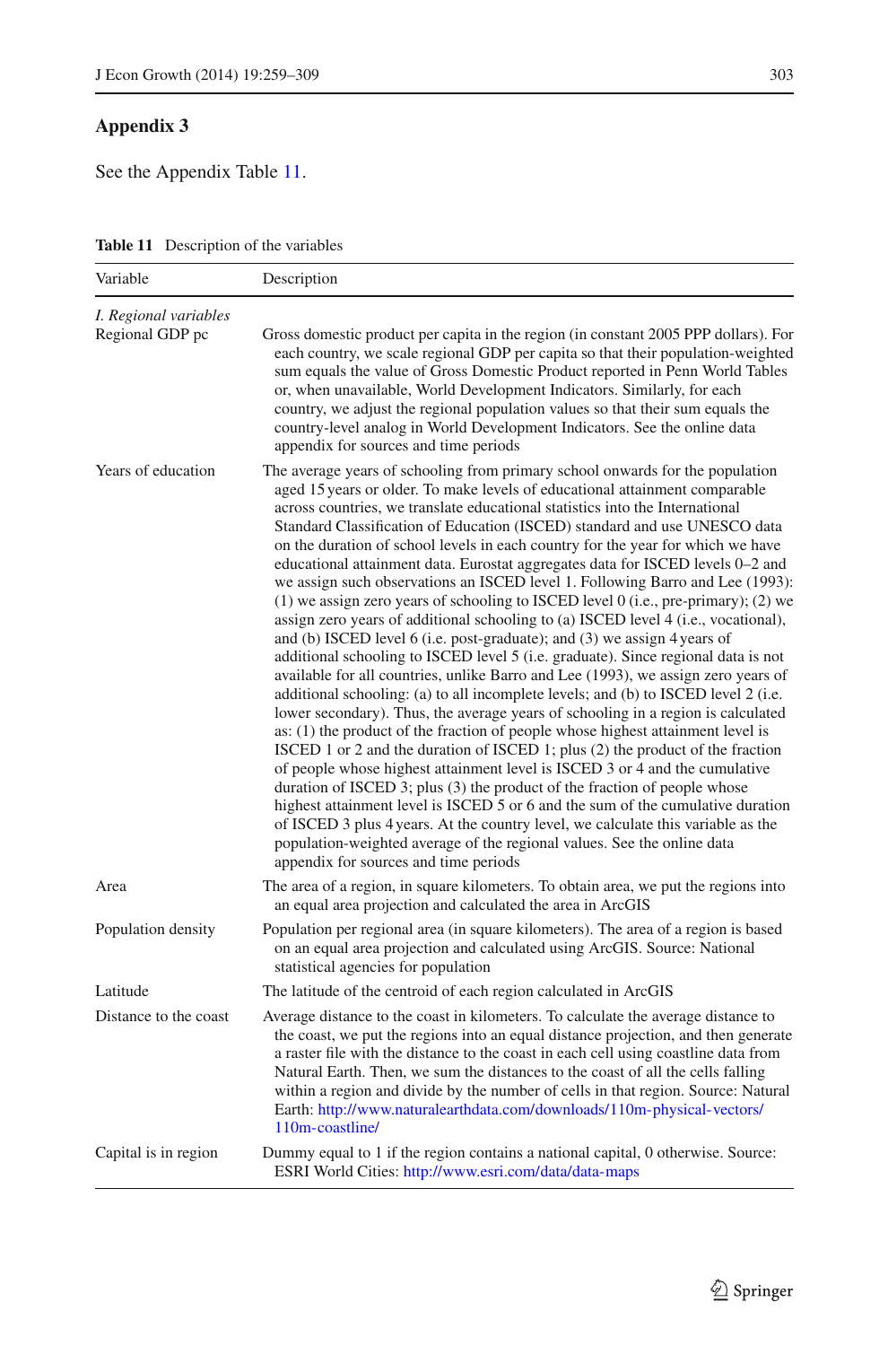## Appendix 3

See the Appendix Table 11.

**Table 11** Description of the variables

| Variable | Description |
|---|---|
| *I. Regional variables* | |
| Regional GDP pc | Gross domestic product per capita in the region (in constant 2005 PPP dollars). For each country, we scale regional GDP per capita so that their population-weighted sum equals the value of Gross Domestic Product reported in Penn World Tables or, when unavailable, World Development Indicators. Similarly, for each country, we adjust the regional population values so that their sum equals the country-level analog in World Development Indicators. See the online data appendix for sources and time periods |
| Years of education | The average years of schooling from primary school onwards for the population aged 15 years or older. To make levels of educational attainment comparable across countries, we translate educational statistics into the International Standard Classification of Education (ISCED) standard and use UNESCO data on the duration of school levels in each country for the year for which we have educational attainment data. Eurostat aggregates data for ISCED levels 0–2 and we assign such observations an ISCED level 1. Following Barro and Lee (1993): (1) we assign zero years of schooling to ISCED level 0 (i.e., pre-primary); (2) we assign zero years of additional schooling to (a) ISCED level 4 (i.e., vocational), and (b) ISCED level 6 (i.e. post-graduate); and (3) we assign 4 years of additional schooling to ISCED level 5 (i.e. graduate). Since regional data is not available for all countries, unlike Barro and Lee (1993), we assign zero years of additional schooling: (a) to all incomplete levels; and (b) to ISCED level 2 (i.e. lower secondary). Thus, the average years of schooling in a region is calculated as: (1) the product of the fraction of people whose highest attainment level is ISCED 1 or 2 and the duration of ISCED 1; plus (2) the product of the fraction of people whose highest attainment level is ISCED 3 or 4 and the cumulative duration of ISCED 3; plus (3) the product of the fraction of people whose highest attainment level is ISCED 5 or 6 and the sum of the cumulative duration of ISCED 3 plus 4 years. At the country level, we calculate this variable as the population-weighted average of the regional values. See the online data appendix for sources and time periods |
| Area | The area of a region, in square kilometers. To obtain area, we put the regions into an equal area projection and calculated the area in ArcGIS |
| Population density | Population per regional area (in square kilometers). The area of a region is based on an equal area projection and calculated using ArcGIS. Source: National statistical agencies for population |
| Latitude | The latitude of the centroid of each region calculated in ArcGIS |
| Distance to the coast | Average distance to the coast in kilometers. To calculate the average distance to the coast, we put the regions into an equal distance projection, and then generate a raster file with the distance to the coast in each cell using coastline data from Natural Earth. Then, we sum the distances to the coast of all the cells falling within a region and divide by the number of cells in that region. Source: Natural Earth: http://www.naturalearthdata.com/downloads/110m-physical-vectors/110m-coastline/ |
| Capital is in region | Dummy equal to 1 if the region contains a national capital, 0 otherwise. Source: ESRI World Cities: http://www.esri.com/data/data-maps |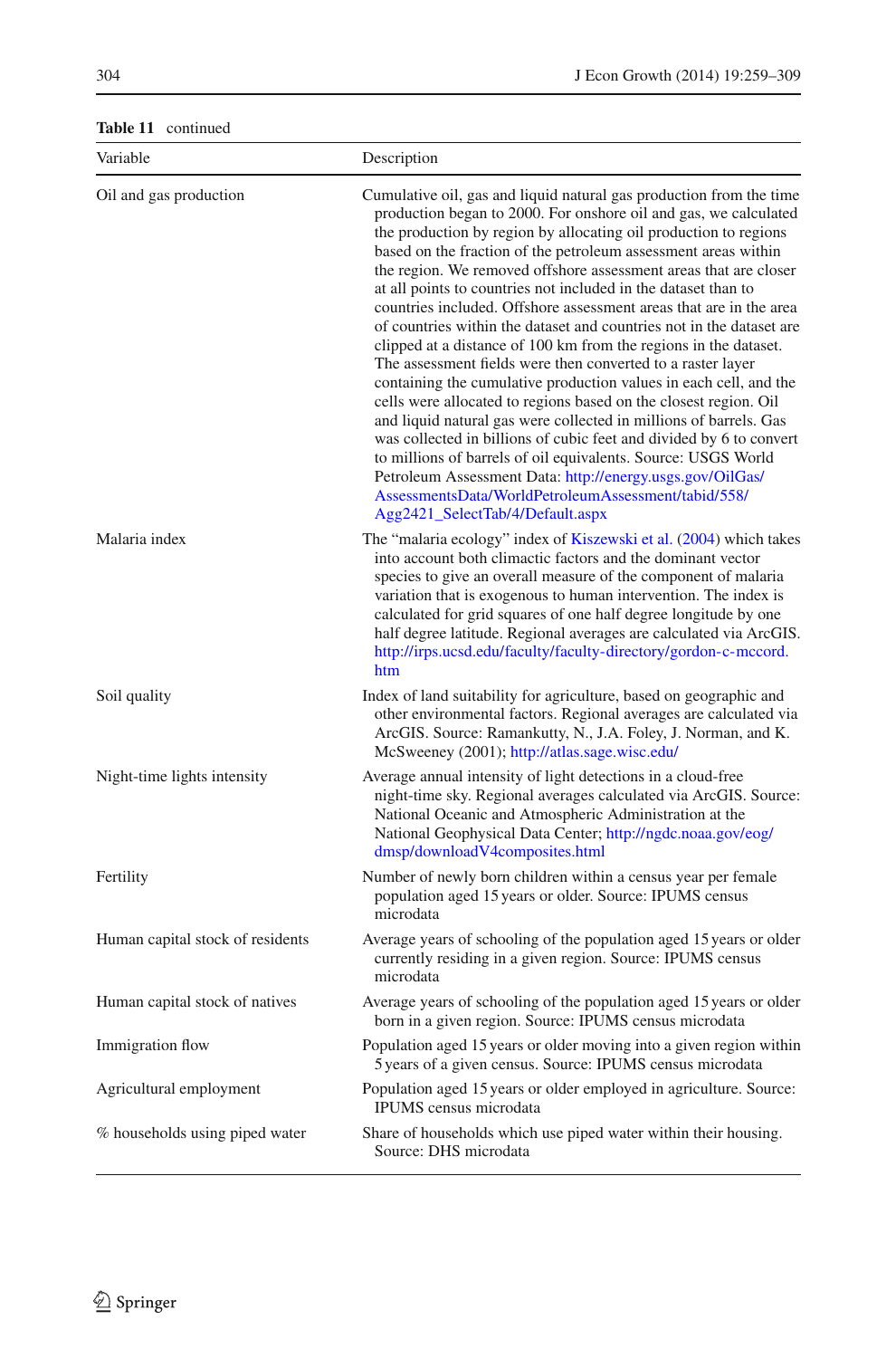**Table 11** continued

| Variable | Description |
|---|---|
| Oil and gas production | Cumulative oil, gas and liquid natural gas production from the time production began to 2000. For onshore oil and gas, we calculated the production by region by allocating oil production to regions based on the fraction of the petroleum assessment areas within the region. We removed offshore assessment areas that are closer at all points to countries not included in the dataset than to countries included. Offshore assessment areas that are in the area of countries within the dataset and countries not in the dataset are clipped at a distance of 100 km from the regions in the dataset. The assessment fields were then converted to a raster layer containing the cumulative production values in each cell, and the cells were allocated to regions based on the closest region. Oil and liquid natural gas were collected in millions of barrels. Gas was collected in billions of cubic feet and divided by 6 to convert to millions of barrels of oil equivalents. Source: USGS World Petroleum Assessment Data: http://energy.usgs.gov/OilGas/AssessmentsData/WorldPetroleumAssessment/tabid/558/Agg2421_SelectTab/4/Default.aspx |
| Malaria index | The "malaria ecology" index of Kiszewski et al. (2004) which takes into account both climactic factors and the dominant vector species to give an overall measure of the component of malaria variation that is exogenous to human intervention. The index is calculated for grid squares of one half degree longitude by one half degree latitude. Regional averages are calculated via ArcGIS. http://irps.ucsd.edu/faculty/faculty-directory/gordon-c-mccord.htm |
| Soil quality | Index of land suitability for agriculture, based on geographic and other environmental factors. Regional averages are calculated via ArcGIS. Source: Ramankutty, N., J.A. Foley, J. Norman, and K. McSweeney (2001); http://atlas.sage.wisc.edu/ |
| Night-time lights intensity | Average annual intensity of light detections in a cloud-free night-time sky. Regional averages calculated via ArcGIS. Source: National Oceanic and Atmospheric Administration at the National Geophysical Data Center; http://ngdc.noaa.gov/eog/dmsp/downloadV4composites.html |
| Fertility | Number of newly born children within a census year per female population aged 15 years or older. Source: IPUMS census microdata |
| Human capital stock of residents | Average years of schooling of the population aged 15 years or older currently residing in a given region. Source: IPUMS census microdata |
| Human capital stock of natives | Average years of schooling of the population aged 15 years or older born in a given region. Source: IPUMS census microdata |
| Immigration flow | Population aged 15 years or older moving into a given region within 5 years of a given census. Source: IPUMS census microdata |
| Agricultural employment | Population aged 15 years or older employed in agriculture. Source: IPUMS census microdata |
| % households using piped water | Share of households which use piped water within their housing. Source: DHS microdata |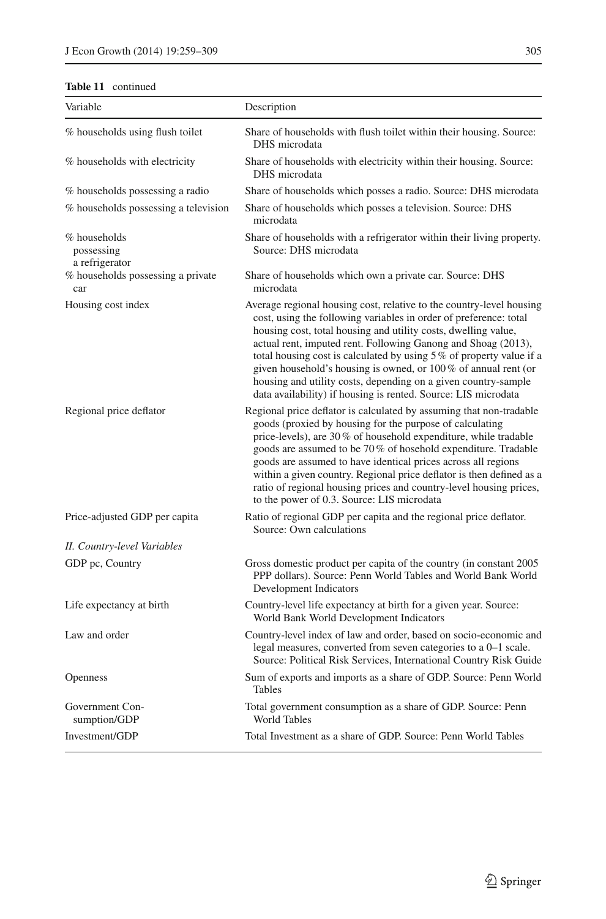**Table 11** continued

| Variable | Description |
|---|---|
| % households using flush toilet | Share of households with flush toilet within their housing. Source: DHS microdata |
| % households with electricity | Share of households with electricity within their housing. Source: DHS microdata |
| % households possessing a radio | Share of households which posses a radio. Source: DHS microdata |
| % households possessing a television | Share of households which posses a television. Source: DHS microdata |
| % households possessing a refrigerator | Share of households with a refrigerator within their living property. Source: DHS microdata |
| % households possessing a private car | Share of households which own a private car. Source: DHS microdata |
| Housing cost index | Average regional housing cost, relative to the country-level housing cost, using the following variables in order of preference: total housing cost, total housing and utility costs, dwelling value, actual rent, imputed rent. Following Ganong and Shoag (2013), total housing cost is calculated by using 5 % of property value if a given household's housing is owned, or 100 % of annual rent (or housing and utility costs, depending on a given country-sample data availability) if housing is rented. Source: LIS microdata |
| Regional price deflator | Regional price deflator is calculated by assuming that non-tradable goods (proxied by housing for the purpose of calculating price-levels), are 30 % of household expenditure, while tradable goods are assumed to be 70 % of hosehold expenditure. Tradable goods are assumed to have identical prices across all regions within a given country. Regional price deflator is then defined as a ratio of regional housing prices and country-level housing prices, to the power of 0.3. Source: LIS microdata |
| Price-adjusted GDP per capita | Ratio of regional GDP per capita and the regional price deflator. Source: Own calculations |
| *II. Country-level Variables* | |
| GDP pc, Country | Gross domestic product per capita of the country (in constant 2005 PPP dollars). Source: Penn World Tables and World Bank World Development Indicators |
| Life expectancy at birth | Country-level life expectancy at birth for a given year. Source: World Bank World Development Indicators |
| Law and order | Country-level index of law and order, based on socio-economic and legal measures, converted from seven categories to a 0–1 scale. Source: Political Risk Services, International Country Risk Guide |
| Openness | Sum of exports and imports as a share of GDP. Source: Penn World Tables |
| Government Consumption/GDP | Total government consumption as a share of GDP. Source: Penn World Tables |
| Investment/GDP | Total Investment as a share of GDP. Source: Penn World Tables |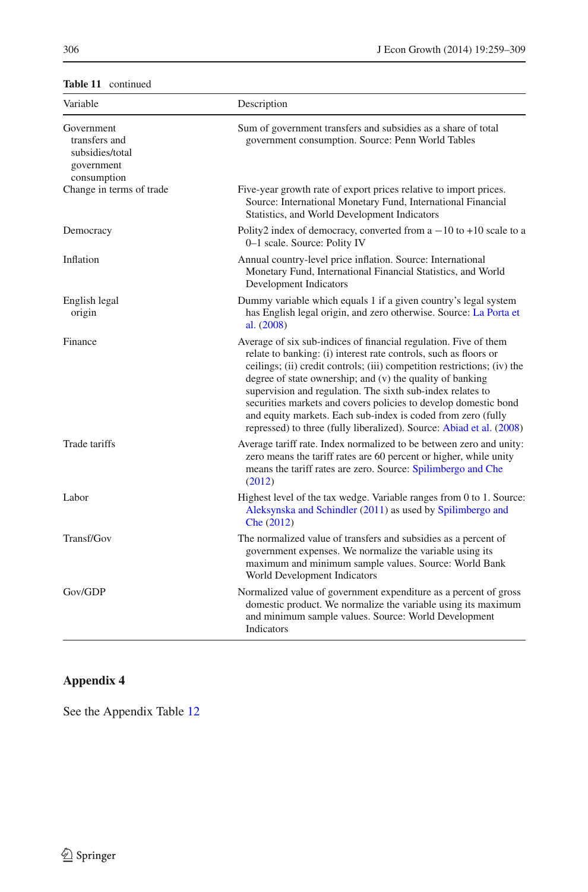**Table 11** continued

| Variable | Description |
|---|---|
| Government transfers and subsidies/total government consumption | Sum of government transfers and subsidies as a share of total government consumption. Source: Penn World Tables |
| Change in terms of trade | Five-year growth rate of export prices relative to import prices. Source: International Monetary Fund, International Financial Statistics, and World Development Indicators |
| Democracy | Polity2 index of democracy, converted from a −10 to +10 scale to a 0–1 scale. Source: Polity IV |
| Inflation | Annual country-level price inflation. Source: International Monetary Fund, International Financial Statistics, and World Development Indicators |
| English legal origin | Dummy variable which equals 1 if a given country's legal system has English legal origin, and zero otherwise. Source: La Porta et al. (2008) |
| Finance | Average of six sub-indices of financial regulation. Five of them relate to banking: (i) interest rate controls, such as floors or ceilings; (ii) credit controls; (iii) competition restrictions; (iv) the degree of state ownership; and (v) the quality of banking supervision and regulation. The sixth sub-index relates to securities markets and covers policies to develop domestic bond and equity markets. Each sub-index is coded from zero (fully repressed) to three (fully liberalized). Source: Abiad et al. (2008) |
| Trade tariffs | Average tariff rate. Index normalized to be between zero and unity: zero means the tariff rates are 60 percent or higher, while unity means the tariff rates are zero. Source: Spilimbergo and Che (2012) |
| Labor | Highest level of the tax wedge. Variable ranges from 0 to 1. Source: Aleksynska and Schindler (2011) as used by Spilimbergo and Che (2012) |
| Transf/Gov | The normalized value of transfers and subsidies as a percent of government expenses. We normalize the variable using its maximum and minimum sample values. Source: World Bank World Development Indicators |
| Gov/GDP | Normalized value of government expenditure as a percent of gross domestic product. We normalize the variable using its maximum and minimum sample values. Source: World Development Indicators |

## Appendix 4

See the Appendix Table 12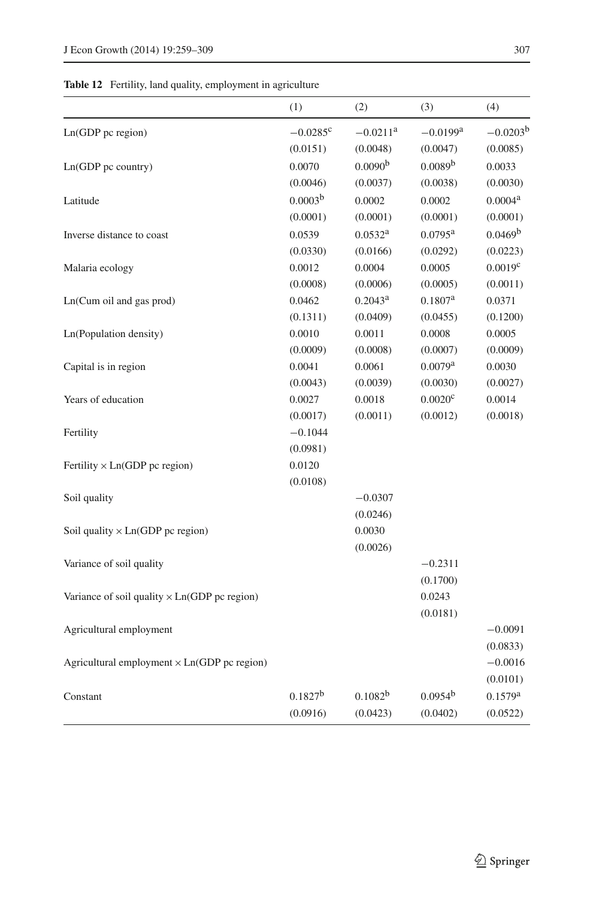**Table 12** Fertility, land quality, employment in agriculture

| | (1) | (2) | (3) | (4) |
|---|---|---|---|---|
| Ln(GDP pc region) | −0.0285[c] | −0.0211[a] | −0.0199[a] | −0.0203[b] |
| | (0.0151) | (0.0048) | (0.0047) | (0.0085) |
| Ln(GDP pc country) | 0.0070 | 0.0090[b] | 0.0089[b] | 0.0033 |
| | (0.0046) | (0.0037) | (0.0038) | (0.0030) |
| Latitude | 0.0003[b] | 0.0002 | 0.0002 | 0.0004[a] |
| | (0.0001) | (0.0001) | (0.0001) | (0.0001) |
| Inverse distance to coast | 0.0539 | 0.0532[a] | 0.0795[a] | 0.0469[b] |
| | (0.0330) | (0.0166) | (0.0292) | (0.0223) |
| Malaria ecology | 0.0012 | 0.0004 | 0.0005 | 0.0019[c] |
| | (0.0008) | (0.0006) | (0.0005) | (0.0011) |
| Ln(Cum oil and gas prod) | 0.0462 | 0.2043[a] | 0.1807[a] | 0.0371 |
| | (0.1311) | (0.0409) | (0.0455) | (0.1200) |
| Ln(Population density) | 0.0010 | 0.0011 | 0.0008 | 0.0005 |
| | (0.0009) | (0.0008) | (0.0007) | (0.0009) |
| Capital is in region | 0.0041 | 0.0061 | 0.0079[a] | 0.0030 |
| | (0.0043) | (0.0039) | (0.0030) | (0.0027) |
| Years of education | 0.0027 | 0.0018 | 0.0020[c] | 0.0014 |
| | (0.0017) | (0.0011) | (0.0012) | (0.0018) |
| Fertility | −0.1044 | | | |
| | (0.0981) | | | |
| Fertility × Ln(GDP pc region) | 0.0120 | | | |
| | (0.0108) | | | |
| Soil quality | | −0.0307 | | |
| | | (0.0246) | | |
| Soil quality × Ln(GDP pc region) | | 0.0030 | | |
| | | (0.0026) | | |
| Variance of soil quality | | | −0.2311 | |
| | | | (0.1700) | |
| Variance of soil quality × Ln(GDP pc region) | | | 0.0243 | |
| | | | (0.0181) | |
| Agricultural employment | | | | −0.0091 |
| | | | | (0.0833) |
| Agricultural employment × Ln(GDP pc region) | | | | −0.0016 |
| | | | | (0.0101) |
| Constant | 0.1827[b] | 0.1082[b] | 0.0954[b] | 0.1579[a] |
| | (0.0916) | (0.0423) | (0.0402) | (0.0522) |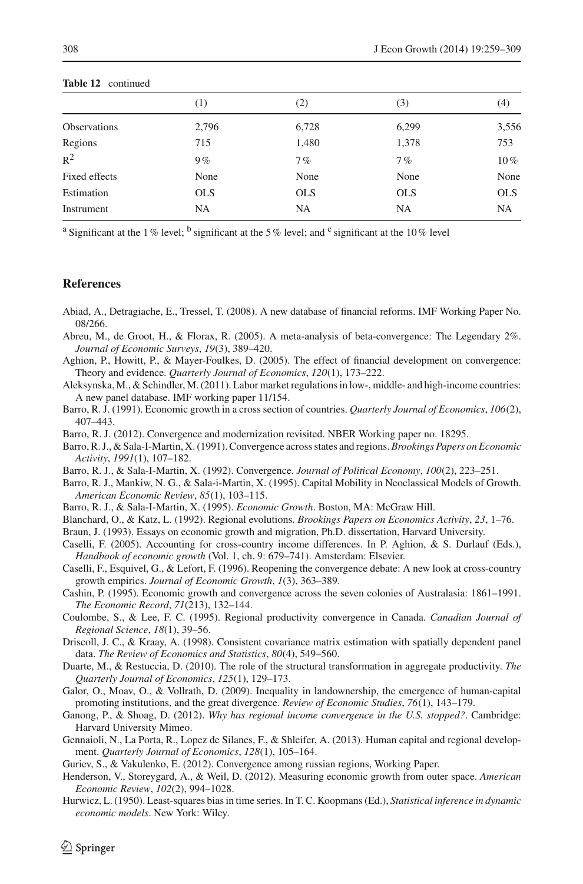**Table 12** continued

| | (1) | (2) | (3) | (4) |
|---|---|---|---|---|
| Observations | 2,796 | 6,728 | 6,299 | 3,556 |
| Regions | 715 | 1,480 | 1,378 | 753 |
| $R^2$ | 9 % | 7 % | 7 % | 10 % |
| Fixed effects | None | None | None | None |
| Estimation | OLS | OLS | OLS | OLS |
| Instrument | NA | NA | NA | NA |

[a] Significant at the 1 % level; [b] significant at the 5 % level; and [c] significant at the 10 % level

## References

Abiad, A., Detragiache, E., Tressel, T. (2008). A new database of financial reforms. IMF Working Paper No. 08/266.

Abreu, M., de Groot, H., & Florax, R. (2005). A meta-analysis of beta-convergence: The Legendary 2%. *Journal of Economic Surveys*, *19*(3), 389–420.

Aghion, P., Howitt, P., & Mayer-Foulkes, D. (2005). The effect of financial development on convergence: Theory and evidence. *Quarterly Journal of Economics*, *120*(1), 173–222.

Aleksynska, M., & Schindler, M. (2011). Labor market regulations in low-, middle- and high-income countries: A new panel database. IMF working paper 11/154.

Barro, R. J. (1991). Economic growth in a cross section of countries. *Quarterly Journal of Economics*, *106*(2), 407–443.

Barro, R. J. (2012). Convergence and modernization revisited. NBER Working paper no. 18295.

Barro, R. J., & Sala-I-Martin, X. (1991). Convergence across states and regions. *Brookings Papers on Economic Activity*, *1991*(1), 107–182.

Barro, R. J., & Sala-I-Martin, X. (1992). Convergence. *Journal of Political Economy*, *100*(2), 223–251.

Barro, R. J., Mankiw, N. G., & Sala-i-Martin, X. (1995). Capital Mobility in Neoclassical Models of Growth. *American Economic Review*, *85*(1), 103–115.

Barro, R. J., & Sala-I-Martin, X. (1995). *Economic Growth*. Boston, MA: McGraw Hill.

Blanchard, O., & Katz, L. (1992). Regional evolutions. *Brookings Papers on Economics Activity*, *23*, 1–76.

Braun, J. (1993). Essays on economic growth and migration, Ph.D. dissertation, Harvard University.

Caselli, F. (2005). Accounting for cross-country income differences. In P. Aghion, & S. Durlauf (Eds.), *Handbook of economic growth* (Vol. 1, ch. 9: 679–741). Amsterdam: Elsevier.

Caselli, F., Esquivel, G., & Lefort, F. (1996). Reopening the convergence debate: A new look at cross-country growth empirics. *Journal of Economic Growth*, *1*(3), 363–389.

Cashin, P. (1995). Economic growth and convergence across the seven colonies of Australasia: 1861–1991. *The Economic Record*, *71*(213), 132–144.

Coulombe, S., & Lee, F. C. (1995). Regional productivity convergence in Canada. *Canadian Journal of Regional Science*, *18*(1), 39–56.

Driscoll, J. C., & Kraay, A. (1998). Consistent covariance matrix estimation with spatially dependent panel data. *The Review of Economics and Statistics*, *80*(4), 549–560.

Duarte, M., & Restuccia, D. (2010). The role of the structural transformation in aggregate productivity. *The Quarterly Journal of Economics*, *125*(1), 129–173.

Galor, O., Moav, O., & Vollrath, D. (2009). Inequality in landownership, the emergence of human-capital promoting institutions, and the great divergence. *Review of Economic Studies*, *76*(1), 143–179.

Ganong, P., & Shoag, D. (2012). *Why has regional income convergence in the U.S. stopped?*. Cambridge: Harvard University Mimeo.

Gennaioli, N., La Porta, R., Lopez de Silanes, F., & Shleifer, A. (2013). Human capital and regional development. *Quarterly Journal of Economics*, *128*(1), 105–164.

Guriev, S., & Vakulenko, E. (2012). Convergence among russian regions, Working Paper.

Henderson, V., Storeygard, A., & Weil, D. (2012). Measuring economic growth from outer space. *American Economic Review*, *102*(2), 994–1028.

Hurwicz, L. (1950). Least-squares bias in time series. In T. C. Koopmans (Ed.), *Statistical inference in dynamic economic models*. New York: Wiley.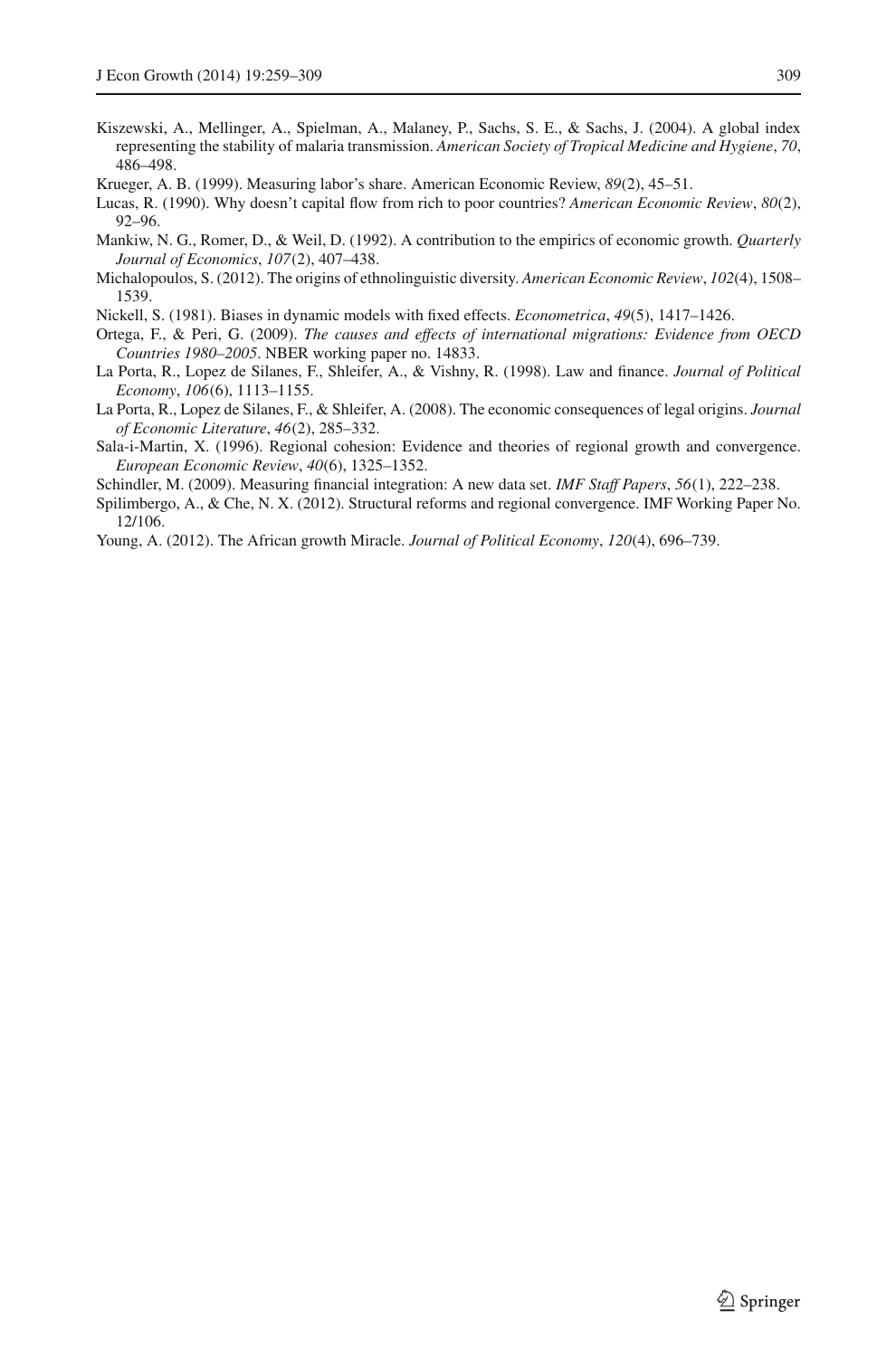Kiszewski, A., Mellinger, A., Spielman, A., Malaney, P., Sachs, S. E., & Sachs, J. (2004). A global index representing the stability of malaria transmission. *American Society of Tropical Medicine and Hygiene*, *70*, 486–498.

Krueger, A. B. (1999). Measuring labor's share. American Economic Review, *89*(2), 45–51.

Lucas, R. (1990). Why doesn't capital flow from rich to poor countries? *American Economic Review*, *80*(2), 92–96.

Mankiw, N. G., Romer, D., & Weil, D. (1992). A contribution to the empirics of economic growth. *Quarterly Journal of Economics*, *107*(2), 407–438.

Michalopoulos, S. (2012). The origins of ethnolinguistic diversity. *American Economic Review*, *102*(4), 1508–1539.

Nickell, S. (1981). Biases in dynamic models with fixed effects. *Econometrica*, *49*(5), 1417–1426.

Ortega, F., & Peri, G. (2009). *The causes and effects of international migrations: Evidence from OECD Countries 1980–2005*. NBER working paper no. 14833.

La Porta, R., Lopez de Silanes, F., Shleifer, A., & Vishny, R. (1998). Law and finance. *Journal of Political Economy*, *106*(6), 1113–1155.

La Porta, R., Lopez de Silanes, F., & Shleifer, A. (2008). The economic consequences of legal origins. *Journal of Economic Literature*, *46*(2), 285–332.

Sala-i-Martin, X. (1996). Regional cohesion: Evidence and theories of regional growth and convergence. *European Economic Review*, *40*(6), 1325–1352.

Schindler, M. (2009). Measuring financial integration: A new data set. *IMF Staff Papers*, *56*(1), 222–238.

Spilimbergo, A., & Che, N. X. (2012). Structural reforms and regional convergence. IMF Working Paper No. 12/106.

Young, A. (2012). The African growth Miracle. *Journal of Political Economy*, *120*(4), 696–739.